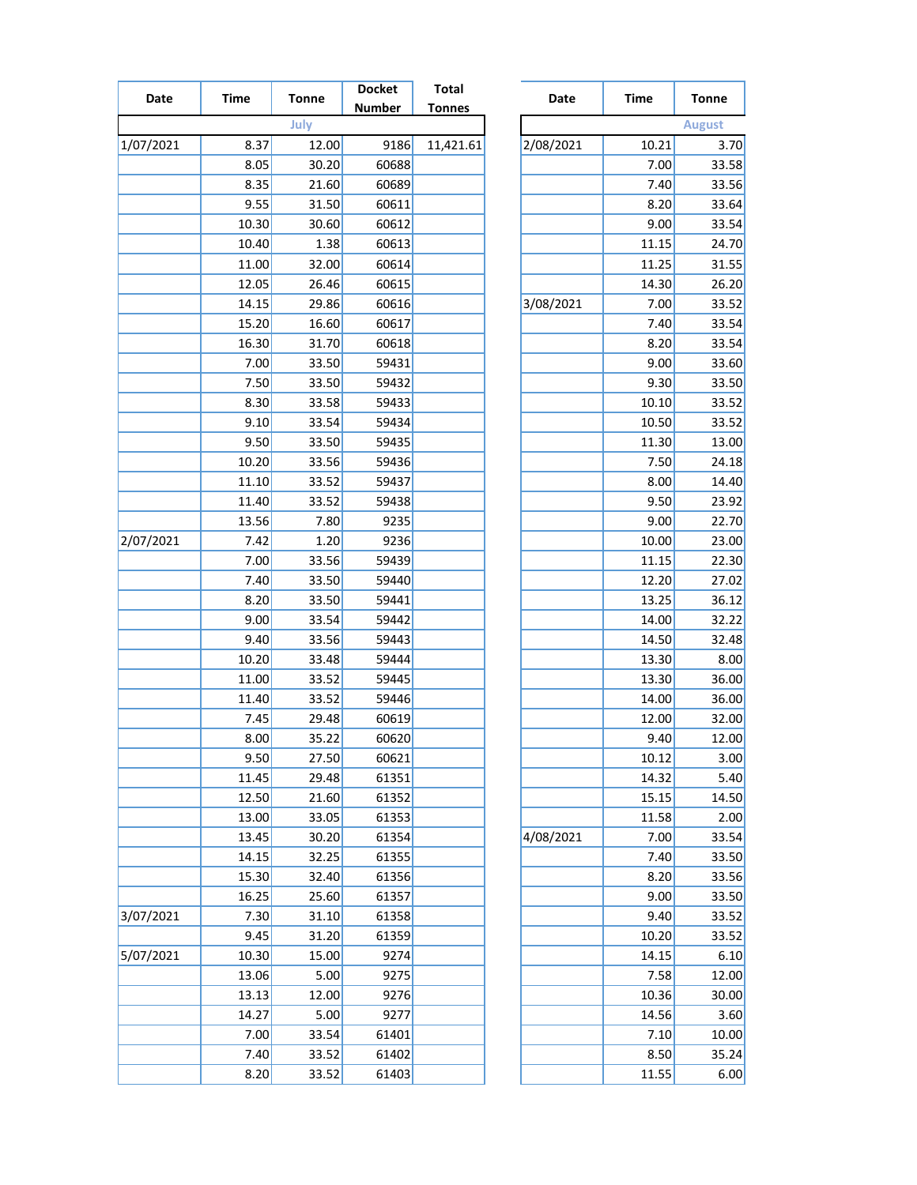| Date | Time | Tonne | Docket Number | Total Tonnes |
|---|---|---|---|---|
| | | July | | |
| 1/07/2021 | 8.37 | 12.00 | 9186 | 11,421.61 |
| | 8.05 | 30.20 | 60688 | |
| | 8.35 | 21.60 | 60689 | |
| | 9.55 | 31.50 | 60611 | |
| | 10.30 | 30.60 | 60612 | |
| | 10.40 | 1.38 | 60613 | |
| | 11.00 | 32.00 | 60614 | |
| | 12.05 | 26.46 | 60615 | |
| | 14.15 | 29.86 | 60616 | |
| | 15.20 | 16.60 | 60617 | |
| | 16.30 | 31.70 | 60618 | |
| | 7.00 | 33.50 | 59431 | |
| | 7.50 | 33.50 | 59432 | |
| | 8.30 | 33.58 | 59433 | |
| | 9.10 | 33.54 | 59434 | |
| | 9.50 | 33.50 | 59435 | |
| | 10.20 | 33.56 | 59436 | |
| | 11.10 | 33.52 | 59437 | |
| | 11.40 | 33.52 | 59438 | |
| | 13.56 | 7.80 | 9235 | |
| 2/07/2021 | 7.42 | 1.20 | 9236 | |
| | 7.00 | 33.56 | 59439 | |
| | 7.40 | 33.50 | 59440 | |
| | 8.20 | 33.50 | 59441 | |
| | 9.00 | 33.54 | 59442 | |
| | 9.40 | 33.56 | 59443 | |
| | 10.20 | 33.48 | 59444 | |
| | 11.00 | 33.52 | 59445 | |
| | 11.40 | 33.52 | 59446 | |
| | 7.45 | 29.48 | 60619 | |
| | 8.00 | 35.22 | 60620 | |
| | 9.50 | 27.50 | 60621 | |
| | 11.45 | 29.48 | 61351 | |
| | 12.50 | 21.60 | 61352 | |
| | 13.00 | 33.05 | 61353 | |
| | 13.45 | 30.20 | 61354 | |
| | 14.15 | 32.25 | 61355 | |
| | 15.30 | 32.40 | 61356 | |
| | 16.25 | 25.60 | 61357 | |
| 3/07/2021 | 7.30 | 31.10 | 61358 | |
| | 9.45 | 31.20 | 61359 | |
| 5/07/2021 | 10.30 | 15.00 | 9274 | |
| | 13.06 | 5.00 | 9275 | |
| | 13.13 | 12.00 | 9276 | |
| | 14.27 | 5.00 | 9277 | |
| | 7.00 | 33.54 | 61401 | |
| | 7.40 | 33.52 | 61402 | |
| | 8.20 | 33.52 | 61403 | |

| Date | Time | Tonne |
|---|---|---|
| | | August |
| 2/08/2021 | 10.21 | 3.70 |
| | 7.00 | 33.58 |
| | 7.40 | 33.56 |
| | 8.20 | 33.64 |
| | 9.00 | 33.54 |
| | 11.15 | 24.70 |
| | 11.25 | 31.55 |
| | 14.30 | 26.20 |
| 3/08/2021 | 7.00 | 33.52 |
| | 7.40 | 33.54 |
| | 8.20 | 33.54 |
| | 9.00 | 33.60 |
| | 9.30 | 33.50 |
| | 10.10 | 33.52 |
| | 10.50 | 33.52 |
| | 11.30 | 13.00 |
| | 7.50 | 24.18 |
| | 8.00 | 14.40 |
| | 9.50 | 23.92 |
| | 9.00 | 22.70 |
| | 10.00 | 23.00 |
| | 11.15 | 22.30 |
| | 12.20 | 27.02 |
| | 13.25 | 36.12 |
| | 14.00 | 32.22 |
| | 14.50 | 32.48 |
| | 13.30 | 8.00 |
| | 13.30 | 36.00 |
| | 14.00 | 36.00 |
| | 12.00 | 32.00 |
| | 9.40 | 12.00 |
| | 10.12 | 3.00 |
| | 14.32 | 5.40 |
| | 15.15 | 14.50 |
| | 11.58 | 2.00 |
| 4/08/2021 | 7.00 | 33.54 |
| | 7.40 | 33.50 |
| | 8.20 | 33.56 |
| | 9.00 | 33.50 |
| | 9.40 | 33.52 |
| | 10.20 | 33.52 |
| | 14.15 | 6.10 |
| | 7.58 | 12.00 |
| | 10.36 | 30.00 |
| | 14.56 | 3.60 |
| | 7.10 | 10.00 |
| | 8.50 | 35.24 |
| | 11.55 | 6.00 |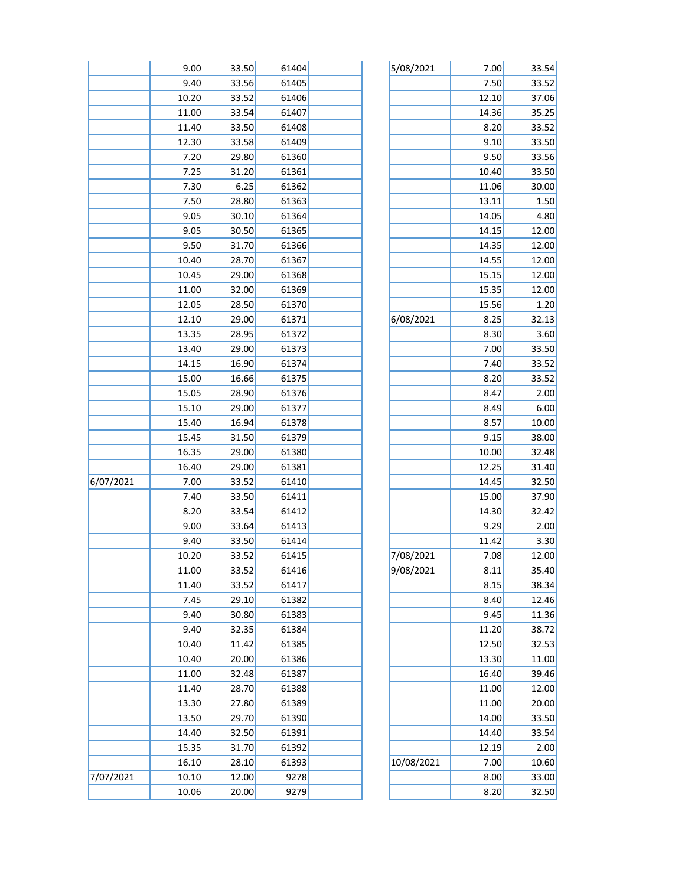| | | | | |
|---|---|---|---|---|
| | 9.00 | 33.50 | 61404 | |
| | 9.40 | 33.56 | 61405 | |
| | 10.20 | 33.52 | 61406 | |
| | 11.00 | 33.54 | 61407 | |
| | 11.40 | 33.50 | 61408 | |
| | 12.30 | 33.58 | 61409 | |
| | 7.20 | 29.80 | 61360 | |
| | 7.25 | 31.20 | 61361 | |
| | 7.30 | 6.25 | 61362 | |
| | 7.50 | 28.80 | 61363 | |
| | 9.05 | 30.10 | 61364 | |
| | 9.05 | 30.50 | 61365 | |
| | 9.50 | 31.70 | 61366 | |
| | 10.40 | 28.70 | 61367 | |
| | 10.45 | 29.00 | 61368 | |
| | 11.00 | 32.00 | 61369 | |
| | 12.05 | 28.50 | 61370 | |
| | 12.10 | 29.00 | 61371 | |
| | 13.35 | 28.95 | 61372 | |
| | 13.40 | 29.00 | 61373 | |
| | 14.15 | 16.90 | 61374 | |
| | 15.00 | 16.66 | 61375 | |
| | 15.05 | 28.90 | 61376 | |
| | 15.10 | 29.00 | 61377 | |
| | 15.40 | 16.94 | 61378 | |
| | 15.45 | 31.50 | 61379 | |
| | 16.35 | 29.00 | 61380 | |
| | 16.40 | 29.00 | 61381 | |
| 6/07/2021 | 7.00 | 33.52 | 61410 | |
| | 7.40 | 33.50 | 61411 | |
| | 8.20 | 33.54 | 61412 | |
| | 9.00 | 33.64 | 61413 | |
| | 9.40 | 33.50 | 61414 | |
| | 10.20 | 33.52 | 61415 | |
| | 11.00 | 33.52 | 61416 | |
| | 11.40 | 33.52 | 61417 | |
| | 7.45 | 29.10 | 61382 | |
| | 9.40 | 30.80 | 61383 | |
| | 9.40 | 32.35 | 61384 | |
| | 10.40 | 11.42 | 61385 | |
| | 10.40 | 20.00 | 61386 | |
| | 11.00 | 32.48 | 61387 | |
| | 11.40 | 28.70 | 61388 | |
| | 13.30 | 27.80 | 61389 | |
| | 13.50 | 29.70 | 61390 | |
| | 14.40 | 32.50 | 61391 | |
| | 15.35 | 31.70 | 61392 | |
| | 16.10 | 28.10 | 61393 | |
| 7/07/2021 | 10.10 | 12.00 | 9278 | |
| | 10.06 | 20.00 | 9279 | |

| | | |
|---|---|---|
| 5/08/2021 | 7.00 | 33.54 |
| | 7.50 | 33.52 |
| | 12.10 | 37.06 |
| | 14.36 | 35.25 |
| | 8.20 | 33.52 |
| | 9.10 | 33.50 |
| | 9.50 | 33.56 |
| | 10.40 | 33.50 |
| | 11.06 | 30.00 |
| | 13.11 | 1.50 |
| | 14.05 | 4.80 |
| | 14.15 | 12.00 |
| | 14.35 | 12.00 |
| | 14.55 | 12.00 |
| | 15.15 | 12.00 |
| | 15.35 | 12.00 |
| | 15.56 | 1.20 |
| 6/08/2021 | 8.25 | 32.13 |
| | 8.30 | 3.60 |
| | 7.00 | 33.50 |
| | 7.40 | 33.52 |
| | 8.20 | 33.52 |
| | 8.47 | 2.00 |
| | 8.49 | 6.00 |
| | 8.57 | 10.00 |
| | 9.15 | 38.00 |
| | 10.00 | 32.48 |
| | 12.25 | 31.40 |
| | 14.45 | 32.50 |
| | 15.00 | 37.90 |
| | 14.30 | 32.42 |
| | 9.29 | 2.00 |
| | 11.42 | 3.30 |
| 7/08/2021 | 7.08 | 12.00 |
| 9/08/2021 | 8.11 | 35.40 |
| | 8.15 | 38.34 |
| | 8.40 | 12.46 |
| | 9.45 | 11.36 |
| | 11.20 | 38.72 |
| | 12.50 | 32.53 |
| | 13.30 | 11.00 |
| | 16.40 | 39.46 |
| | 11.00 | 12.00 |
| | 11.00 | 20.00 |
| | 14.00 | 33.50 |
| | 14.40 | 33.54 |
| | 12.19 | 2.00 |
| 10/08/2021 | 7.00 | 10.60 |
| | 8.00 | 33.00 |
| | 8.20 | 32.50 |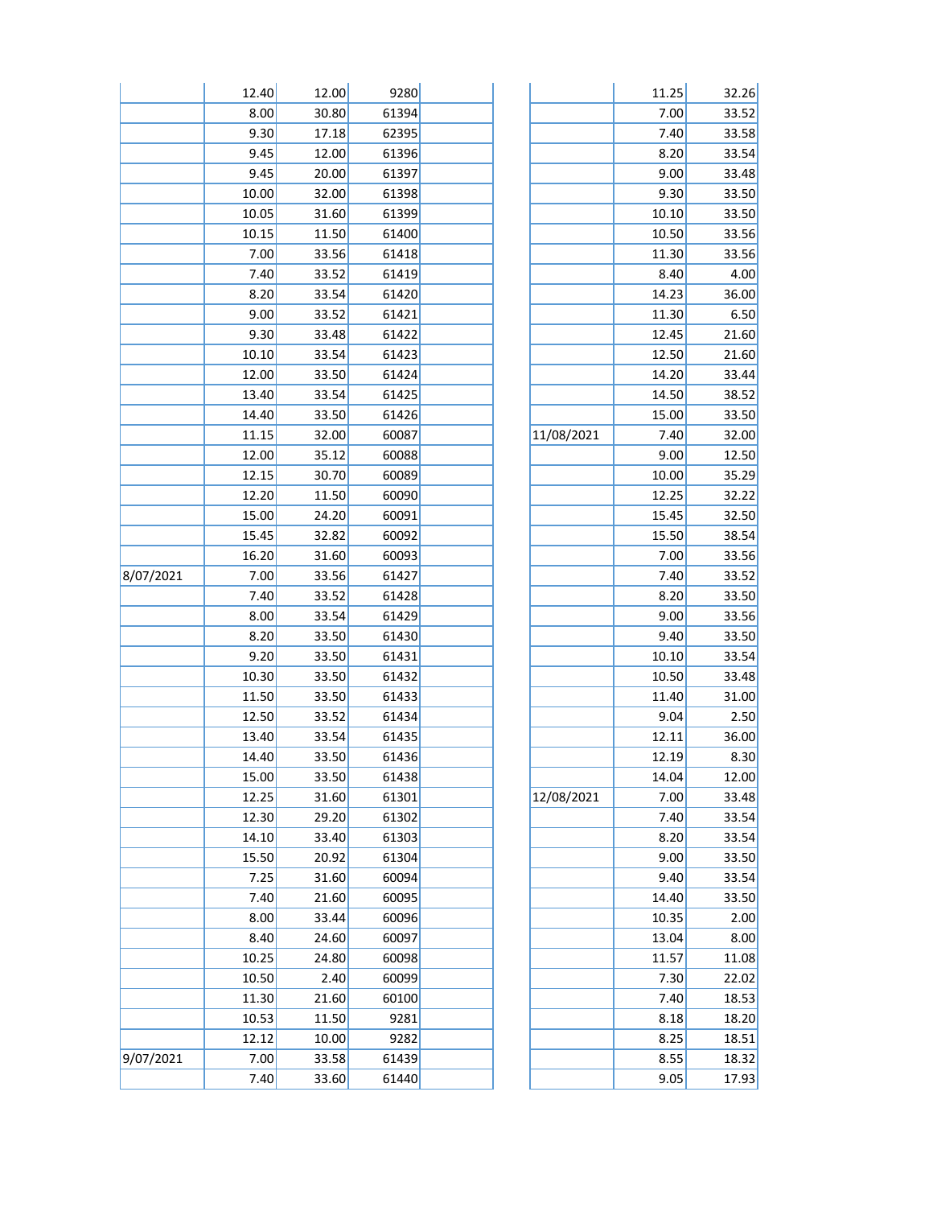| | | | | |
|---|---|---|---|---|
| | 12.40 | 12.00 | 9280 | |
| | 8.00 | 30.80 | 61394 | |
| | 9.30 | 17.18 | 62395 | |
| | 9.45 | 12.00 | 61396 | |
| | 9.45 | 20.00 | 61397 | |
| | 10.00 | 32.00 | 61398 | |
| | 10.05 | 31.60 | 61399 | |
| | 10.15 | 11.50 | 61400 | |
| | 7.00 | 33.56 | 61418 | |
| | 7.40 | 33.52 | 61419 | |
| | 8.20 | 33.54 | 61420 | |
| | 9.00 | 33.52 | 61421 | |
| | 9.30 | 33.48 | 61422 | |
| | 10.10 | 33.54 | 61423 | |
| | 12.00 | 33.50 | 61424 | |
| | 13.40 | 33.54 | 61425 | |
| | 14.40 | 33.50 | 61426 | |
| | 11.15 | 32.00 | 60087 | |
| | 12.00 | 35.12 | 60088 | |
| | 12.15 | 30.70 | 60089 | |
| | 12.20 | 11.50 | 60090 | |
| | 15.00 | 24.20 | 60091 | |
| | 15.45 | 32.82 | 60092 | |
| | 16.20 | 31.60 | 60093 | |
| 8/07/2021 | 7.00 | 33.56 | 61427 | |
| | 7.40 | 33.52 | 61428 | |
| | 8.00 | 33.54 | 61429 | |
| | 8.20 | 33.50 | 61430 | |
| | 9.20 | 33.50 | 61431 | |
| | 10.30 | 33.50 | 61432 | |
| | 11.50 | 33.50 | 61433 | |
| | 12.50 | 33.52 | 61434 | |
| | 13.40 | 33.54 | 61435 | |
| | 14.40 | 33.50 | 61436 | |
| | 15.00 | 33.50 | 61438 | |
| | 12.25 | 31.60 | 61301 | |
| | 12.30 | 29.20 | 61302 | |
| | 14.10 | 33.40 | 61303 | |
| | 15.50 | 20.92 | 61304 | |
| | 7.25 | 31.60 | 60094 | |
| | 7.40 | 21.60 | 60095 | |
| | 8.00 | 33.44 | 60096 | |
| | 8.40 | 24.60 | 60097 | |
| | 10.25 | 24.80 | 60098 | |
| | 10.50 | 2.40 | 60099 | |
| | 11.30 | 21.60 | 60100 | |
| | 10.53 | 11.50 | 9281 | |
| | 12.12 | 10.00 | 9282 | |
| 9/07/2021 | 7.00 | 33.58 | 61439 | |
| | 7.40 | 33.60 | 61440 | |

| | | |
|---|---|---|
| | 11.25 | 32.26 |
| | 7.00 | 33.52 |
| | 7.40 | 33.58 |
| | 8.20 | 33.54 |
| | 9.00 | 33.48 |
| | 9.30 | 33.50 |
| | 10.10 | 33.50 |
| | 10.50 | 33.56 |
| | 11.30 | 33.56 |
| | 8.40 | 4.00 |
| | 14.23 | 36.00 |
| | 11.30 | 6.50 |
| | 12.45 | 21.60 |
| | 12.50 | 21.60 |
| | 14.20 | 33.44 |
| | 14.50 | 38.52 |
| | 15.00 | 33.50 |
| 11/08/2021 | 7.40 | 32.00 |
| | 9.00 | 12.50 |
| | 10.00 | 35.29 |
| | 12.25 | 32.22 |
| | 15.45 | 32.50 |
| | 15.50 | 38.54 |
| | 7.00 | 33.56 |
| | 7.40 | 33.52 |
| | 8.20 | 33.50 |
| | 9.00 | 33.56 |
| | 9.40 | 33.50 |
| | 10.10 | 33.54 |
| | 10.50 | 33.48 |
| | 11.40 | 31.00 |
| | 9.04 | 2.50 |
| | 12.11 | 36.00 |
| | 12.19 | 8.30 |
| | 14.04 | 12.00 |
| 12/08/2021 | 7.00 | 33.48 |
| | 7.40 | 33.54 |
| | 8.20 | 33.54 |
| | 9.00 | 33.50 |
| | 9.40 | 33.54 |
| | 14.40 | 33.50 |
| | 10.35 | 2.00 |
| | 13.04 | 8.00 |
| | 11.57 | 11.08 |
| | 7.30 | 22.02 |
| | 7.40 | 18.53 |
| | 8.18 | 18.20 |
| | 8.25 | 18.51 |
| | 8.55 | 18.32 |
| | 9.05 | 17.93 |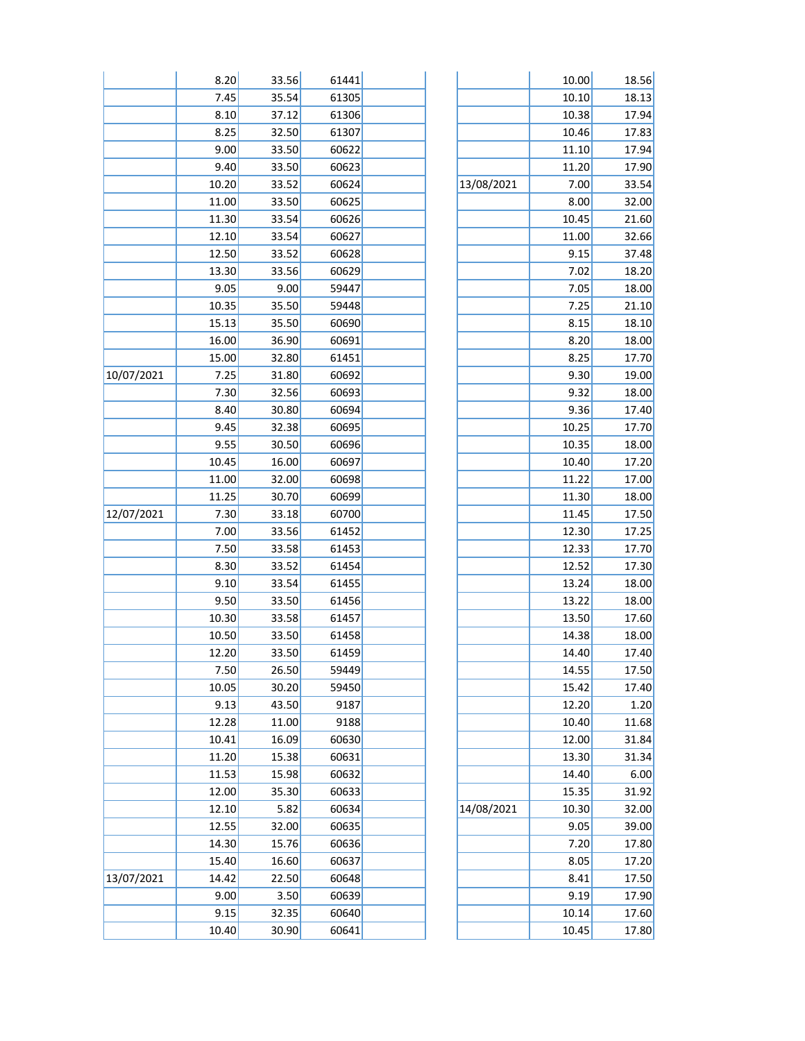| | | | | |
|---|---|---|---|---|
| | 8.20 | 33.56 | 61441 | |
| | 7.45 | 35.54 | 61305 | |
| | 8.10 | 37.12 | 61306 | |
| | 8.25 | 32.50 | 61307 | |
| | 9.00 | 33.50 | 60622 | |
| | 9.40 | 33.50 | 60623 | |
| | 10.20 | 33.52 | 60624 | |
| | 11.00 | 33.50 | 60625 | |
| | 11.30 | 33.54 | 60626 | |
| | 12.10 | 33.54 | 60627 | |
| | 12.50 | 33.52 | 60628 | |
| | 13.30 | 33.56 | 60629 | |
| | 9.05 | 9.00 | 59447 | |
| | 10.35 | 35.50 | 59448 | |
| | 15.13 | 35.50 | 60690 | |
| | 16.00 | 36.90 | 60691 | |
| | 15.00 | 32.80 | 61451 | |
| 10/07/2021 | 7.25 | 31.80 | 60692 | |
| | 7.30 | 32.56 | 60693 | |
| | 8.40 | 30.80 | 60694 | |
| | 9.45 | 32.38 | 60695 | |
| | 9.55 | 30.50 | 60696 | |
| | 10.45 | 16.00 | 60697 | |
| | 11.00 | 32.00 | 60698 | |
| | 11.25 | 30.70 | 60699 | |
| 12/07/2021 | 7.30 | 33.18 | 60700 | |
| | 7.00 | 33.56 | 61452 | |
| | 7.50 | 33.58 | 61453 | |
| | 8.30 | 33.52 | 61454 | |
| | 9.10 | 33.54 | 61455 | |
| | 9.50 | 33.50 | 61456 | |
| | 10.30 | 33.58 | 61457 | |
| | 10.50 | 33.50 | 61458 | |
| | 12.20 | 33.50 | 61459 | |
| | 7.50 | 26.50 | 59449 | |
| | 10.05 | 30.20 | 59450 | |
| | 9.13 | 43.50 | 9187 | |
| | 12.28 | 11.00 | 9188 | |
| | 10.41 | 16.09 | 60630 | |
| | 11.20 | 15.38 | 60631 | |
| | 11.53 | 15.98 | 60632 | |
| | 12.00 | 35.30 | 60633 | |
| | 12.10 | 5.82 | 60634 | |
| | 12.55 | 32.00 | 60635 | |
| | 14.30 | 15.76 | 60636 | |
| | 15.40 | 16.60 | 60637 | |
| 13/07/2021 | 14.42 | 22.50 | 60648 | |
| | 9.00 | 3.50 | 60639 | |
| | 9.15 | 32.35 | 60640 | |
| | 10.40 | 30.90 | 60641 | |

| | | |
|---|---|---|
| | 10.00 | 18.56 |
| | 10.10 | 18.13 |
| | 10.38 | 17.94 |
| | 10.46 | 17.83 |
| | 11.10 | 17.94 |
| | 11.20 | 17.90 |
| 13/08/2021 | 7.00 | 33.54 |
| | 8.00 | 32.00 |
| | 10.45 | 21.60 |
| | 11.00 | 32.66 |
| | 9.15 | 37.48 |
| | 7.02 | 18.20 |
| | 7.05 | 18.00 |
| | 7.25 | 21.10 |
| | 8.15 | 18.10 |
| | 8.20 | 18.00 |
| | 8.25 | 17.70 |
| | 9.30 | 19.00 |
| | 9.32 | 18.00 |
| | 9.36 | 17.40 |
| | 10.25 | 17.70 |
| | 10.35 | 18.00 |
| | 10.40 | 17.20 |
| | 11.22 | 17.00 |
| | 11.30 | 18.00 |
| | 11.45 | 17.50 |
| | 12.30 | 17.25 |
| | 12.33 | 17.70 |
| | 12.52 | 17.30 |
| | 13.24 | 18.00 |
| | 13.22 | 18.00 |
| | 13.50 | 17.60 |
| | 14.38 | 18.00 |
| | 14.40 | 17.40 |
| | 14.55 | 17.50 |
| | 15.42 | 17.40 |
| | 12.20 | 1.20 |
| | 10.40 | 11.68 |
| | 12.00 | 31.84 |
| | 13.30 | 31.34 |
| | 14.40 | 6.00 |
| | 15.35 | 31.92 |
| 14/08/2021 | 10.30 | 32.00 |
| | 9.05 | 39.00 |
| | 7.20 | 17.80 |
| | 8.05 | 17.20 |
| | 8.41 | 17.50 |
| | 9.19 | 17.90 |
| | 10.14 | 17.60 |
| | 10.45 | 17.80 |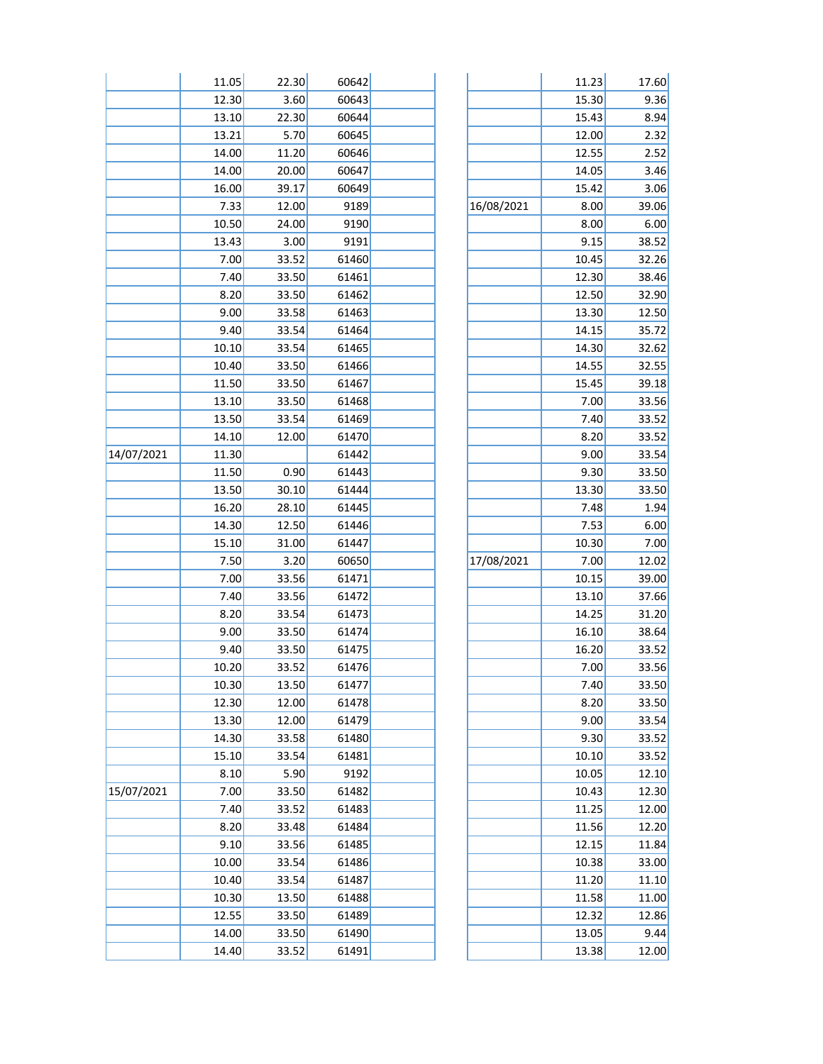| | | | | |
|---|---|---|---|---|
| | 11.05 | 22.30 | 60642 | |
| | 12.30 | 3.60 | 60643 | |
| | 13.10 | 22.30 | 60644 | |
| | 13.21 | 5.70 | 60645 | |
| | 14.00 | 11.20 | 60646 | |
| | 14.00 | 20.00 | 60647 | |
| | 16.00 | 39.17 | 60649 | |
| | 7.33 | 12.00 | 9189 | |
| | 10.50 | 24.00 | 9190 | |
| | 13.43 | 3.00 | 9191 | |
| | 7.00 | 33.52 | 61460 | |
| | 7.40 | 33.50 | 61461 | |
| | 8.20 | 33.50 | 61462 | |
| | 9.00 | 33.58 | 61463 | |
| | 9.40 | 33.54 | 61464 | |
| | 10.10 | 33.54 | 61465 | |
| | 10.40 | 33.50 | 61466 | |
| | 11.50 | 33.50 | 61467 | |
| | 13.10 | 33.50 | 61468 | |
| | 13.50 | 33.54 | 61469 | |
| | 14.10 | 12.00 | 61470 | |
| 14/07/2021 | 11.30 | | 61442 | |
| | 11.50 | 0.90 | 61443 | |
| | 13.50 | 30.10 | 61444 | |
| | 16.20 | 28.10 | 61445 | |
| | 14.30 | 12.50 | 61446 | |
| | 15.10 | 31.00 | 61447 | |
| | 7.50 | 3.20 | 60650 | |
| | 7.00 | 33.56 | 61471 | |
| | 7.40 | 33.56 | 61472 | |
| | 8.20 | 33.54 | 61473 | |
| | 9.00 | 33.50 | 61474 | |
| | 9.40 | 33.50 | 61475 | |
| | 10.20 | 33.52 | 61476 | |
| | 10.30 | 13.50 | 61477 | |
| | 12.30 | 12.00 | 61478 | |
| | 13.30 | 12.00 | 61479 | |
| | 14.30 | 33.58 | 61480 | |
| | 15.10 | 33.54 | 61481 | |
| | 8.10 | 5.90 | 9192 | |
| 15/07/2021 | 7.00 | 33.50 | 61482 | |
| | 7.40 | 33.52 | 61483 | |
| | 8.20 | 33.48 | 61484 | |
| | 9.10 | 33.56 | 61485 | |
| | 10.00 | 33.54 | 61486 | |
| | 10.40 | 33.54 | 61487 | |
| | 10.30 | 13.50 | 61488 | |
| | 12.55 | 33.50 | 61489 | |
| | 14.00 | 33.50 | 61490 | |
| | 14.40 | 33.52 | 61491 | |

| | | |
|---|---|---|
| | 11.23 | 17.60 |
| | 15.30 | 9.36 |
| | 15.43 | 8.94 |
| | 12.00 | 2.32 |
| | 12.55 | 2.52 |
| | 14.05 | 3.46 |
| | 15.42 | 3.06 |
| 16/08/2021 | 8.00 | 39.06 |
| | 8.00 | 6.00 |
| | 9.15 | 38.52 |
| | 10.45 | 32.26 |
| | 12.30 | 38.46 |
| | 12.50 | 32.90 |
| | 13.30 | 12.50 |
| | 14.15 | 35.72 |
| | 14.30 | 32.62 |
| | 14.55 | 32.55 |
| | 15.45 | 39.18 |
| | 7.00 | 33.56 |
| | 7.40 | 33.52 |
| | 8.20 | 33.52 |
| | 9.00 | 33.54 |
| | 9.30 | 33.50 |
| | 13.30 | 33.50 |
| | 7.48 | 1.94 |
| | 7.53 | 6.00 |
| | 10.30 | 7.00 |
| 17/08/2021 | 7.00 | 12.02 |
| | 10.15 | 39.00 |
| | 13.10 | 37.66 |
| | 14.25 | 31.20 |
| | 16.10 | 38.64 |
| | 16.20 | 33.52 |
| | 7.00 | 33.56 |
| | 7.40 | 33.50 |
| | 8.20 | 33.50 |
| | 9.00 | 33.54 |
| | 9.30 | 33.52 |
| | 10.10 | 33.52 |
| | 10.05 | 12.10 |
| | 10.43 | 12.30 |
| | 11.25 | 12.00 |
| | 11.56 | 12.20 |
| | 12.15 | 11.84 |
| | 10.38 | 33.00 |
| | 11.20 | 11.10 |
| | 11.58 | 11.00 |
| | 12.32 | 12.86 |
| | 13.05 | 9.44 |
| | 13.38 | 12.00 |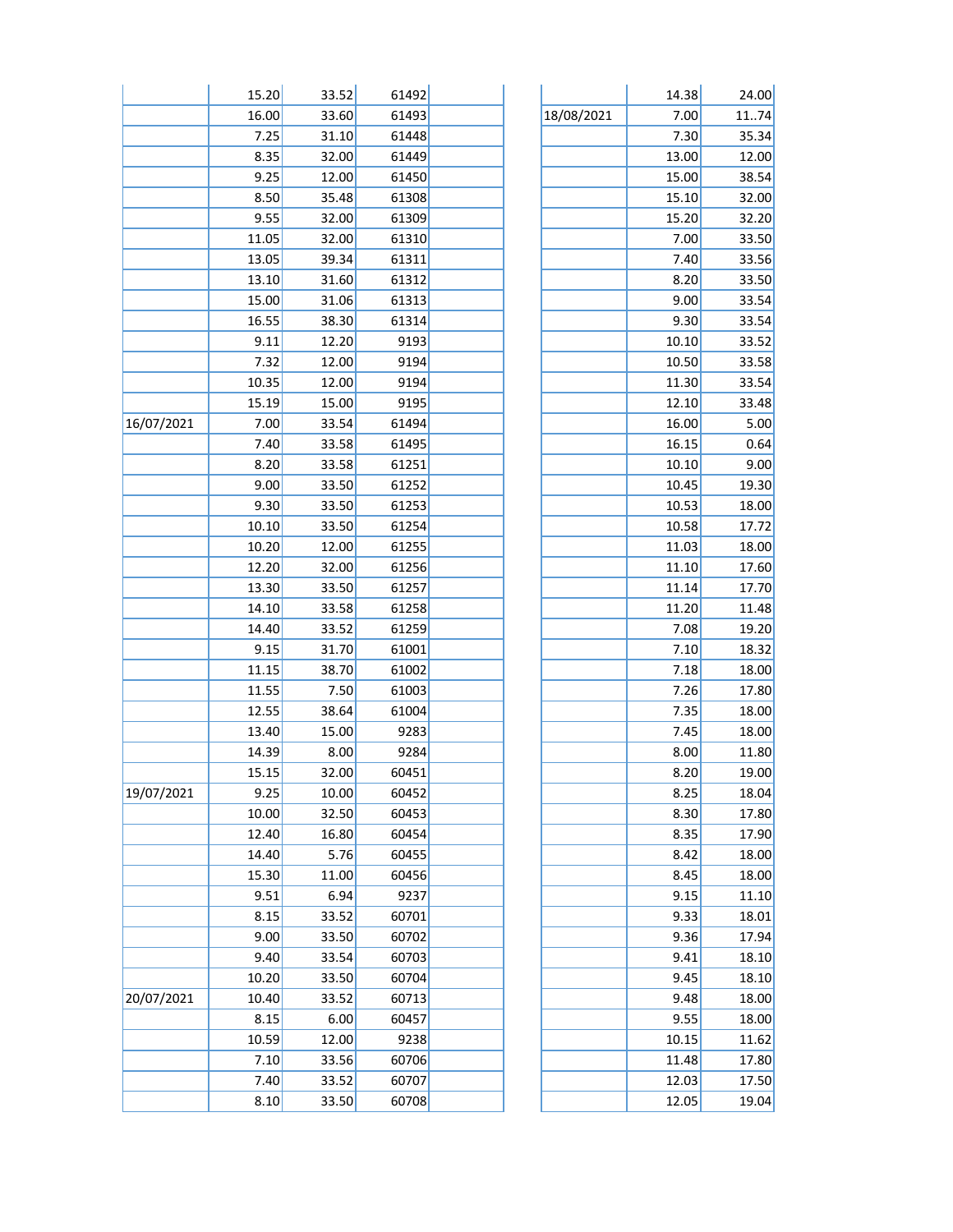| | | | | |
|---|---|---|---|---|
| | 15.20 | 33.52 | 61492 | |
| | 16.00 | 33.60 | 61493 | |
| | 7.25 | 31.10 | 61448 | |
| | 8.35 | 32.00 | 61449 | |
| | 9.25 | 12.00 | 61450 | |
| | 8.50 | 35.48 | 61308 | |
| | 9.55 | 32.00 | 61309 | |
| | 11.05 | 32.00 | 61310 | |
| | 13.05 | 39.34 | 61311 | |
| | 13.10 | 31.60 | 61312 | |
| | 15.00 | 31.06 | 61313 | |
| | 16.55 | 38.30 | 61314 | |
| | 9.11 | 12.20 | 9193 | |
| | 7.32 | 12.00 | 9194 | |
| | 10.35 | 12.00 | 9194 | |
| | 15.19 | 15.00 | 9195 | |
| 16/07/2021 | 7.00 | 33.54 | 61494 | |
| | 7.40 | 33.58 | 61495 | |
| | 8.20 | 33.58 | 61251 | |
| | 9.00 | 33.50 | 61252 | |
| | 9.30 | 33.50 | 61253 | |
| | 10.10 | 33.50 | 61254 | |
| | 10.20 | 12.00 | 61255 | |
| | 12.20 | 32.00 | 61256 | |
| | 13.30 | 33.50 | 61257 | |
| | 14.10 | 33.58 | 61258 | |
| | 14.40 | 33.52 | 61259 | |
| | 9.15 | 31.70 | 61001 | |
| | 11.15 | 38.70 | 61002 | |
| | 11.55 | 7.50 | 61003 | |
| | 12.55 | 38.64 | 61004 | |
| | 13.40 | 15.00 | 9283 | |
| | 14.39 | 8.00 | 9284 | |
| | 15.15 | 32.00 | 60451 | |
| 19/07/2021 | 9.25 | 10.00 | 60452 | |
| | 10.00 | 32.50 | 60453 | |
| | 12.40 | 16.80 | 60454 | |
| | 14.40 | 5.76 | 60455 | |
| | 15.30 | 11.00 | 60456 | |
| | 9.51 | 6.94 | 9237 | |
| | 8.15 | 33.52 | 60701 | |
| | 9.00 | 33.50 | 60702 | |
| | 9.40 | 33.54 | 60703 | |
| | 10.20 | 33.50 | 60704 | |
| 20/07/2021 | 10.40 | 33.52 | 60713 | |
| | 8.15 | 6.00 | 60457 | |
| | 10.59 | 12.00 | 9238 | |
| | 7.10 | 33.56 | 60706 | |
| | 7.40 | 33.52 | 60707 | |
| | 8.10 | 33.50 | 60708 | |

| | | |
|---|---|---|
| | 14.38 | 24.00 |
| 18/08/2021 | 7.00 | 11..74 |
| | 7.30 | 35.34 |
| | 13.00 | 12.00 |
| | 15.00 | 38.54 |
| | 15.10 | 32.00 |
| | 15.20 | 32.20 |
| | 7.00 | 33.50 |
| | 7.40 | 33.56 |
| | 8.20 | 33.50 |
| | 9.00 | 33.54 |
| | 9.30 | 33.54 |
| | 10.10 | 33.52 |
| | 10.50 | 33.58 |
| | 11.30 | 33.54 |
| | 12.10 | 33.48 |
| | 16.00 | 5.00 |
| | 16.15 | 0.64 |
| | 10.10 | 9.00 |
| | 10.45 | 19.30 |
| | 10.53 | 18.00 |
| | 10.58 | 17.72 |
| | 11.03 | 18.00 |
| | 11.10 | 17.60 |
| | 11.14 | 17.70 |
| | 11.20 | 11.48 |
| | 7.08 | 19.20 |
| | 7.10 | 18.32 |
| | 7.18 | 18.00 |
| | 7.26 | 17.80 |
| | 7.35 | 18.00 |
| | 7.45 | 18.00 |
| | 8.00 | 11.80 |
| | 8.20 | 19.00 |
| | 8.25 | 18.04 |
| | 8.30 | 17.80 |
| | 8.35 | 17.90 |
| | 8.42 | 18.00 |
| | 8.45 | 18.00 |
| | 9.15 | 11.10 |
| | 9.33 | 18.01 |
| | 9.36 | 17.94 |
| | 9.41 | 18.10 |
| | 9.45 | 18.10 |
| | 9.48 | 18.00 |
| | 9.55 | 18.00 |
| | 10.15 | 11.62 |
| | 11.48 | 17.80 |
| | 12.03 | 17.50 |
| | 12.05 | 19.04 |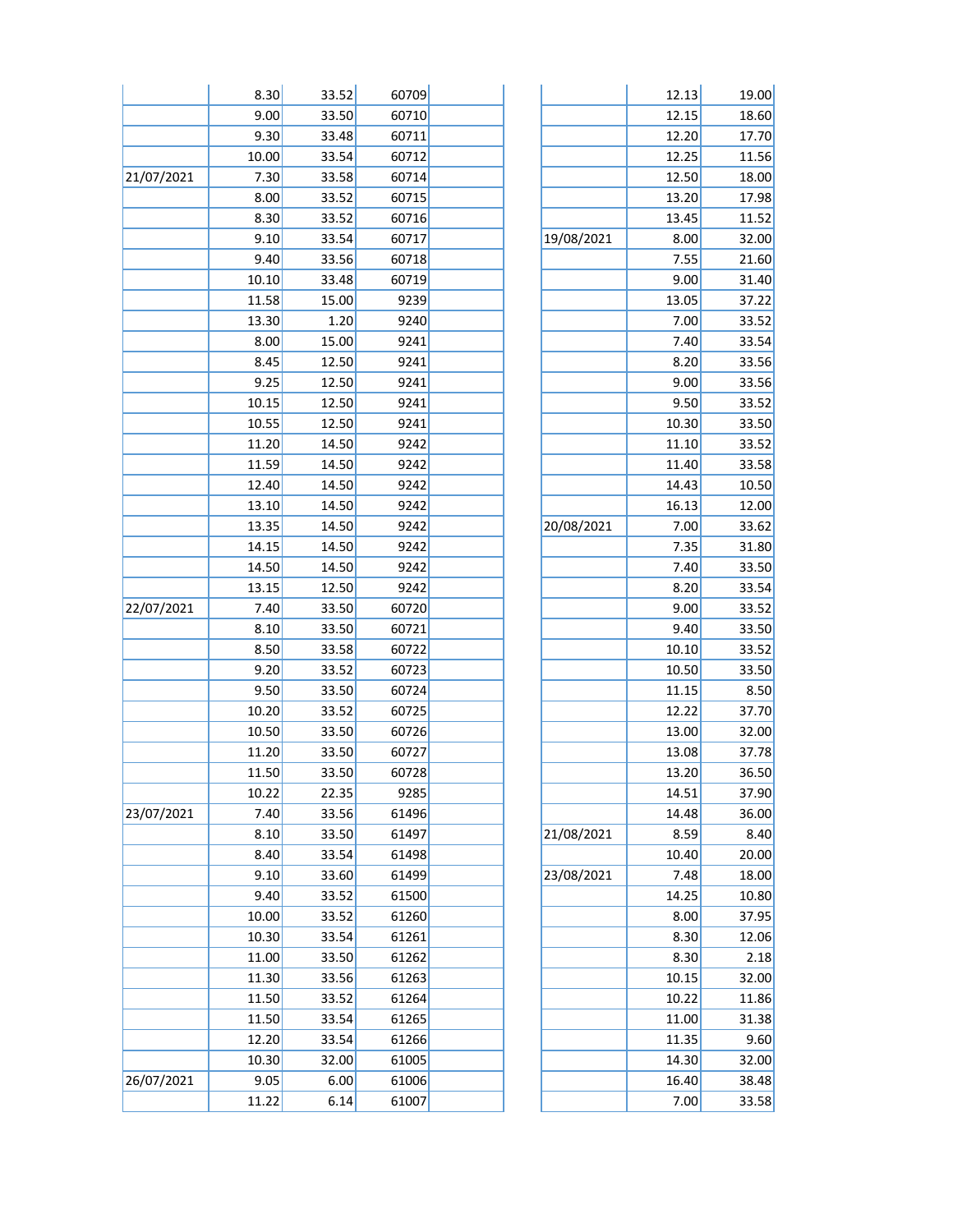| | | | | |
|---|---|---|---|---|
| | 8.30 | 33.52 | 60709 | |
| | 9.00 | 33.50 | 60710 | |
| | 9.30 | 33.48 | 60711 | |
| | 10.00 | 33.54 | 60712 | |
| 21/07/2021 | 7.30 | 33.58 | 60714 | |
| | 8.00 | 33.52 | 60715 | |
| | 8.30 | 33.52 | 60716 | |
| | 9.10 | 33.54 | 60717 | |
| | 9.40 | 33.56 | 60718 | |
| | 10.10 | 33.48 | 60719 | |
| | 11.58 | 15.00 | 9239 | |
| | 13.30 | 1.20 | 9240 | |
| | 8.00 | 15.00 | 9241 | |
| | 8.45 | 12.50 | 9241 | |
| | 9.25 | 12.50 | 9241 | |
| | 10.15 | 12.50 | 9241 | |
| | 10.55 | 12.50 | 9241 | |
| | 11.20 | 14.50 | 9242 | |
| | 11.59 | 14.50 | 9242 | |
| | 12.40 | 14.50 | 9242 | |
| | 13.10 | 14.50 | 9242 | |
| | 13.35 | 14.50 | 9242 | |
| | 14.15 | 14.50 | 9242 | |
| | 14.50 | 14.50 | 9242 | |
| | 13.15 | 12.50 | 9242 | |
| 22/07/2021 | 7.40 | 33.50 | 60720 | |
| | 8.10 | 33.50 | 60721 | |
| | 8.50 | 33.58 | 60722 | |
| | 9.20 | 33.52 | 60723 | |
| | 9.50 | 33.50 | 60724 | |
| | 10.20 | 33.52 | 60725 | |
| | 10.50 | 33.50 | 60726 | |
| | 11.20 | 33.50 | 60727 | |
| | 11.50 | 33.50 | 60728 | |
| | 10.22 | 22.35 | 9285 | |
| 23/07/2021 | 7.40 | 33.56 | 61496 | |
| | 8.10 | 33.50 | 61497 | |
| | 8.40 | 33.54 | 61498 | |
| | 9.10 | 33.60 | 61499 | |
| | 9.40 | 33.52 | 61500 | |
| | 10.00 | 33.52 | 61260 | |
| | 10.30 | 33.54 | 61261 | |
| | 11.00 | 33.50 | 61262 | |
| | 11.30 | 33.56 | 61263 | |
| | 11.50 | 33.52 | 61264 | |
| | 11.50 | 33.54 | 61265 | |
| | 12.20 | 33.54 | 61266 | |
| | 10.30 | 32.00 | 61005 | |
| 26/07/2021 | 9.05 | 6.00 | 61006 | |
| | 11.22 | 6.14 | 61007 | |

| | | |
|---|---|---|
| | 12.13 | 19.00 |
| | 12.15 | 18.60 |
| | 12.20 | 17.70 |
| | 12.25 | 11.56 |
| | 12.50 | 18.00 |
| | 13.20 | 17.98 |
| | 13.45 | 11.52 |
| 19/08/2021 | 8.00 | 32.00 |
| | 7.55 | 21.60 |
| | 9.00 | 31.40 |
| | 13.05 | 37.22 |
| | 7.00 | 33.52 |
| | 7.40 | 33.54 |
| | 8.20 | 33.56 |
| | 9.00 | 33.56 |
| | 9.50 | 33.52 |
| | 10.30 | 33.50 |
| | 11.10 | 33.52 |
| | 11.40 | 33.58 |
| | 14.43 | 10.50 |
| | 16.13 | 12.00 |
| 20/08/2021 | 7.00 | 33.62 |
| | 7.35 | 31.80 |
| | 7.40 | 33.50 |
| | 8.20 | 33.54 |
| | 9.00 | 33.52 |
| | 9.40 | 33.50 |
| | 10.10 | 33.52 |
| | 10.50 | 33.50 |
| | 11.15 | 8.50 |
| | 12.22 | 37.70 |
| | 13.00 | 32.00 |
| | 13.08 | 37.78 |
| | 13.20 | 36.50 |
| | 14.51 | 37.90 |
| | 14.48 | 36.00 |
| 21/08/2021 | 8.59 | 8.40 |
| | 10.40 | 20.00 |
| 23/08/2021 | 7.48 | 18.00 |
| | 14.25 | 10.80 |
| | 8.00 | 37.95 |
| | 8.30 | 12.06 |
| | 8.30 | 2.18 |
| | 10.15 | 32.00 |
| | 10.22 | 11.86 |
| | 11.00 | 31.38 |
| | 11.35 | 9.60 |
| | 14.30 | 32.00 |
| | 16.40 | 38.48 |
| | 7.00 | 33.58 |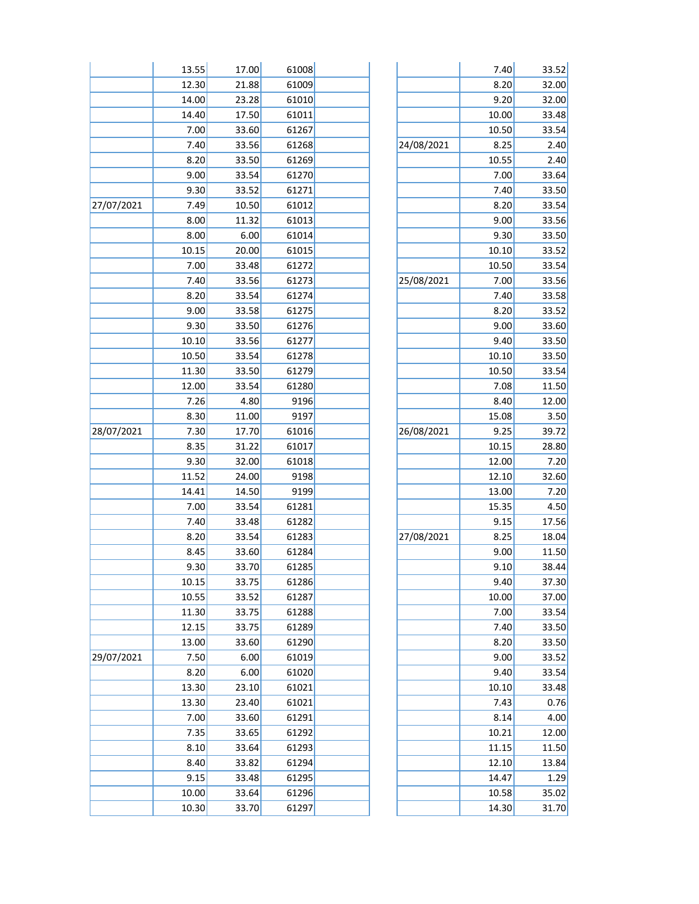| | | | | |
|---|---|---|---|---|
| | 13.55 | 17.00 | 61008 | |
| | 12.30 | 21.88 | 61009 | |
| | 14.00 | 23.28 | 61010 | |
| | 14.40 | 17.50 | 61011 | |
| | 7.00 | 33.60 | 61267 | |
| | 7.40 | 33.56 | 61268 | |
| | 8.20 | 33.50 | 61269 | |
| | 9.00 | 33.54 | 61270 | |
| | 9.30 | 33.52 | 61271 | |
| 27/07/2021 | 7.49 | 10.50 | 61012 | |
| | 8.00 | 11.32 | 61013 | |
| | 8.00 | 6.00 | 61014 | |
| | 10.15 | 20.00 | 61015 | |
| | 7.00 | 33.48 | 61272 | |
| | 7.40 | 33.56 | 61273 | |
| | 8.20 | 33.54 | 61274 | |
| | 9.00 | 33.58 | 61275 | |
| | 9.30 | 33.50 | 61276 | |
| | 10.10 | 33.56 | 61277 | |
| | 10.50 | 33.54 | 61278 | |
| | 11.30 | 33.50 | 61279 | |
| | 12.00 | 33.54 | 61280 | |
| | 7.26 | 4.80 | 9196 | |
| | 8.30 | 11.00 | 9197 | |
| 28/07/2021 | 7.30 | 17.70 | 61016 | |
| | 8.35 | 31.22 | 61017 | |
| | 9.30 | 32.00 | 61018 | |
| | 11.52 | 24.00 | 9198 | |
| | 14.41 | 14.50 | 9199 | |
| | 7.00 | 33.54 | 61281 | |
| | 7.40 | 33.48 | 61282 | |
| | 8.20 | 33.54 | 61283 | |
| | 8.45 | 33.60 | 61284 | |
| | 9.30 | 33.70 | 61285 | |
| | 10.15 | 33.75 | 61286 | |
| | 10.55 | 33.52 | 61287 | |
| | 11.30 | 33.75 | 61288 | |
| | 12.15 | 33.75 | 61289 | |
| | 13.00 | 33.60 | 61290 | |
| 29/07/2021 | 7.50 | 6.00 | 61019 | |
| | 8.20 | 6.00 | 61020 | |
| | 13.30 | 23.10 | 61021 | |
| | 13.30 | 23.40 | 61021 | |
| | 7.00 | 33.60 | 61291 | |
| | 7.35 | 33.65 | 61292 | |
| | 8.10 | 33.64 | 61293 | |
| | 8.40 | 33.82 | 61294 | |
| | 9.15 | 33.48 | 61295 | |
| | 10.00 | 33.64 | 61296 | |
| | 10.30 | 33.70 | 61297 | |

| | | |
|---|---|---|
| | 7.40 | 33.52 |
| | 8.20 | 32.00 |
| | 9.20 | 32.00 |
| | 10.00 | 33.48 |
| | 10.50 | 33.54 |
| 24/08/2021 | 8.25 | 2.40 |
| | 10.55 | 2.40 |
| | 7.00 | 33.64 |
| | 7.40 | 33.50 |
| | 8.20 | 33.54 |
| | 9.00 | 33.56 |
| | 9.30 | 33.50 |
| | 10.10 | 33.52 |
| | 10.50 | 33.54 |
| 25/08/2021 | 7.00 | 33.56 |
| | 7.40 | 33.58 |
| | 8.20 | 33.52 |
| | 9.00 | 33.60 |
| | 9.40 | 33.50 |
| | 10.10 | 33.50 |
| | 10.50 | 33.54 |
| | 7.08 | 11.50 |
| | 8.40 | 12.00 |
| | 15.08 | 3.50 |
| 26/08/2021 | 9.25 | 39.72 |
| | 10.15 | 28.80 |
| | 12.00 | 7.20 |
| | 12.10 | 32.60 |
| | 13.00 | 7.20 |
| | 15.35 | 4.50 |
| | 9.15 | 17.56 |
| 27/08/2021 | 8.25 | 18.04 |
| | 9.00 | 11.50 |
| | 9.10 | 38.44 |
| | 9.40 | 37.30 |
| | 10.00 | 37.00 |
| | 7.00 | 33.54 |
| | 7.40 | 33.50 |
| | 8.20 | 33.50 |
| | 9.00 | 33.52 |
| | 9.40 | 33.54 |
| | 10.10 | 33.48 |
| | 7.43 | 0.76 |
| | 8.14 | 4.00 |
| | 10.21 | 12.00 |
| | 11.15 | 11.50 |
| | 12.10 | 13.84 |
| | 14.47 | 1.29 |
| | 10.58 | 35.02 |
| | 14.30 | 31.70 |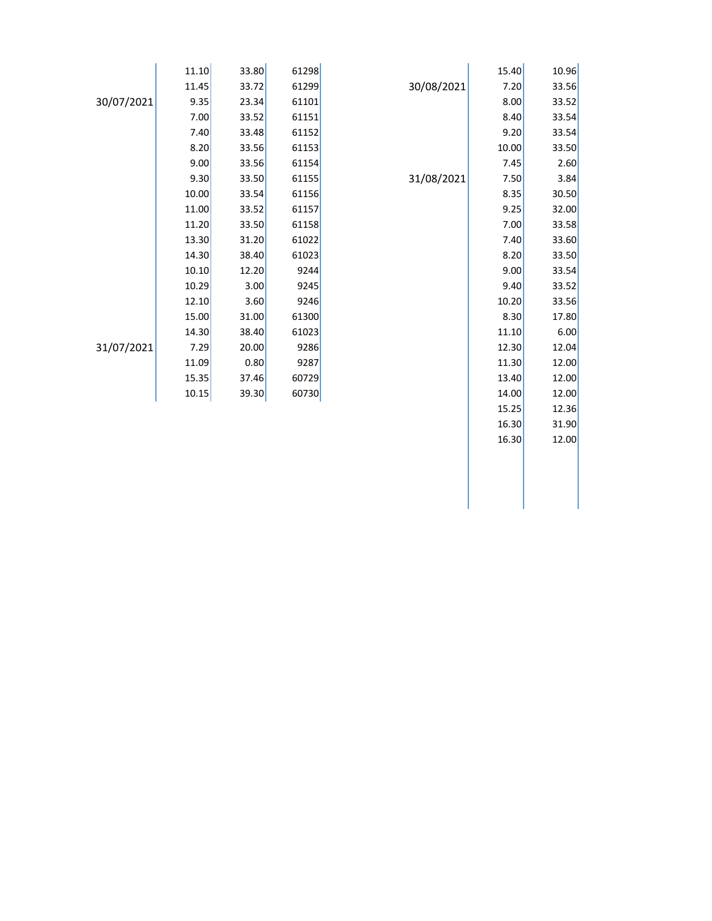| | | | |
|---|---|---|---|
| | 11.10 | 33.80 | 61298 |
| | 11.45 | 33.72 | 61299 |
| 30/07/2021 | 9.35 | 23.34 | 61101 |
| | 7.00 | 33.52 | 61151 |
| | 7.40 | 33.48 | 61152 |
| | 8.20 | 33.56 | 61153 |
| | 9.00 | 33.56 | 61154 |
| | 9.30 | 33.50 | 61155 |
| | 10.00 | 33.54 | 61156 |
| | 11.00 | 33.52 | 61157 |
| | 11.20 | 33.50 | 61158 |
| | 13.30 | 31.20 | 61022 |
| | 14.30 | 38.40 | 61023 |
| | 10.10 | 12.20 | 9244 |
| | 10.29 | 3.00 | 9245 |
| | 12.10 | 3.60 | 9246 |
| | 15.00 | 31.00 | 61300 |
| | 14.30 | 38.40 | 61023 |
| 31/07/2021 | 7.29 | 20.00 | 9286 |
| | 11.09 | 0.80 | 9287 |
| | 15.35 | 37.46 | 60729 |
| | 10.15 | 39.30 | 60730 |

| | | |
|---|---|---|
| | 15.40 | 10.96 |
| 30/08/2021 | 7.20 | 33.56 |
| | 8.00 | 33.52 |
| | 8.40 | 33.54 |
| | 9.20 | 33.54 |
| | 10.00 | 33.50 |
| | 7.45 | 2.60 |
| 31/08/2021 | 7.50 | 3.84 |
| | 8.35 | 30.50 |
| | 9.25 | 32.00 |
| | 7.00 | 33.58 |
| | 7.40 | 33.60 |
| | 8.20 | 33.50 |
| | 9.00 | 33.54 |
| | 9.40 | 33.52 |
| | 10.20 | 33.56 |
| | 8.30 | 17.80 |
| | 11.10 | 6.00 |
| | 12.30 | 12.04 |
| | 11.30 | 12.00 |
| | 13.40 | 12.00 |
| | 14.00 | 12.00 |
| | 15.25 | 12.36 |
| | 16.30 | 31.90 |
| | 16.30 | 12.00 |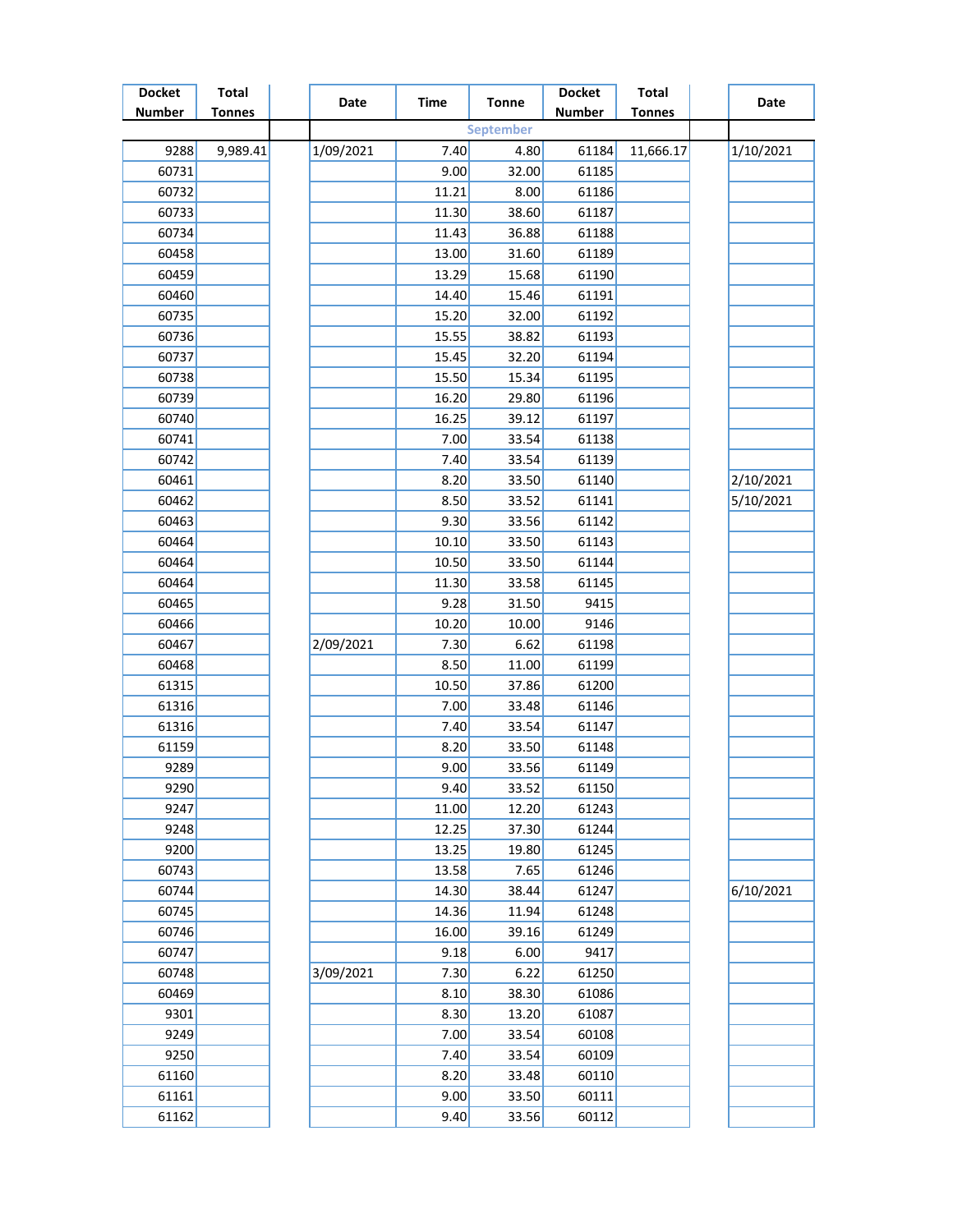| Docket Number | Total Tonnes | | Date | Time | Tonne | Docket Number | Total Tonnes | | Date |
|---|---|---|---|---|---|---|---|---|---|
| | | | September | | | | | | |
| 9288 | 9,989.41 | | 1/09/2021 | 7.40 | 4.80 | 61184 | 11,666.17 | | 1/10/2021 |
| 60731 | | | | 9.00 | 32.00 | 61185 | | | |
| 60732 | | | | 11.21 | 8.00 | 61186 | | | |
| 60733 | | | | 11.30 | 38.60 | 61187 | | | |
| 60734 | | | | 11.43 | 36.88 | 61188 | | | |
| 60458 | | | | 13.00 | 31.60 | 61189 | | | |
| 60459 | | | | 13.29 | 15.68 | 61190 | | | |
| 60460 | | | | 14.40 | 15.46 | 61191 | | | |
| 60735 | | | | 15.20 | 32.00 | 61192 | | | |
| 60736 | | | | 15.55 | 38.82 | 61193 | | | |
| 60737 | | | | 15.45 | 32.20 | 61194 | | | |
| 60738 | | | | 15.50 | 15.34 | 61195 | | | |
| 60739 | | | | 16.20 | 29.80 | 61196 | | | |
| 60740 | | | | 16.25 | 39.12 | 61197 | | | |
| 60741 | | | | 7.00 | 33.54 | 61138 | | | |
| 60742 | | | | 7.40 | 33.54 | 61139 | | | |
| 60461 | | | | 8.20 | 33.50 | 61140 | | | 2/10/2021 |
| 60462 | | | | 8.50 | 33.52 | 61141 | | | 5/10/2021 |
| 60463 | | | | 9.30 | 33.56 | 61142 | | | |
| 60464 | | | | 10.10 | 33.50 | 61143 | | | |
| 60464 | | | | 10.50 | 33.50 | 61144 | | | |
| 60464 | | | | 11.30 | 33.58 | 61145 | | | |
| 60465 | | | | 9.28 | 31.50 | 9415 | | | |
| 60466 | | | | 10.20 | 10.00 | 9146 | | | |
| 60467 | | | 2/09/2021 | 7.30 | 6.62 | 61198 | | | |
| 60468 | | | | 8.50 | 11.00 | 61199 | | | |
| 61315 | | | | 10.50 | 37.86 | 61200 | | | |
| 61316 | | | | 7.00 | 33.48 | 61146 | | | |
| 61316 | | | | 7.40 | 33.54 | 61147 | | | |
| 61159 | | | | 8.20 | 33.50 | 61148 | | | |
| 9289 | | | | 9.00 | 33.56 | 61149 | | | |
| 9290 | | | | 9.40 | 33.52 | 61150 | | | |
| 9247 | | | | 11.00 | 12.20 | 61243 | | | |
| 9248 | | | | 12.25 | 37.30 | 61244 | | | |
| 9200 | | | | 13.25 | 19.80 | 61245 | | | |
| 60743 | | | | 13.58 | 7.65 | 61246 | | | |
| 60744 | | | | 14.30 | 38.44 | 61247 | | | 6/10/2021 |
| 60745 | | | | 14.36 | 11.94 | 61248 | | | |
| 60746 | | | | 16.00 | 39.16 | 61249 | | | |
| 60747 | | | | 9.18 | 6.00 | 9417 | | | |
| 60748 | | | 3/09/2021 | 7.30 | 6.22 | 61250 | | | |
| 60469 | | | | 8.10 | 38.30 | 61086 | | | |
| 9301 | | | | 8.30 | 13.20 | 61087 | | | |
| 9249 | | | | 7.00 | 33.54 | 60108 | | | |
| 9250 | | | | 7.40 | 33.54 | 60109 | | | |
| 61160 | | | | 8.20 | 33.48 | 60110 | | | |
| 61161 | | | | 9.00 | 33.50 | 60111 | | | |
| 61162 | | | | 9.40 | 33.56 | 60112 | | | |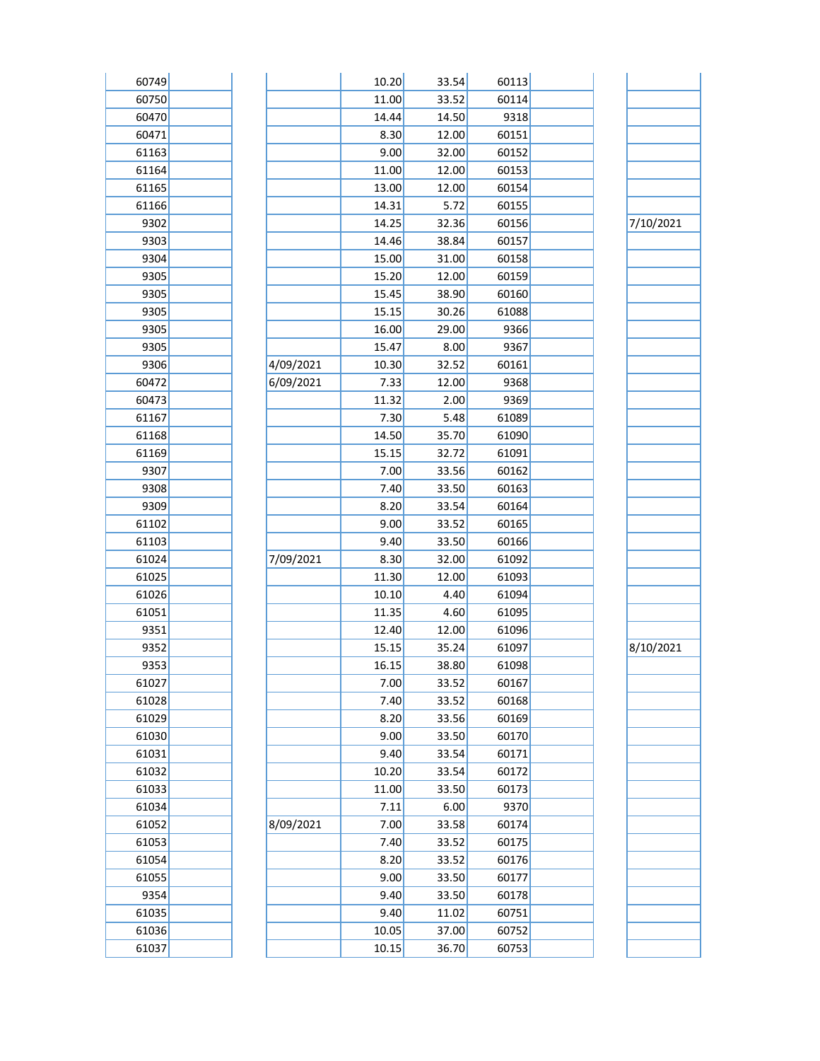| | | | | | | | |
|---|---|---|---|---|---|---|---|
| 60749 | | | 10.20 | 33.54 | 60113 | | |
| 60750 | | | 11.00 | 33.52 | 60114 | | |
| 60470 | | | 14.44 | 14.50 | 9318 | | |
| 60471 | | | 8.30 | 12.00 | 60151 | | |
| 61163 | | | 9.00 | 32.00 | 60152 | | |
| 61164 | | | 11.00 | 12.00 | 60153 | | |
| 61165 | | | 13.00 | 12.00 | 60154 | | |
| 61166 | | | 14.31 | 5.72 | 60155 | | |
| 9302 | | | 14.25 | 32.36 | 60156 | | 7/10/2021 |
| 9303 | | | 14.46 | 38.84 | 60157 | | |
| 9304 | | | 15.00 | 31.00 | 60158 | | |
| 9305 | | | 15.20 | 12.00 | 60159 | | |
| 9305 | | | 15.45 | 38.90 | 60160 | | |
| 9305 | | | 15.15 | 30.26 | 61088 | | |
| 9305 | | | 16.00 | 29.00 | 9366 | | |
| 9305 | | | 15.47 | 8.00 | 9367 | | |
| 9306 | | 4/09/2021 | 10.30 | 32.52 | 60161 | | |
| 60472 | | 6/09/2021 | 7.33 | 12.00 | 9368 | | |
| 60473 | | | 11.32 | 2.00 | 9369 | | |
| 61167 | | | 7.30 | 5.48 | 61089 | | |
| 61168 | | | 14.50 | 35.70 | 61090 | | |
| 61169 | | | 15.15 | 32.72 | 61091 | | |
| 9307 | | | 7.00 | 33.56 | 60162 | | |
| 9308 | | | 7.40 | 33.50 | 60163 | | |
| 9309 | | | 8.20 | 33.54 | 60164 | | |
| 61102 | | | 9.00 | 33.52 | 60165 | | |
| 61103 | | | 9.40 | 33.50 | 60166 | | |
| 61024 | | 7/09/2021 | 8.30 | 32.00 | 61092 | | |
| 61025 | | | 11.30 | 12.00 | 61093 | | |
| 61026 | | | 10.10 | 4.40 | 61094 | | |
| 61051 | | | 11.35 | 4.60 | 61095 | | |
| 9351 | | | 12.40 | 12.00 | 61096 | | |
| 9352 | | | 15.15 | 35.24 | 61097 | | 8/10/2021 |
| 9353 | | | 16.15 | 38.80 | 61098 | | |
| 61027 | | | 7.00 | 33.52 | 60167 | | |
| 61028 | | | 7.40 | 33.52 | 60168 | | |
| 61029 | | | 8.20 | 33.56 | 60169 | | |
| 61030 | | | 9.00 | 33.50 | 60170 | | |
| 61031 | | | 9.40 | 33.54 | 60171 | | |
| 61032 | | | 10.20 | 33.54 | 60172 | | |
| 61033 | | | 11.00 | 33.50 | 60173 | | |
| 61034 | | | 7.11 | 6.00 | 9370 | | |
| 61052 | | 8/09/2021 | 7.00 | 33.58 | 60174 | | |
| 61053 | | | 7.40 | 33.52 | 60175 | | |
| 61054 | | | 8.20 | 33.52 | 60176 | | |
| 61055 | | | 9.00 | 33.50 | 60177 | | |
| 9354 | | | 9.40 | 33.50 | 60178 | | |
| 61035 | | | 9.40 | 11.02 | 60751 | | |
| 61036 | | | 10.05 | 37.00 | 60752 | | |
| 61037 | | | 10.15 | 36.70 | 60753 | | |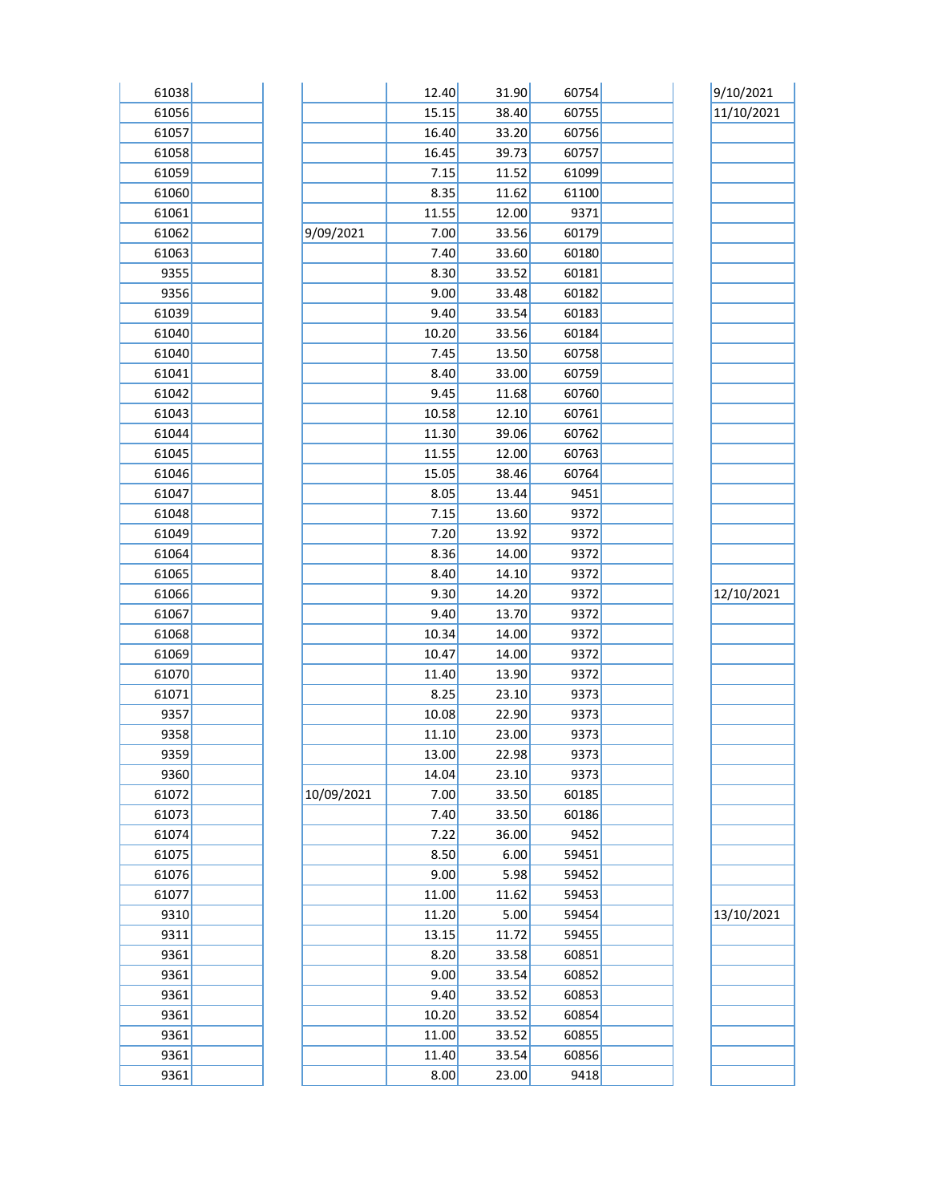| | | | | | | | | |
|---|---|---|---|---|---|---|---|---|
| 61038 | | | 12.40 | 31.90 | 60754 | | | 9/10/2021 |
| 61056 | | | 15.15 | 38.40 | 60755 | | | 11/10/2021 |
| 61057 | | | 16.40 | 33.20 | 60756 | | | |
| 61058 | | | 16.45 | 39.73 | 60757 | | | |
| 61059 | | | 7.15 | 11.52 | 61099 | | | |
| 61060 | | | 8.35 | 11.62 | 61100 | | | |
| 61061 | | | 11.55 | 12.00 | 9371 | | | |
| 61062 | | 9/09/2021 | 7.00 | 33.56 | 60179 | | | |
| 61063 | | | 7.40 | 33.60 | 60180 | | | |
| 9355 | | | 8.30 | 33.52 | 60181 | | | |
| 9356 | | | 9.00 | 33.48 | 60182 | | | |
| 61039 | | | 9.40 | 33.54 | 60183 | | | |
| 61040 | | | 10.20 | 33.56 | 60184 | | | |
| 61040 | | | 7.45 | 13.50 | 60758 | | | |
| 61041 | | | 8.40 | 33.00 | 60759 | | | |
| 61042 | | | 9.45 | 11.68 | 60760 | | | |
| 61043 | | | 10.58 | 12.10 | 60761 | | | |
| 61044 | | | 11.30 | 39.06 | 60762 | | | |
| 61045 | | | 11.55 | 12.00 | 60763 | | | |
| 61046 | | | 15.05 | 38.46 | 60764 | | | |
| 61047 | | | 8.05 | 13.44 | 9451 | | | |
| 61048 | | | 7.15 | 13.60 | 9372 | | | |
| 61049 | | | 7.20 | 13.92 | 9372 | | | |
| 61064 | | | 8.36 | 14.00 | 9372 | | | |
| 61065 | | | 8.40 | 14.10 | 9372 | | | |
| 61066 | | | 9.30 | 14.20 | 9372 | | | 12/10/2021 |
| 61067 | | | 9.40 | 13.70 | 9372 | | | |
| 61068 | | | 10.34 | 14.00 | 9372 | | | |
| 61069 | | | 10.47 | 14.00 | 9372 | | | |
| 61070 | | | 11.40 | 13.90 | 9372 | | | |
| 61071 | | | 8.25 | 23.10 | 9373 | | | |
| 9357 | | | 10.08 | 22.90 | 9373 | | | |
| 9358 | | | 11.10 | 23.00 | 9373 | | | |
| 9359 | | | 13.00 | 22.98 | 9373 | | | |
| 9360 | | | 14.04 | 23.10 | 9373 | | | |
| 61072 | | 10/09/2021 | 7.00 | 33.50 | 60185 | | | |
| 61073 | | | 7.40 | 33.50 | 60186 | | | |
| 61074 | | | 7.22 | 36.00 | 9452 | | | |
| 61075 | | | 8.50 | 6.00 | 59451 | | | |
| 61076 | | | 9.00 | 5.98 | 59452 | | | |
| 61077 | | | 11.00 | 11.62 | 59453 | | | |
| 9310 | | | 11.20 | 5.00 | 59454 | | | 13/10/2021 |
| 9311 | | | 13.15 | 11.72 | 59455 | | | |
| 9361 | | | 8.20 | 33.58 | 60851 | | | |
| 9361 | | | 9.00 | 33.54 | 60852 | | | |
| 9361 | | | 9.40 | 33.52 | 60853 | | | |
| 9361 | | | 10.20 | 33.52 | 60854 | | | |
| 9361 | | | 11.00 | 33.52 | 60855 | | | |
| 9361 | | | 11.40 | 33.54 | 60856 | | | |
| 9361 | | | 8.00 | 23.00 | 9418 | | | |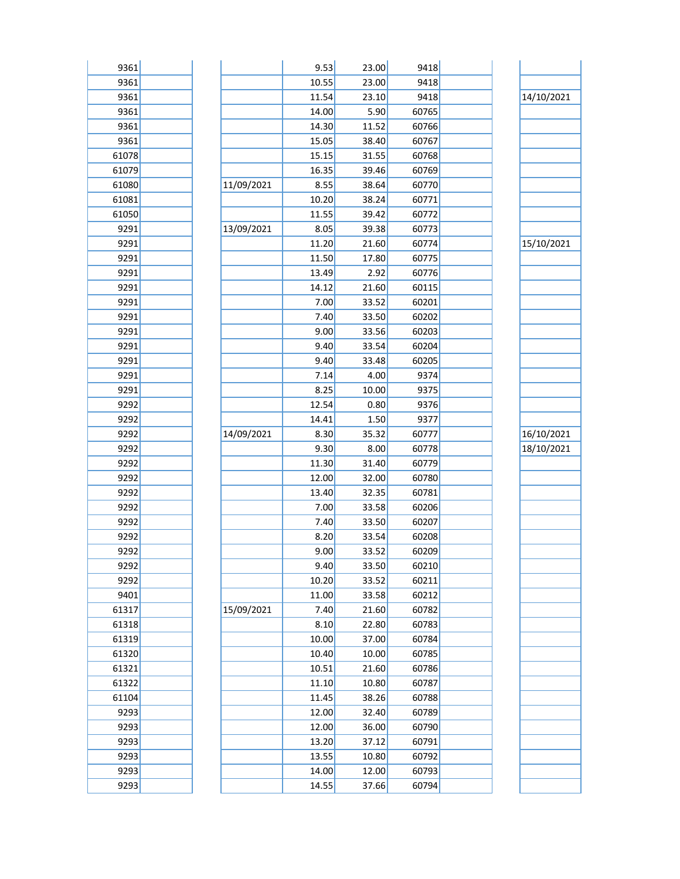| | | | | | | | |
|---|---|---|---|---|---|---|---|
| 9361 | | | 9.53 | 23.00 | 9418 | | |
| 9361 | | | 10.55 | 23.00 | 9418 | | |
| 9361 | | | 11.54 | 23.10 | 9418 | | 14/10/2021 |
| 9361 | | | 14.00 | 5.90 | 60765 | | |
| 9361 | | | 14.30 | 11.52 | 60766 | | |
| 9361 | | | 15.05 | 38.40 | 60767 | | |
| 61078 | | | 15.15 | 31.55 | 60768 | | |
| 61079 | | | 16.35 | 39.46 | 60769 | | |
| 61080 | | 11/09/2021 | 8.55 | 38.64 | 60770 | | |
| 61081 | | | 10.20 | 38.24 | 60771 | | |
| 61050 | | | 11.55 | 39.42 | 60772 | | |
| 9291 | | 13/09/2021 | 8.05 | 39.38 | 60773 | | |
| 9291 | | | 11.20 | 21.60 | 60774 | | 15/10/2021 |
| 9291 | | | 11.50 | 17.80 | 60775 | | |
| 9291 | | | 13.49 | 2.92 | 60776 | | |
| 9291 | | | 14.12 | 21.60 | 60115 | | |
| 9291 | | | 7.00 | 33.52 | 60201 | | |
| 9291 | | | 7.40 | 33.50 | 60202 | | |
| 9291 | | | 9.00 | 33.56 | 60203 | | |
| 9291 | | | 9.40 | 33.54 | 60204 | | |
| 9291 | | | 9.40 | 33.48 | 60205 | | |
| 9291 | | | 7.14 | 4.00 | 9374 | | |
| 9291 | | | 8.25 | 10.00 | 9375 | | |
| 9292 | | | 12.54 | 0.80 | 9376 | | |
| 9292 | | | 14.41 | 1.50 | 9377 | | |
| 9292 | | 14/09/2021 | 8.30 | 35.32 | 60777 | | 16/10/2021 |
| 9292 | | | 9.30 | 8.00 | 60778 | | 18/10/2021 |
| 9292 | | | 11.30 | 31.40 | 60779 | | |
| 9292 | | | 12.00 | 32.00 | 60780 | | |
| 9292 | | | 13.40 | 32.35 | 60781 | | |
| 9292 | | | 7.00 | 33.58 | 60206 | | |
| 9292 | | | 7.40 | 33.50 | 60207 | | |
| 9292 | | | 8.20 | 33.54 | 60208 | | |
| 9292 | | | 9.00 | 33.52 | 60209 | | |
| 9292 | | | 9.40 | 33.50 | 60210 | | |
| 9292 | | | 10.20 | 33.52 | 60211 | | |
| 9401 | | | 11.00 | 33.58 | 60212 | | |
| 61317 | | 15/09/2021 | 7.40 | 21.60 | 60782 | | |
| 61318 | | | 8.10 | 22.80 | 60783 | | |
| 61319 | | | 10.00 | 37.00 | 60784 | | |
| 61320 | | | 10.40 | 10.00 | 60785 | | |
| 61321 | | | 10.51 | 21.60 | 60786 | | |
| 61322 | | | 11.10 | 10.80 | 60787 | | |
| 61104 | | | 11.45 | 38.26 | 60788 | | |
| 9293 | | | 12.00 | 32.40 | 60789 | | |
| 9293 | | | 12.00 | 36.00 | 60790 | | |
| 9293 | | | 13.20 | 37.12 | 60791 | | |
| 9293 | | | 13.55 | 10.80 | 60792 | | |
| 9293 | | | 14.00 | 12.00 | 60793 | | |
| 9293 | | | 14.55 | 37.66 | 60794 | | |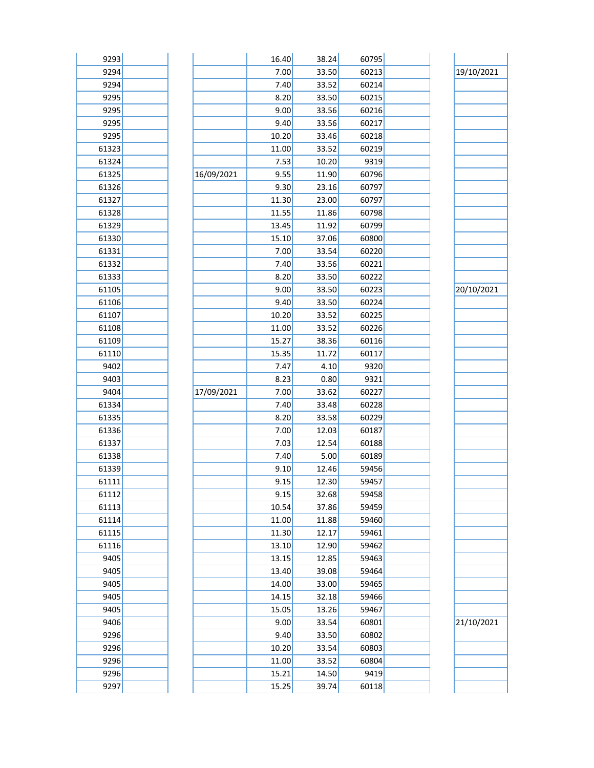| | | | | | | | |
|---|---|---|---|---|---|---|---|
| 9293 | | | 16.40 | 38.24 | 60795 | | |
| 9294 | | | 7.00 | 33.50 | 60213 | | 19/10/2021 |
| 9294 | | | 7.40 | 33.52 | 60214 | | |
| 9295 | | | 8.20 | 33.50 | 60215 | | |
| 9295 | | | 9.00 | 33.56 | 60216 | | |
| 9295 | | | 9.40 | 33.56 | 60217 | | |
| 9295 | | | 10.20 | 33.46 | 60218 | | |
| 61323 | | | 11.00 | 33.52 | 60219 | | |
| 61324 | | | 7.53 | 10.20 | 9319 | | |
| 61325 | | 16/09/2021 | 9.55 | 11.90 | 60796 | | |
| 61326 | | | 9.30 | 23.16 | 60797 | | |
| 61327 | | | 11.30 | 23.00 | 60797 | | |
| 61328 | | | 11.55 | 11.86 | 60798 | | |
| 61329 | | | 13.45 | 11.92 | 60799 | | |
| 61330 | | | 15.10 | 37.06 | 60800 | | |
| 61331 | | | 7.00 | 33.54 | 60220 | | |
| 61332 | | | 7.40 | 33.56 | 60221 | | |
| 61333 | | | 8.20 | 33.50 | 60222 | | |
| 61105 | | | 9.00 | 33.50 | 60223 | | 20/10/2021 |
| 61106 | | | 9.40 | 33.50 | 60224 | | |
| 61107 | | | 10.20 | 33.52 | 60225 | | |
| 61108 | | | 11.00 | 33.52 | 60226 | | |
| 61109 | | | 15.27 | 38.36 | 60116 | | |
| 61110 | | | 15.35 | 11.72 | 60117 | | |
| 9402 | | | 7.47 | 4.10 | 9320 | | |
| 9403 | | | 8.23 | 0.80 | 9321 | | |
| 9404 | | 17/09/2021 | 7.00 | 33.62 | 60227 | | |
| 61334 | | | 7.40 | 33.48 | 60228 | | |
| 61335 | | | 8.20 | 33.58 | 60229 | | |
| 61336 | | | 7.00 | 12.03 | 60187 | | |
| 61337 | | | 7.03 | 12.54 | 60188 | | |
| 61338 | | | 7.40 | 5.00 | 60189 | | |
| 61339 | | | 9.10 | 12.46 | 59456 | | |
| 61111 | | | 9.15 | 12.30 | 59457 | | |
| 61112 | | | 9.15 | 32.68 | 59458 | | |
| 61113 | | | 10.54 | 37.86 | 59459 | | |
| 61114 | | | 11.00 | 11.88 | 59460 | | |
| 61115 | | | 11.30 | 12.17 | 59461 | | |
| 61116 | | | 13.10 | 12.90 | 59462 | | |
| 9405 | | | 13.15 | 12.85 | 59463 | | |
| 9405 | | | 13.40 | 39.08 | 59464 | | |
| 9405 | | | 14.00 | 33.00 | 59465 | | |
| 9405 | | | 14.15 | 32.18 | 59466 | | |
| 9405 | | | 15.05 | 13.26 | 59467 | | |
| 9406 | | | 9.00 | 33.54 | 60801 | | 21/10/2021 |
| 9296 | | | 9.40 | 33.50 | 60802 | | |
| 9296 | | | 10.20 | 33.54 | 60803 | | |
| 9296 | | | 11.00 | 33.52 | 60804 | | |
| 9296 | | | 15.21 | 14.50 | 9419 | | |
| 9297 | | | 15.25 | 39.74 | 60118 | | |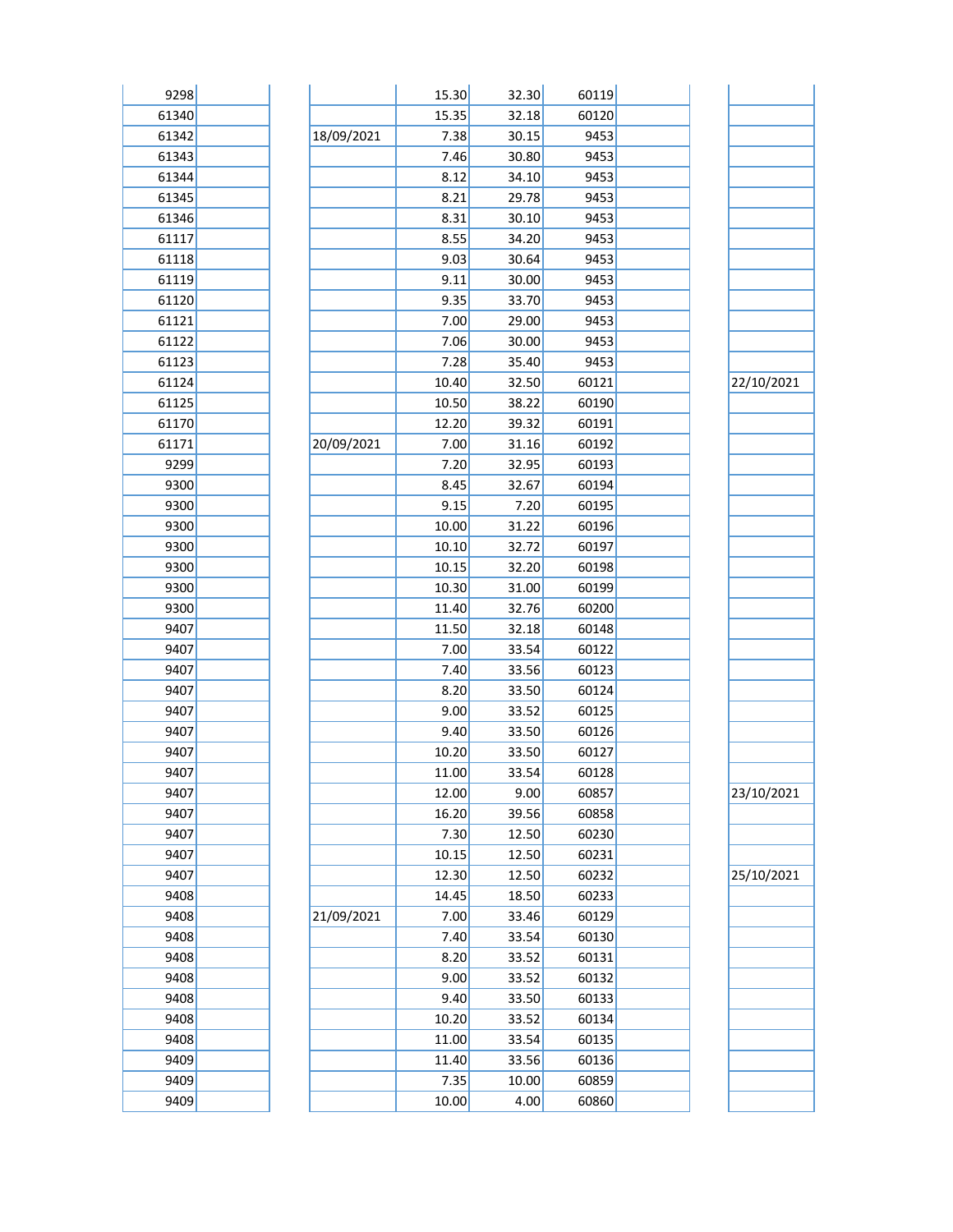| | | | | | | | | |
|---|---|---|---|---|---|---|---|---|
| 9298 | | | 15.30 | 32.30 | 60119 | | | |
| 61340 | | | 15.35 | 32.18 | 60120 | | | |
| 61342 | | 18/09/2021 | 7.38 | 30.15 | 9453 | | | |
| 61343 | | | 7.46 | 30.80 | 9453 | | | |
| 61344 | | | 8.12 | 34.10 | 9453 | | | |
| 61345 | | | 8.21 | 29.78 | 9453 | | | |
| 61346 | | | 8.31 | 30.10 | 9453 | | | |
| 61117 | | | 8.55 | 34.20 | 9453 | | | |
| 61118 | | | 9.03 | 30.64 | 9453 | | | |
| 61119 | | | 9.11 | 30.00 | 9453 | | | |
| 61120 | | | 9.35 | 33.70 | 9453 | | | |
| 61121 | | | 7.00 | 29.00 | 9453 | | | |
| 61122 | | | 7.06 | 30.00 | 9453 | | | |
| 61123 | | | 7.28 | 35.40 | 9453 | | | |
| 61124 | | | 10.40 | 32.50 | 60121 | | | 22/10/2021 |
| 61125 | | | 10.50 | 38.22 | 60190 | | | |
| 61170 | | | 12.20 | 39.32 | 60191 | | | |
| 61171 | | 20/09/2021 | 7.00 | 31.16 | 60192 | | | |
| 9299 | | | 7.20 | 32.95 | 60193 | | | |
| 9300 | | | 8.45 | 32.67 | 60194 | | | |
| 9300 | | | 9.15 | 7.20 | 60195 | | | |
| 9300 | | | 10.00 | 31.22 | 60196 | | | |
| 9300 | | | 10.10 | 32.72 | 60197 | | | |
| 9300 | | | 10.15 | 32.20 | 60198 | | | |
| 9300 | | | 10.30 | 31.00 | 60199 | | | |
| 9300 | | | 11.40 | 32.76 | 60200 | | | |
| 9407 | | | 11.50 | 32.18 | 60148 | | | |
| 9407 | | | 7.00 | 33.54 | 60122 | | | |
| 9407 | | | 7.40 | 33.56 | 60123 | | | |
| 9407 | | | 8.20 | 33.50 | 60124 | | | |
| 9407 | | | 9.00 | 33.52 | 60125 | | | |
| 9407 | | | 9.40 | 33.50 | 60126 | | | |
| 9407 | | | 10.20 | 33.50 | 60127 | | | |
| 9407 | | | 11.00 | 33.54 | 60128 | | | |
| 9407 | | | 12.00 | 9.00 | 60857 | | | 23/10/2021 |
| 9407 | | | 16.20 | 39.56 | 60858 | | | |
| 9407 | | | 7.30 | 12.50 | 60230 | | | |
| 9407 | | | 10.15 | 12.50 | 60231 | | | |
| 9407 | | | 12.30 | 12.50 | 60232 | | | 25/10/2021 |
| 9408 | | | 14.45 | 18.50 | 60233 | | | |
| 9408 | | 21/09/2021 | 7.00 | 33.46 | 60129 | | | |
| 9408 | | | 7.40 | 33.54 | 60130 | | | |
| 9408 | | | 8.20 | 33.52 | 60131 | | | |
| 9408 | | | 9.00 | 33.52 | 60132 | | | |
| 9408 | | | 9.40 | 33.50 | 60133 | | | |
| 9408 | | | 10.20 | 33.52 | 60134 | | | |
| 9408 | | | 11.00 | 33.54 | 60135 | | | |
| 9409 | | | 11.40 | 33.56 | 60136 | | | |
| 9409 | | | 7.35 | 10.00 | 60859 | | | |
| 9409 | | | 10.00 | 4.00 | 60860 | | | |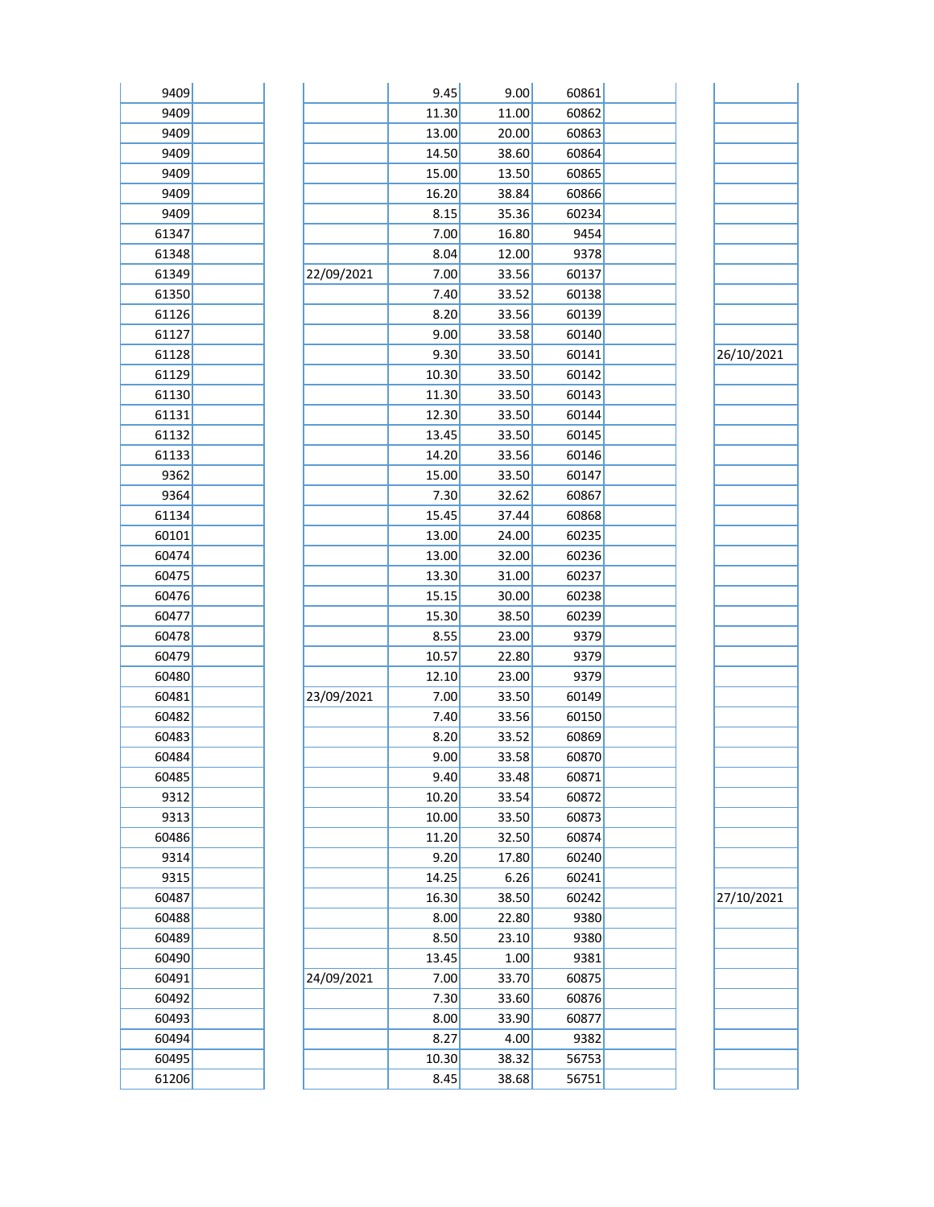| | | | | | | | | |
|---|---|---|---|---|---|---|---|---|
| 9409 | | | 9.45 | 9.00 | 60861 | | | |
| 9409 | | | 11.30 | 11.00 | 60862 | | | |
| 9409 | | | 13.00 | 20.00 | 60863 | | | |
| 9409 | | | 14.50 | 38.60 | 60864 | | | |
| 9409 | | | 15.00 | 13.50 | 60865 | | | |
| 9409 | | | 16.20 | 38.84 | 60866 | | | |
| 9409 | | | 8.15 | 35.36 | 60234 | | | |
| 61347 | | | 7.00 | 16.80 | 9454 | | | |
| 61348 | | | 8.04 | 12.00 | 9378 | | | |
| 61349 | | 22/09/2021 | 7.00 | 33.56 | 60137 | | | |
| 61350 | | | 7.40 | 33.52 | 60138 | | | |
| 61126 | | | 8.20 | 33.56 | 60139 | | | |
| 61127 | | | 9.00 | 33.58 | 60140 | | | |
| 61128 | | | 9.30 | 33.50 | 60141 | | | 26/10/2021 |
| 61129 | | | 10.30 | 33.50 | 60142 | | | |
| 61130 | | | 11.30 | 33.50 | 60143 | | | |
| 61131 | | | 12.30 | 33.50 | 60144 | | | |
| 61132 | | | 13.45 | 33.50 | 60145 | | | |
| 61133 | | | 14.20 | 33.56 | 60146 | | | |
| 9362 | | | 15.00 | 33.50 | 60147 | | | |
| 9364 | | | 7.30 | 32.62 | 60867 | | | |
| 61134 | | | 15.45 | 37.44 | 60868 | | | |
| 60101 | | | 13.00 | 24.00 | 60235 | | | |
| 60474 | | | 13.00 | 32.00 | 60236 | | | |
| 60475 | | | 13.30 | 31.00 | 60237 | | | |
| 60476 | | | 15.15 | 30.00 | 60238 | | | |
| 60477 | | | 15.30 | 38.50 | 60239 | | | |
| 60478 | | | 8.55 | 23.00 | 9379 | | | |
| 60479 | | | 10.57 | 22.80 | 9379 | | | |
| 60480 | | | 12.10 | 23.00 | 9379 | | | |
| 60481 | | 23/09/2021 | 7.00 | 33.50 | 60149 | | | |
| 60482 | | | 7.40 | 33.56 | 60150 | | | |
| 60483 | | | 8.20 | 33.52 | 60869 | | | |
| 60484 | | | 9.00 | 33.58 | 60870 | | | |
| 60485 | | | 9.40 | 33.48 | 60871 | | | |
| 9312 | | | 10.20 | 33.54 | 60872 | | | |
| 9313 | | | 10.00 | 33.50 | 60873 | | | |
| 60486 | | | 11.20 | 32.50 | 60874 | | | |
| 9314 | | | 9.20 | 17.80 | 60240 | | | |
| 9315 | | | 14.25 | 6.26 | 60241 | | | |
| 60487 | | | 16.30 | 38.50 | 60242 | | | 27/10/2021 |
| 60488 | | | 8.00 | 22.80 | 9380 | | | |
| 60489 | | | 8.50 | 23.10 | 9380 | | | |
| 60490 | | | 13.45 | 1.00 | 9381 | | | |
| 60491 | | 24/09/2021 | 7.00 | 33.70 | 60875 | | | |
| 60492 | | | 7.30 | 33.60 | 60876 | | | |
| 60493 | | | 8.00 | 33.90 | 60877 | | | |
| 60494 | | | 8.27 | 4.00 | 9382 | | | |
| 60495 | | | 10.30 | 38.32 | 56753 | | | |
| 61206 | | | 8.45 | 38.68 | 56751 | | | |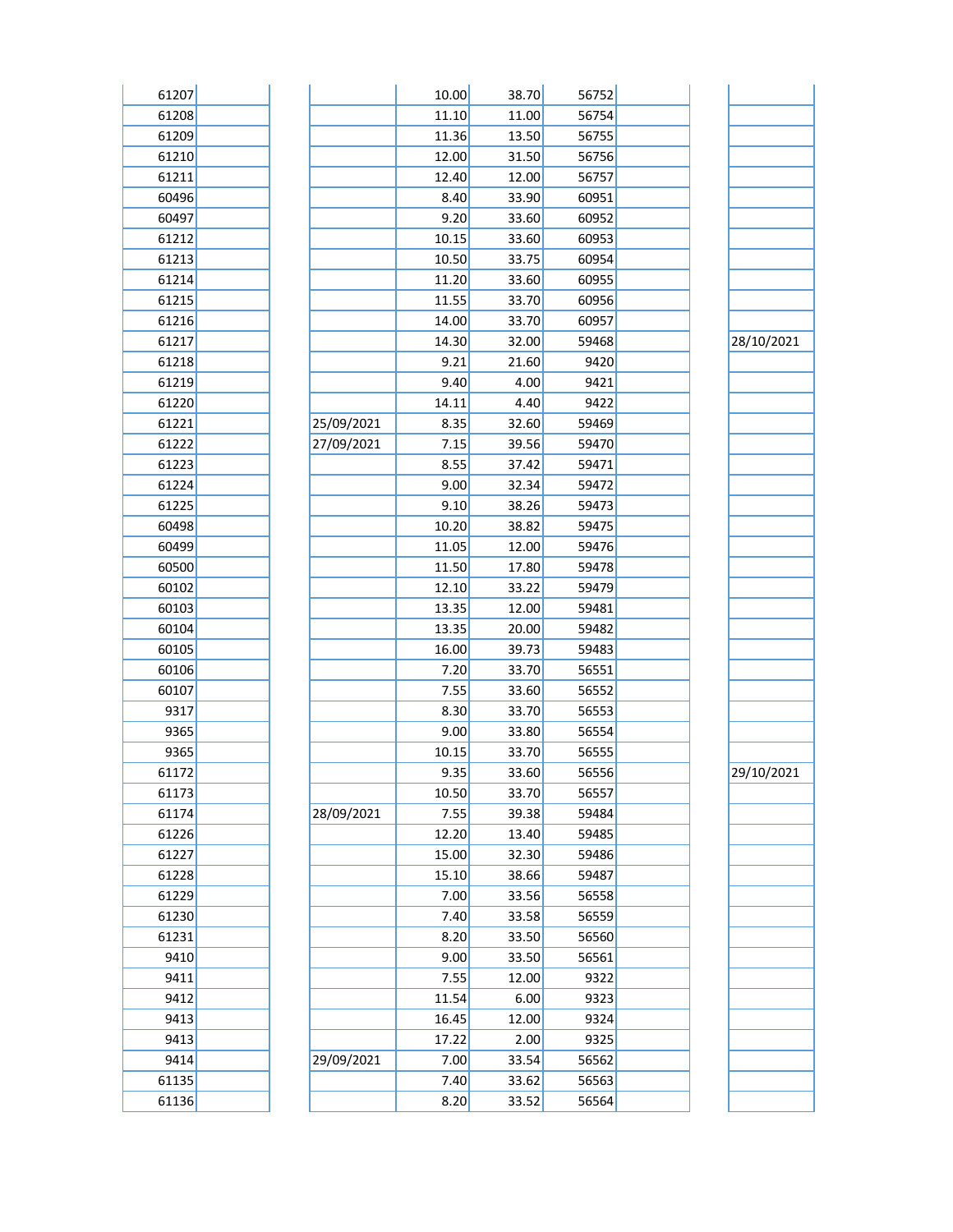| | | | | | | | |
|---|---|---|---|---|---|---|---|
| 61207 | | | 10.00 | 38.70 | 56752 | | |
| 61208 | | | 11.10 | 11.00 | 56754 | | |
| 61209 | | | 11.36 | 13.50 | 56755 | | |
| 61210 | | | 12.00 | 31.50 | 56756 | | |
| 61211 | | | 12.40 | 12.00 | 56757 | | |
| 60496 | | | 8.40 | 33.90 | 60951 | | |
| 60497 | | | 9.20 | 33.60 | 60952 | | |
| 61212 | | | 10.15 | 33.60 | 60953 | | |
| 61213 | | | 10.50 | 33.75 | 60954 | | |
| 61214 | | | 11.20 | 33.60 | 60955 | | |
| 61215 | | | 11.55 | 33.70 | 60956 | | |
| 61216 | | | 14.00 | 33.70 | 60957 | | |
| 61217 | | | 14.30 | 32.00 | 59468 | | 28/10/2021 |
| 61218 | | | 9.21 | 21.60 | 9420 | | |
| 61219 | | | 9.40 | 4.00 | 9421 | | |
| 61220 | | | 14.11 | 4.40 | 9422 | | |
| 61221 | | 25/09/2021 | 8.35 | 32.60 | 59469 | | |
| 61222 | | 27/09/2021 | 7.15 | 39.56 | 59470 | | |
| 61223 | | | 8.55 | 37.42 | 59471 | | |
| 61224 | | | 9.00 | 32.34 | 59472 | | |
| 61225 | | | 9.10 | 38.26 | 59473 | | |
| 60498 | | | 10.20 | 38.82 | 59475 | | |
| 60499 | | | 11.05 | 12.00 | 59476 | | |
| 60500 | | | 11.50 | 17.80 | 59478 | | |
| 60102 | | | 12.10 | 33.22 | 59479 | | |
| 60103 | | | 13.35 | 12.00 | 59481 | | |
| 60104 | | | 13.35 | 20.00 | 59482 | | |
| 60105 | | | 16.00 | 39.73 | 59483 | | |
| 60106 | | | 7.20 | 33.70 | 56551 | | |
| 60107 | | | 7.55 | 33.60 | 56552 | | |
| 9317 | | | 8.30 | 33.70 | 56553 | | |
| 9365 | | | 9.00 | 33.80 | 56554 | | |
| 9365 | | | 10.15 | 33.70 | 56555 | | |
| 61172 | | | 9.35 | 33.60 | 56556 | | 29/10/2021 |
| 61173 | | | 10.50 | 33.70 | 56557 | | |
| 61174 | | 28/09/2021 | 7.55 | 39.38 | 59484 | | |
| 61226 | | | 12.20 | 13.40 | 59485 | | |
| 61227 | | | 15.00 | 32.30 | 59486 | | |
| 61228 | | | 15.10 | 38.66 | 59487 | | |
| 61229 | | | 7.00 | 33.56 | 56558 | | |
| 61230 | | | 7.40 | 33.58 | 56559 | | |
| 61231 | | | 8.20 | 33.50 | 56560 | | |
| 9410 | | | 9.00 | 33.50 | 56561 | | |
| 9411 | | | 7.55 | 12.00 | 9322 | | |
| 9412 | | | 11.54 | 6.00 | 9323 | | |
| 9413 | | | 16.45 | 12.00 | 9324 | | |
| 9413 | | | 17.22 | 2.00 | 9325 | | |
| 9414 | | 29/09/2021 | 7.00 | 33.54 | 56562 | | |
| 61135 | | | 7.40 | 33.62 | 56563 | | |
| 61136 | | | 8.20 | 33.52 | 56564 | | |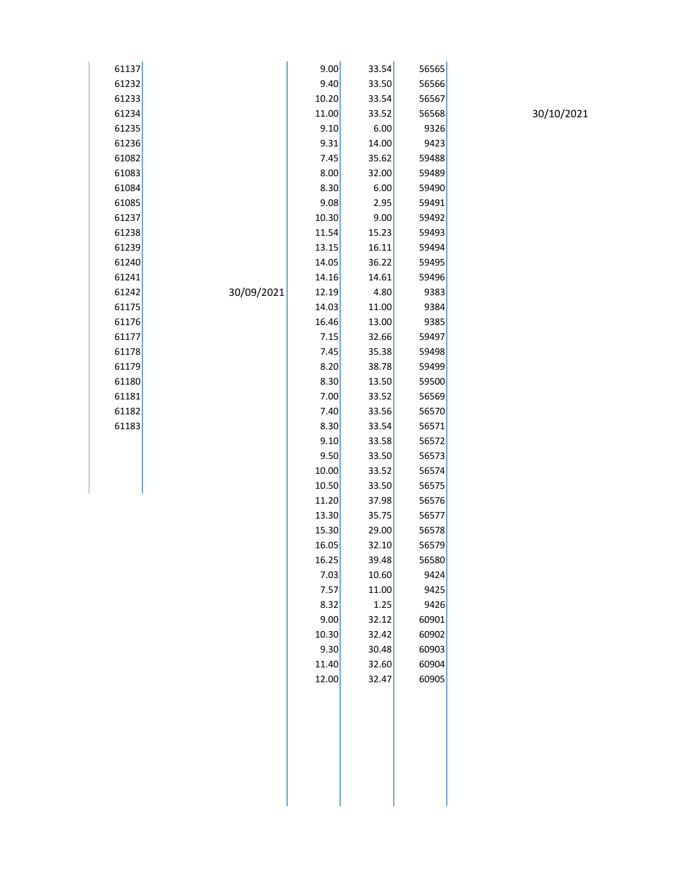| | | | | | |
|---|---|---|---|---|---|
| 61137 | | 9.00 | 33.54 | 56565 | |
| 61232 | | 9.40 | 33.50 | 56566 | |
| 61233 | | 10.20 | 33.54 | 56567 | |
| 61234 | | 11.00 | 33.52 | 56568 | 30/10/2021 |
| 61235 | | 9.10 | 6.00 | 9326 | |
| 61236 | | 9.31 | 14.00 | 9423 | |
| 61082 | | 7.45 | 35.62 | 59488 | |
| 61083 | | 8.00 | 32.00 | 59489 | |
| 61084 | | 8.30 | 6.00 | 59490 | |
| 61085 | | 9.08 | 2.95 | 59491 | |
| 61237 | | 10.30 | 9.00 | 59492 | |
| 61238 | | 11.54 | 15.23 | 59493 | |
| 61239 | | 13.15 | 16.11 | 59494 | |
| 61240 | | 14.05 | 36.22 | 59495 | |
| 61241 | | 14.16 | 14.61 | 59496 | |
| 61242 | 30/09/2021 | 12.19 | 4.80 | 9383 | |
| 61175 | | 14.03 | 11.00 | 9384 | |
| 61176 | | 16.46 | 13.00 | 9385 | |
| 61177 | | 7.15 | 32.66 | 59497 | |
| 61178 | | 7.45 | 35.38 | 59498 | |
| 61179 | | 8.20 | 38.78 | 59499 | |
| 61180 | | 8.30 | 13.50 | 59500 | |
| 61181 | | 7.00 | 33.52 | 56569 | |
| 61182 | | 7.40 | 33.56 | 56570 | |
| 61183 | | 8.30 | 33.54 | 56571 | |
| | | 9.10 | 33.58 | 56572 | |
| | | 9.50 | 33.50 | 56573 | |
| | | 10.00 | 33.52 | 56574 | |
| | | 10.50 | 33.50 | 56575 | |
| | | 11.20 | 37.98 | 56576 | |
| | | 13.30 | 35.75 | 56577 | |
| | | 15.30 | 29.00 | 56578 | |
| | | 16.05 | 32.10 | 56579 | |
| | | 16.25 | 39.48 | 56580 | |
| | | 7.03 | 10.60 | 9424 | |
| | | 7.57 | 11.00 | 9425 | |
| | | 8.32 | 1.25 | 9426 | |
| | | 9.00 | 32.12 | 60901 | |
| | | 10.30 | 32.42 | 60902 | |
| | | 9.30 | 30.48 | 60903 | |
| | | 11.40 | 32.60 | 60904 | |
| | | 12.00 | 32.47 | 60905 | |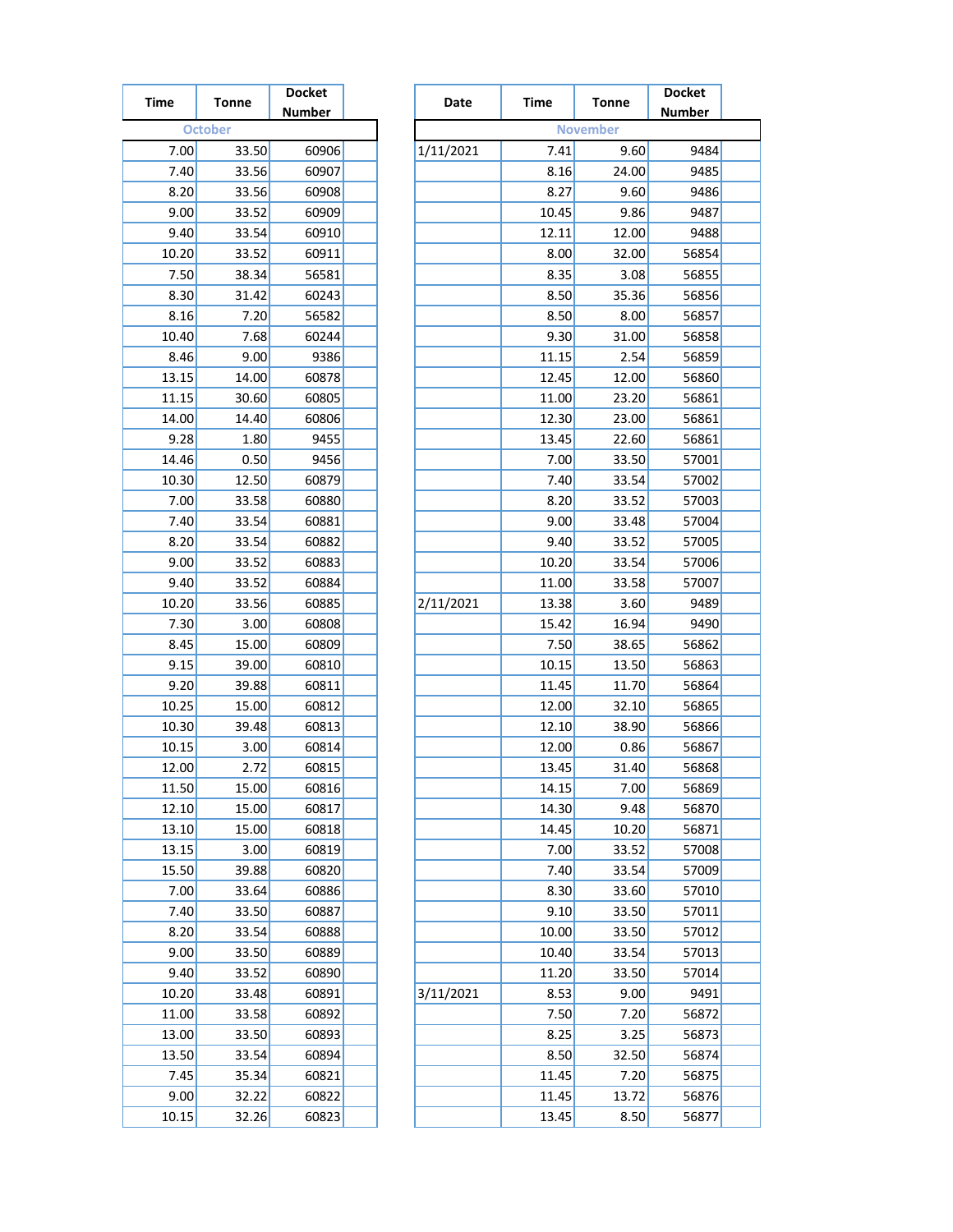| Time | Tonne | Docket Number | |
|---|---|---|---|
| October | | | |
| 7.00 | 33.50 | 60906 | |
| 7.40 | 33.56 | 60907 | |
| 8.20 | 33.56 | 60908 | |
| 9.00 | 33.52 | 60909 | |
| 9.40 | 33.54 | 60910 | |
| 10.20 | 33.52 | 60911 | |
| 7.50 | 38.34 | 56581 | |
| 8.30 | 31.42 | 60243 | |
| 8.16 | 7.20 | 56582 | |
| 10.40 | 7.68 | 60244 | |
| 8.46 | 9.00 | 9386 | |
| 13.15 | 14.00 | 60878 | |
| 11.15 | 30.60 | 60805 | |
| 14.00 | 14.40 | 60806 | |
| 9.28 | 1.80 | 9455 | |
| 14.46 | 0.50 | 9456 | |
| 10.30 | 12.50 | 60879 | |
| 7.00 | 33.58 | 60880 | |
| 7.40 | 33.54 | 60881 | |
| 8.20 | 33.54 | 60882 | |
| 9.00 | 33.52 | 60883 | |
| 9.40 | 33.52 | 60884 | |
| 10.20 | 33.56 | 60885 | |
| 7.30 | 3.00 | 60808 | |
| 8.45 | 15.00 | 60809 | |
| 9.15 | 39.00 | 60810 | |
| 9.20 | 39.88 | 60811 | |
| 10.25 | 15.00 | 60812 | |
| 10.30 | 39.48 | 60813 | |
| 10.15 | 3.00 | 60814 | |
| 12.00 | 2.72 | 60815 | |
| 11.50 | 15.00 | 60816 | |
| 12.10 | 15.00 | 60817 | |
| 13.10 | 15.00 | 60818 | |
| 13.15 | 3.00 | 60819 | |
| 15.50 | 39.88 | 60820 | |
| 7.00 | 33.64 | 60886 | |
| 7.40 | 33.50 | 60887 | |
| 8.20 | 33.54 | 60888 | |
| 9.00 | 33.50 | 60889 | |
| 9.40 | 33.52 | 60890 | |
| 10.20 | 33.48 | 60891 | |
| 11.00 | 33.58 | 60892 | |
| 13.00 | 33.50 | 60893 | |
| 13.50 | 33.54 | 60894 | |
| 7.45 | 35.34 | 60821 | |
| 9.00 | 32.22 | 60822 | |
| 10.15 | 32.26 | 60823 | |

| Date | Time | Tonne | Docket Number | |
|---|---|---|---|---|
| November | | | | |
| 1/11/2021 | 7.41 | 9.60 | 9484 | |
| | 8.16 | 24.00 | 9485 | |
| | 8.27 | 9.60 | 9486 | |
| | 10.45 | 9.86 | 9487 | |
| | 12.11 | 12.00 | 9488 | |
| | 8.00 | 32.00 | 56854 | |
| | 8.35 | 3.08 | 56855 | |
| | 8.50 | 35.36 | 56856 | |
| | 8.50 | 8.00 | 56857 | |
| | 9.30 | 31.00 | 56858 | |
| | 11.15 | 2.54 | 56859 | |
| | 12.45 | 12.00 | 56860 | |
| | 11.00 | 23.20 | 56861 | |
| | 12.30 | 23.00 | 56861 | |
| | 13.45 | 22.60 | 56861 | |
| | 7.00 | 33.50 | 57001 | |
| | 7.40 | 33.54 | 57002 | |
| | 8.20 | 33.52 | 57003 | |
| | 9.00 | 33.48 | 57004 | |
| | 9.40 | 33.52 | 57005 | |
| | 10.20 | 33.54 | 57006 | |
| | 11.00 | 33.58 | 57007 | |
| 2/11/2021 | 13.38 | 3.60 | 9489 | |
| | 15.42 | 16.94 | 9490 | |
| | 7.50 | 38.65 | 56862 | |
| | 10.15 | 13.50 | 56863 | |
| | 11.45 | 11.70 | 56864 | |
| | 12.00 | 32.10 | 56865 | |
| | 12.10 | 38.90 | 56866 | |
| | 12.00 | 0.86 | 56867 | |
| | 13.45 | 31.40 | 56868 | |
| | 14.15 | 7.00 | 56869 | |
| | 14.30 | 9.48 | 56870 | |
| | 14.45 | 10.20 | 56871 | |
| | 7.00 | 33.52 | 57008 | |
| | 7.40 | 33.54 | 57009 | |
| | 8.30 | 33.60 | 57010 | |
| | 9.10 | 33.50 | 57011 | |
| | 10.00 | 33.50 | 57012 | |
| | 10.40 | 33.54 | 57013 | |
| | 11.20 | 33.50 | 57014 | |
| 3/11/2021 | 8.53 | 9.00 | 9491 | |
| | 7.50 | 7.20 | 56872 | |
| | 8.25 | 3.25 | 56873 | |
| | 8.50 | 32.50 | 56874 | |
| | 11.45 | 7.20 | 56875 | |
| | 11.45 | 13.72 | 56876 | |
| | 13.45 | 8.50 | 56877 | |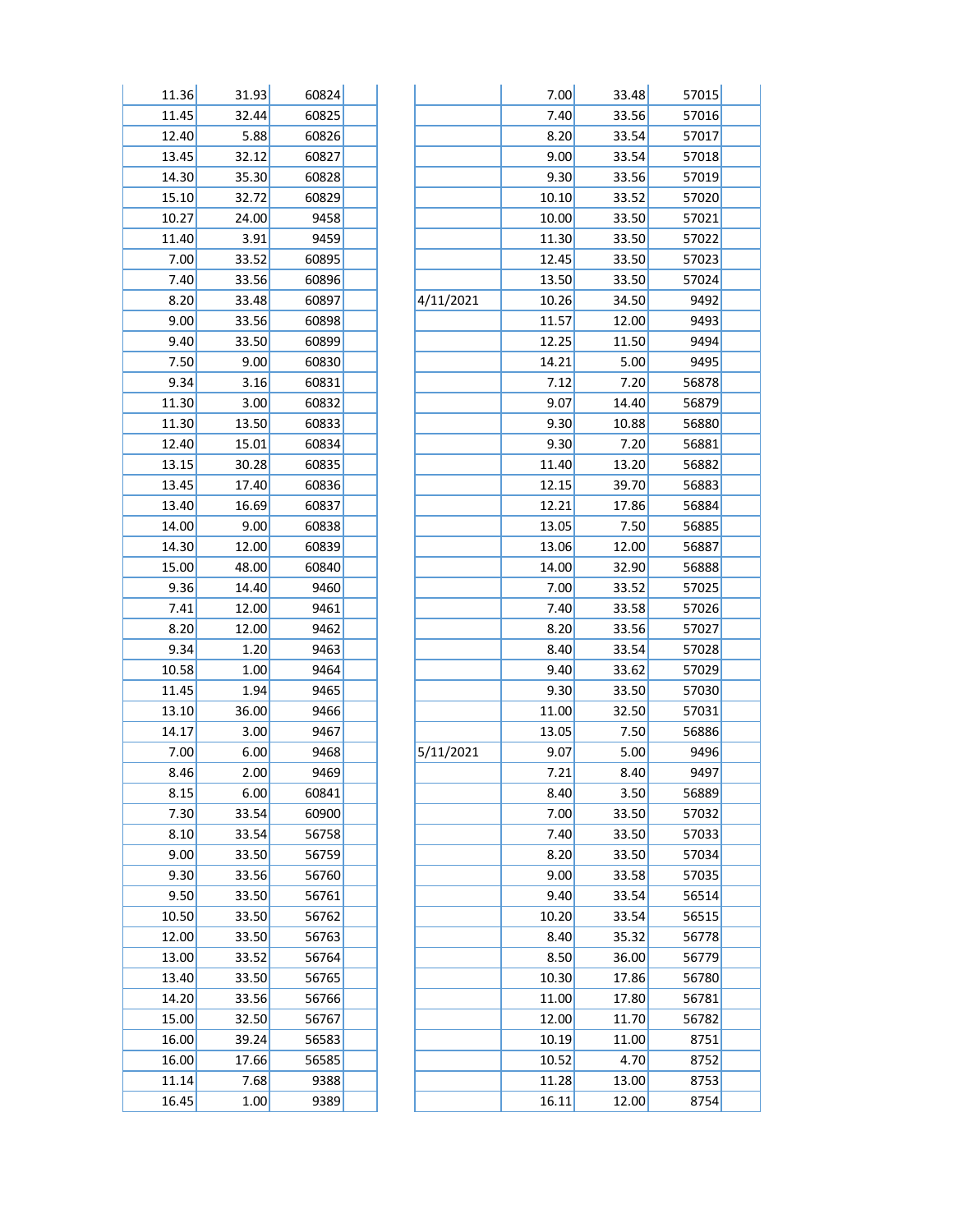| | | | |
|---|---|---|---|
| 11.36 | 31.93 | 60824 | |
| 11.45 | 32.44 | 60825 | |
| 12.40 | 5.88 | 60826 | |
| 13.45 | 32.12 | 60827 | |
| 14.30 | 35.30 | 60828 | |
| 15.10 | 32.72 | 60829 | |
| 10.27 | 24.00 | 9458 | |
| 11.40 | 3.91 | 9459 | |
| 7.00 | 33.52 | 60895 | |
| 7.40 | 33.56 | 60896 | |
| 8.20 | 33.48 | 60897 | |
| 9.00 | 33.56 | 60898 | |
| 9.40 | 33.50 | 60899 | |
| 7.50 | 9.00 | 60830 | |
| 9.34 | 3.16 | 60831 | |
| 11.30 | 3.00 | 60832 | |
| 11.30 | 13.50 | 60833 | |
| 12.40 | 15.01 | 60834 | |
| 13.15 | 30.28 | 60835 | |
| 13.45 | 17.40 | 60836 | |
| 13.40 | 16.69 | 60837 | |
| 14.00 | 9.00 | 60838 | |
| 14.30 | 12.00 | 60839 | |
| 15.00 | 48.00 | 60840 | |
| 9.36 | 14.40 | 9460 | |
| 7.41 | 12.00 | 9461 | |
| 8.20 | 12.00 | 9462 | |
| 9.34 | 1.20 | 9463 | |
| 10.58 | 1.00 | 9464 | |
| 11.45 | 1.94 | 9465 | |
| 13.10 | 36.00 | 9466 | |
| 14.17 | 3.00 | 9467 | |
| 7.00 | 6.00 | 9468 | |
| 8.46 | 2.00 | 9469 | |
| 8.15 | 6.00 | 60841 | |
| 7.30 | 33.54 | 60900 | |
| 8.10 | 33.54 | 56758 | |
| 9.00 | 33.50 | 56759 | |
| 9.30 | 33.56 | 56760 | |
| 9.50 | 33.50 | 56761 | |
| 10.50 | 33.50 | 56762 | |
| 12.00 | 33.50 | 56763 | |
| 13.00 | 33.52 | 56764 | |
| 13.40 | 33.50 | 56765 | |
| 14.20 | 33.56 | 56766 | |
| 15.00 | 32.50 | 56767 | |
| 16.00 | 39.24 | 56583 | |
| 16.00 | 17.66 | 56585 | |
| 11.14 | 7.68 | 9388 | |
| 16.45 | 1.00 | 9389 | |

| | | | | |
|---|---|---|---|---|
| | 7.00 | 33.48 | 57015 | |
| | 7.40 | 33.56 | 57016 | |
| | 8.20 | 33.54 | 57017 | |
| | 9.00 | 33.54 | 57018 | |
| | 9.30 | 33.56 | 57019 | |
| | 10.10 | 33.52 | 57020 | |
| | 10.00 | 33.50 | 57021 | |
| | 11.30 | 33.50 | 57022 | |
| | 12.45 | 33.50 | 57023 | |
| | 13.50 | 33.50 | 57024 | |
| 4/11/2021 | 10.26 | 34.50 | 9492 | |
| | 11.57 | 12.00 | 9493 | |
| | 12.25 | 11.50 | 9494 | |
| | 14.21 | 5.00 | 9495 | |
| | 7.12 | 7.20 | 56878 | |
| | 9.07 | 14.40 | 56879 | |
| | 9.30 | 10.88 | 56880 | |
| | 9.30 | 7.20 | 56881 | |
| | 11.40 | 13.20 | 56882 | |
| | 12.15 | 39.70 | 56883 | |
| | 12.21 | 17.86 | 56884 | |
| | 13.05 | 7.50 | 56885 | |
| | 13.06 | 12.00 | 56887 | |
| | 14.00 | 32.90 | 56888 | |
| | 7.00 | 33.52 | 57025 | |
| | 7.40 | 33.58 | 57026 | |
| | 8.20 | 33.56 | 57027 | |
| | 8.40 | 33.54 | 57028 | |
| | 9.40 | 33.62 | 57029 | |
| | 9.30 | 33.50 | 57030 | |
| | 11.00 | 32.50 | 57031 | |
| | 13.05 | 7.50 | 56886 | |
| 5/11/2021 | 9.07 | 5.00 | 9496 | |
| | 7.21 | 8.40 | 9497 | |
| | 8.40 | 3.50 | 56889 | |
| | 7.00 | 33.50 | 57032 | |
| | 7.40 | 33.50 | 57033 | |
| | 8.20 | 33.50 | 57034 | |
| | 9.00 | 33.58 | 57035 | |
| | 9.40 | 33.54 | 56514 | |
| | 10.20 | 33.54 | 56515 | |
| | 8.40 | 35.32 | 56778 | |
| | 8.50 | 36.00 | 56779 | |
| | 10.30 | 17.86 | 56780 | |
| | 11.00 | 17.80 | 56781 | |
| | 12.00 | 11.70 | 56782 | |
| | 10.19 | 11.00 | 8751 | |
| | 10.52 | 4.70 | 8752 | |
| | 11.28 | 13.00 | 8753 | |
| | 16.11 | 12.00 | 8754 | |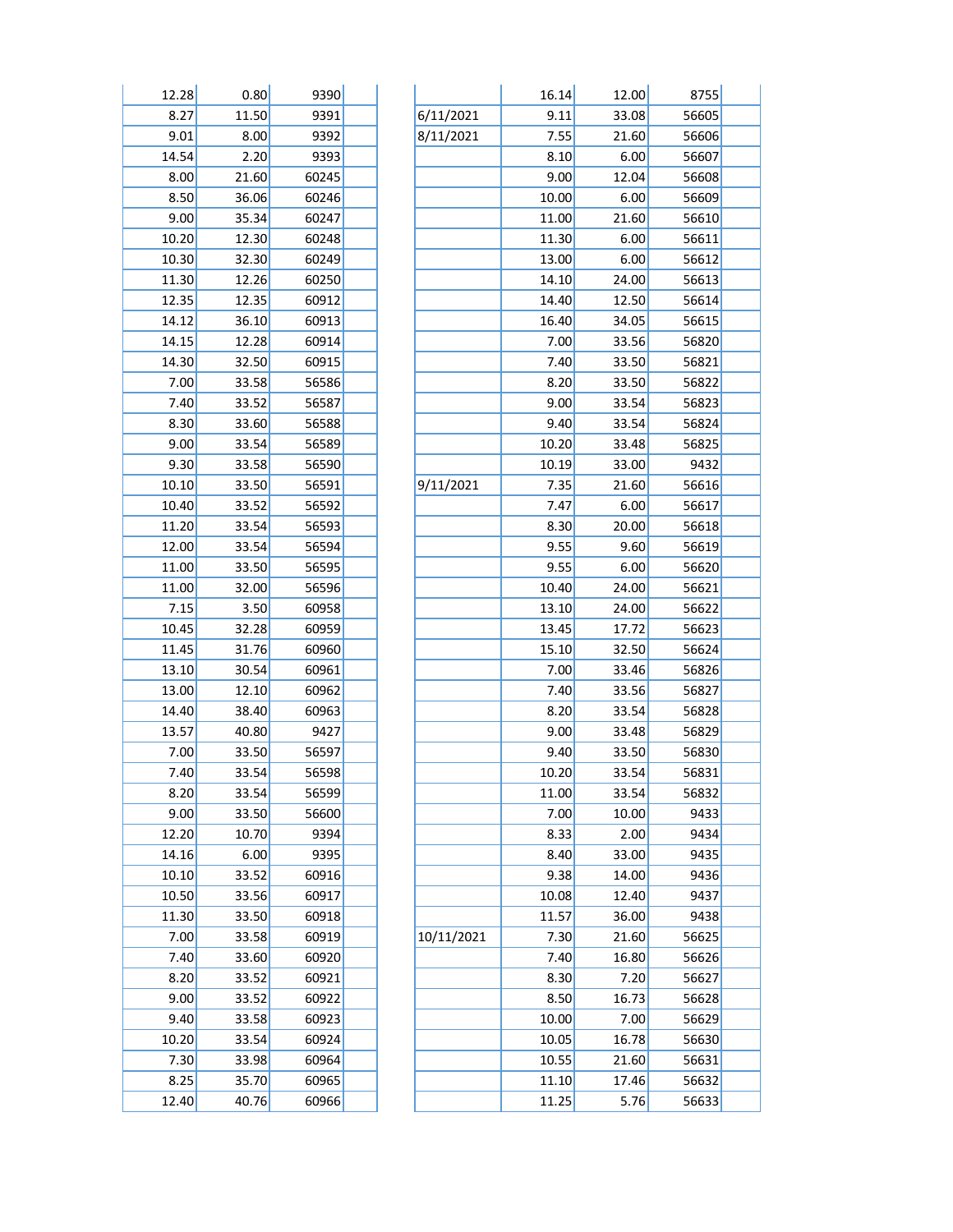| | | | |
|---|---|---|---|
| 12.28 | 0.80 | 9390 | |
| 8.27 | 11.50 | 9391 | |
| 9.01 | 8.00 | 9392 | |
| 14.54 | 2.20 | 9393 | |
| 8.00 | 21.60 | 60245 | |
| 8.50 | 36.06 | 60246 | |
| 9.00 | 35.34 | 60247 | |
| 10.20 | 12.30 | 60248 | |
| 10.30 | 32.30 | 60249 | |
| 11.30 | 12.26 | 60250 | |
| 12.35 | 12.35 | 60912 | |
| 14.12 | 36.10 | 60913 | |
| 14.15 | 12.28 | 60914 | |
| 14.30 | 32.50 | 60915 | |
| 7.00 | 33.58 | 56586 | |
| 7.40 | 33.52 | 56587 | |
| 8.30 | 33.60 | 56588 | |
| 9.00 | 33.54 | 56589 | |
| 9.30 | 33.58 | 56590 | |
| 10.10 | 33.50 | 56591 | |
| 10.40 | 33.52 | 56592 | |
| 11.20 | 33.54 | 56593 | |
| 12.00 | 33.54 | 56594 | |
| 11.00 | 33.50 | 56595 | |
| 11.00 | 32.00 | 56596 | |
| 7.15 | 3.50 | 60958 | |
| 10.45 | 32.28 | 60959 | |
| 11.45 | 31.76 | 60960 | |
| 13.10 | 30.54 | 60961 | |
| 13.00 | 12.10 | 60962 | |
| 14.40 | 38.40 | 60963 | |
| 13.57 | 40.80 | 9427 | |
| 7.00 | 33.50 | 56597 | |
| 7.40 | 33.54 | 56598 | |
| 8.20 | 33.54 | 56599 | |
| 9.00 | 33.50 | 56600 | |
| 12.20 | 10.70 | 9394 | |
| 14.16 | 6.00 | 9395 | |
| 10.10 | 33.52 | 60916 | |
| 10.50 | 33.56 | 60917 | |
| 11.30 | 33.50 | 60918 | |
| 7.00 | 33.58 | 60919 | |
| 7.40 | 33.60 | 60920 | |
| 8.20 | 33.52 | 60921 | |
| 9.00 | 33.52 | 60922 | |
| 9.40 | 33.58 | 60923 | |
| 10.20 | 33.54 | 60924 | |
| 7.30 | 33.98 | 60964 | |
| 8.25 | 35.70 | 60965 | |
| 12.40 | 40.76 | 60966 | |

| | | | | |
|---|---|---|---|---|
| | 16.14 | 12.00 | 8755 | |
| 6/11/2021 | 9.11 | 33.08 | 56605 | |
| 8/11/2021 | 7.55 | 21.60 | 56606 | |
| | 8.10 | 6.00 | 56607 | |
| | 9.00 | 12.04 | 56608 | |
| | 10.00 | 6.00 | 56609 | |
| | 11.00 | 21.60 | 56610 | |
| | 11.30 | 6.00 | 56611 | |
| | 13.00 | 6.00 | 56612 | |
| | 14.10 | 24.00 | 56613 | |
| | 14.40 | 12.50 | 56614 | |
| | 16.40 | 34.05 | 56615 | |
| | 7.00 | 33.56 | 56820 | |
| | 7.40 | 33.50 | 56821 | |
| | 8.20 | 33.50 | 56822 | |
| | 9.00 | 33.54 | 56823 | |
| | 9.40 | 33.54 | 56824 | |
| | 10.20 | 33.48 | 56825 | |
| | 10.19 | 33.00 | 9432 | |
| 9/11/2021 | 7.35 | 21.60 | 56616 | |
| | 7.47 | 6.00 | 56617 | |
| | 8.30 | 20.00 | 56618 | |
| | 9.55 | 9.60 | 56619 | |
| | 9.55 | 6.00 | 56620 | |
| | 10.40 | 24.00 | 56621 | |
| | 13.10 | 24.00 | 56622 | |
| | 13.45 | 17.72 | 56623 | |
| | 15.10 | 32.50 | 56624 | |
| | 7.00 | 33.46 | 56826 | |
| | 7.40 | 33.56 | 56827 | |
| | 8.20 | 33.54 | 56828 | |
| | 9.00 | 33.48 | 56829 | |
| | 9.40 | 33.50 | 56830 | |
| | 10.20 | 33.54 | 56831 | |
| | 11.00 | 33.54 | 56832 | |
| | 7.00 | 10.00 | 9433 | |
| | 8.33 | 2.00 | 9434 | |
| | 8.40 | 33.00 | 9435 | |
| | 9.38 | 14.00 | 9436 | |
| | 10.08 | 12.40 | 9437 | |
| | 11.57 | 36.00 | 9438 | |
| 10/11/2021 | 7.30 | 21.60 | 56625 | |
| | 7.40 | 16.80 | 56626 | |
| | 8.30 | 7.20 | 56627 | |
| | 8.50 | 16.73 | 56628 | |
| | 10.00 | 7.00 | 56629 | |
| | 10.05 | 16.78 | 56630 | |
| | 10.55 | 21.60 | 56631 | |
| | 11.10 | 17.46 | 56632 | |
| | 11.25 | 5.76 | 56633 | |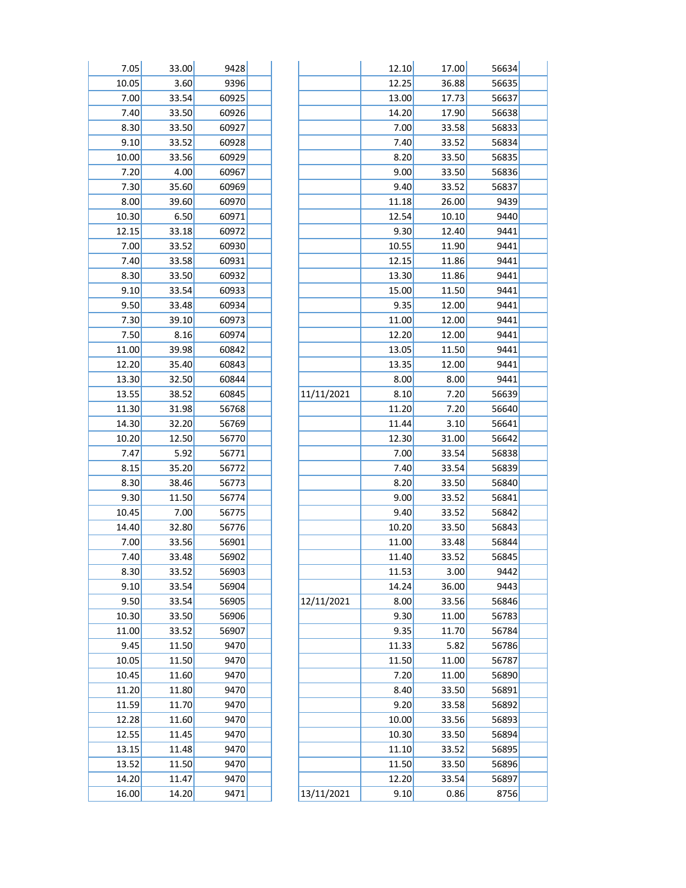| | | | |
|---|---|---|---|
| 7.05 | 33.00 | 9428 | |
| 10.05 | 3.60 | 9396 | |
| 7.00 | 33.54 | 60925 | |
| 7.40 | 33.50 | 60926 | |
| 8.30 | 33.50 | 60927 | |
| 9.10 | 33.52 | 60928 | |
| 10.00 | 33.56 | 60929 | |
| 7.20 | 4.00 | 60967 | |
| 7.30 | 35.60 | 60969 | |
| 8.00 | 39.60 | 60970 | |
| 10.30 | 6.50 | 60971 | |
| 12.15 | 33.18 | 60972 | |
| 7.00 | 33.52 | 60930 | |
| 7.40 | 33.58 | 60931 | |
| 8.30 | 33.50 | 60932 | |
| 9.10 | 33.54 | 60933 | |
| 9.50 | 33.48 | 60934 | |
| 7.30 | 39.10 | 60973 | |
| 7.50 | 8.16 | 60974 | |
| 11.00 | 39.98 | 60842 | |
| 12.20 | 35.40 | 60843 | |
| 13.30 | 32.50 | 60844 | |
| 13.55 | 38.52 | 60845 | |
| 11.30 | 31.98 | 56768 | |
| 14.30 | 32.20 | 56769 | |
| 10.20 | 12.50 | 56770 | |
| 7.47 | 5.92 | 56771 | |
| 8.15 | 35.20 | 56772 | |
| 8.30 | 38.46 | 56773 | |
| 9.30 | 11.50 | 56774 | |
| 10.45 | 7.00 | 56775 | |
| 14.40 | 32.80 | 56776 | |
| 7.00 | 33.56 | 56901 | |
| 7.40 | 33.48 | 56902 | |
| 8.30 | 33.52 | 56903 | |
| 9.10 | 33.54 | 56904 | |
| 9.50 | 33.54 | 56905 | |
| 10.30 | 33.50 | 56906 | |
| 11.00 | 33.52 | 56907 | |
| 9.45 | 11.50 | 9470 | |
| 10.05 | 11.50 | 9470 | |
| 10.45 | 11.60 | 9470 | |
| 11.20 | 11.80 | 9470 | |
| 11.59 | 11.70 | 9470 | |
| 12.28 | 11.60 | 9470 | |
| 12.55 | 11.45 | 9470 | |
| 13.15 | 11.48 | 9470 | |
| 13.52 | 11.50 | 9470 | |
| 14.20 | 11.47 | 9470 | |
| 16.00 | 14.20 | 9471 | |

| | | | | |
|---|---|---|---|---|
| | 12.10 | 17.00 | 56634 | |
| | 12.25 | 36.88 | 56635 | |
| | 13.00 | 17.73 | 56637 | |
| | 14.20 | 17.90 | 56638 | |
| | 7.00 | 33.58 | 56833 | |
| | 7.40 | 33.52 | 56834 | |
| | 8.20 | 33.50 | 56835 | |
| | 9.00 | 33.50 | 56836 | |
| | 9.40 | 33.52 | 56837 | |
| | 11.18 | 26.00 | 9439 | |
| | 12.54 | 10.10 | 9440 | |
| | 9.30 | 12.40 | 9441 | |
| | 10.55 | 11.90 | 9441 | |
| | 12.15 | 11.86 | 9441 | |
| | 13.30 | 11.86 | 9441 | |
| | 15.00 | 11.50 | 9441 | |
| | 9.35 | 12.00 | 9441 | |
| | 11.00 | 12.00 | 9441 | |
| | 12.20 | 12.00 | 9441 | |
| | 13.05 | 11.50 | 9441 | |
| | 13.35 | 12.00 | 9441 | |
| | 8.00 | 8.00 | 9441 | |
| 11/11/2021 | 8.10 | 7.20 | 56639 | |
| | 11.20 | 7.20 | 56640 | |
| | 11.44 | 3.10 | 56641 | |
| | 12.30 | 31.00 | 56642 | |
| | 7.00 | 33.54 | 56838 | |
| | 7.40 | 33.54 | 56839 | |
| | 8.20 | 33.50 | 56840 | |
| | 9.00 | 33.52 | 56841 | |
| | 9.40 | 33.52 | 56842 | |
| | 10.20 | 33.50 | 56843 | |
| | 11.00 | 33.48 | 56844 | |
| | 11.40 | 33.52 | 56845 | |
| | 11.53 | 3.00 | 9442 | |
| | 14.24 | 36.00 | 9443 | |
| 12/11/2021 | 8.00 | 33.56 | 56846 | |
| | 9.30 | 11.00 | 56783 | |
| | 9.35 | 11.70 | 56784 | |
| | 11.33 | 5.82 | 56786 | |
| | 11.50 | 11.00 | 56787 | |
| | 7.20 | 11.00 | 56890 | |
| | 8.40 | 33.50 | 56891 | |
| | 9.20 | 33.58 | 56892 | |
| | 10.00 | 33.56 | 56893 | |
| | 10.30 | 33.50 | 56894 | |
| | 11.10 | 33.52 | 56895 | |
| | 11.50 | 33.50 | 56896 | |
| | 12.20 | 33.54 | 56897 | |
| 13/11/2021 | 9.10 | 0.86 | 8756 | |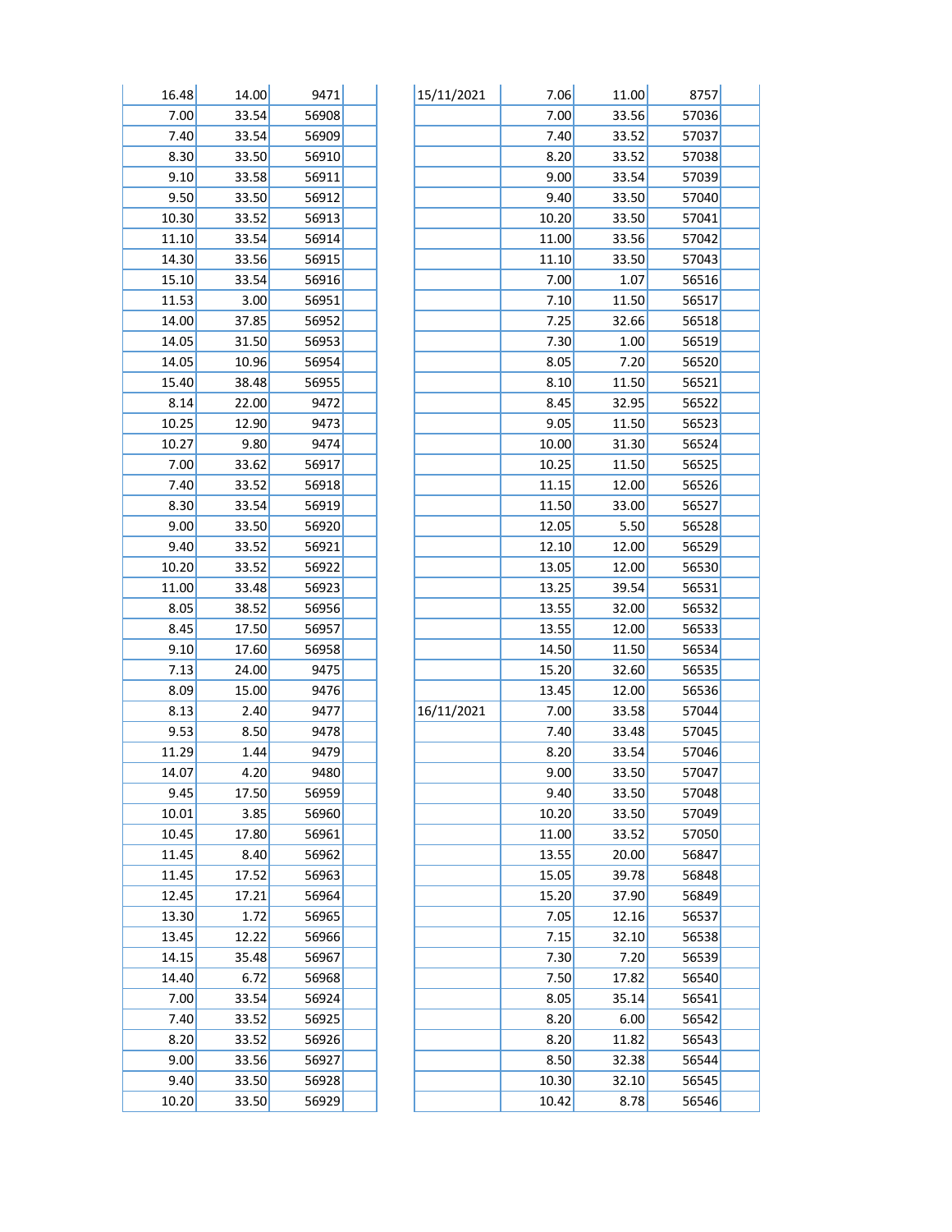| | | | |
|---|---|---|---|
| 16.48 | 14.00 | 9471 | |
| 7.00 | 33.54 | 56908 | |
| 7.40 | 33.54 | 56909 | |
| 8.30 | 33.50 | 56910 | |
| 9.10 | 33.58 | 56911 | |
| 9.50 | 33.50 | 56912 | |
| 10.30 | 33.52 | 56913 | |
| 11.10 | 33.54 | 56914 | |
| 14.30 | 33.56 | 56915 | |
| 15.10 | 33.54 | 56916 | |
| 11.53 | 3.00 | 56951 | |
| 14.00 | 37.85 | 56952 | |
| 14.05 | 31.50 | 56953 | |
| 14.05 | 10.96 | 56954 | |
| 15.40 | 38.48 | 56955 | |
| 8.14 | 22.00 | 9472 | |
| 10.25 | 12.90 | 9473 | |
| 10.27 | 9.80 | 9474 | |
| 7.00 | 33.62 | 56917 | |
| 7.40 | 33.52 | 56918 | |
| 8.30 | 33.54 | 56919 | |
| 9.00 | 33.50 | 56920 | |
| 9.40 | 33.52 | 56921 | |
| 10.20 | 33.52 | 56922 | |
| 11.00 | 33.48 | 56923 | |
| 8.05 | 38.52 | 56956 | |
| 8.45 | 17.50 | 56957 | |
| 9.10 | 17.60 | 56958 | |
| 7.13 | 24.00 | 9475 | |
| 8.09 | 15.00 | 9476 | |
| 8.13 | 2.40 | 9477 | |
| 9.53 | 8.50 | 9478 | |
| 11.29 | 1.44 | 9479 | |
| 14.07 | 4.20 | 9480 | |
| 9.45 | 17.50 | 56959 | |
| 10.01 | 3.85 | 56960 | |
| 10.45 | 17.80 | 56961 | |
| 11.45 | 8.40 | 56962 | |
| 11.45 | 17.52 | 56963 | |
| 12.45 | 17.21 | 56964 | |
| 13.30 | 1.72 | 56965 | |
| 13.45 | 12.22 | 56966 | |
| 14.15 | 35.48 | 56967 | |
| 14.40 | 6.72 | 56968 | |
| 7.00 | 33.54 | 56924 | |
| 7.40 | 33.52 | 56925 | |
| 8.20 | 33.52 | 56926 | |
| 9.00 | 33.56 | 56927 | |
| 9.40 | 33.50 | 56928 | |
| 10.20 | 33.50 | 56929 | |

| | | | | |
|---|---|---|---|---|
| 15/11/2021 | 7.06 | 11.00 | 8757 | |
| | 7.00 | 33.56 | 57036 | |
| | 7.40 | 33.52 | 57037 | |
| | 8.20 | 33.52 | 57038 | |
| | 9.00 | 33.54 | 57039 | |
| | 9.40 | 33.50 | 57040 | |
| | 10.20 | 33.50 | 57041 | |
| | 11.00 | 33.56 | 57042 | |
| | 11.10 | 33.50 | 57043 | |
| | 7.00 | 1.07 | 56516 | |
| | 7.10 | 11.50 | 56517 | |
| | 7.25 | 32.66 | 56518 | |
| | 7.30 | 1.00 | 56519 | |
| | 8.05 | 7.20 | 56520 | |
| | 8.10 | 11.50 | 56521 | |
| | 8.45 | 32.95 | 56522 | |
| | 9.05 | 11.50 | 56523 | |
| | 10.00 | 31.30 | 56524 | |
| | 10.25 | 11.50 | 56525 | |
| | 11.15 | 12.00 | 56526 | |
| | 11.50 | 33.00 | 56527 | |
| | 12.05 | 5.50 | 56528 | |
| | 12.10 | 12.00 | 56529 | |
| | 13.05 | 12.00 | 56530 | |
| | 13.25 | 39.54 | 56531 | |
| | 13.55 | 32.00 | 56532 | |
| | 13.55 | 12.00 | 56533 | |
| | 14.50 | 11.50 | 56534 | |
| | 15.20 | 32.60 | 56535 | |
| | 13.45 | 12.00 | 56536 | |
| 16/11/2021 | 7.00 | 33.58 | 57044 | |
| | 7.40 | 33.48 | 57045 | |
| | 8.20 | 33.54 | 57046 | |
| | 9.00 | 33.50 | 57047 | |
| | 9.40 | 33.50 | 57048 | |
| | 10.20 | 33.50 | 57049 | |
| | 11.00 | 33.52 | 57050 | |
| | 13.55 | 20.00 | 56847 | |
| | 15.05 | 39.78 | 56848 | |
| | 15.20 | 37.90 | 56849 | |
| | 7.05 | 12.16 | 56537 | |
| | 7.15 | 32.10 | 56538 | |
| | 7.30 | 7.20 | 56539 | |
| | 7.50 | 17.82 | 56540 | |
| | 8.05 | 35.14 | 56541 | |
| | 8.20 | 6.00 | 56542 | |
| | 8.20 | 11.82 | 56543 | |
| | 8.50 | 32.38 | 56544 | |
| | 10.30 | 32.10 | 56545 | |
| | 10.42 | 8.78 | 56546 | |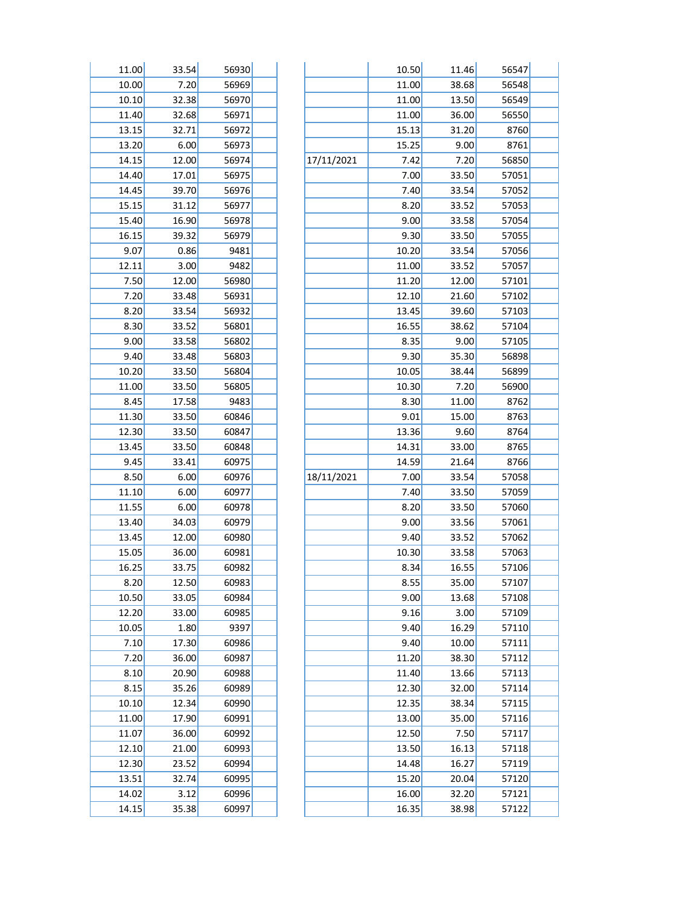| | | | |
|---|---|---|---|
| 11.00 | 33.54 | 56930 | |
| 10.00 | 7.20 | 56969 | |
| 10.10 | 32.38 | 56970 | |
| 11.40 | 32.68 | 56971 | |
| 13.15 | 32.71 | 56972 | |
| 13.20 | 6.00 | 56973 | |
| 14.15 | 12.00 | 56974 | |
| 14.40 | 17.01 | 56975 | |
| 14.45 | 39.70 | 56976 | |
| 15.15 | 31.12 | 56977 | |
| 15.40 | 16.90 | 56978 | |
| 16.15 | 39.32 | 56979 | |
| 9.07 | 0.86 | 9481 | |
| 12.11 | 3.00 | 9482 | |
| 7.50 | 12.00 | 56980 | |
| 7.20 | 33.48 | 56931 | |
| 8.20 | 33.54 | 56932 | |
| 8.30 | 33.52 | 56801 | |
| 9.00 | 33.58 | 56802 | |
| 9.40 | 33.48 | 56803 | |
| 10.20 | 33.50 | 56804 | |
| 11.00 | 33.50 | 56805 | |
| 8.45 | 17.58 | 9483 | |
| 11.30 | 33.50 | 60846 | |
| 12.30 | 33.50 | 60847 | |
| 13.45 | 33.50 | 60848 | |
| 9.45 | 33.41 | 60975 | |
| 8.50 | 6.00 | 60976 | |
| 11.10 | 6.00 | 60977 | |
| 11.55 | 6.00 | 60978 | |
| 13.40 | 34.03 | 60979 | |
| 13.45 | 12.00 | 60980 | |
| 15.05 | 36.00 | 60981 | |
| 16.25 | 33.75 | 60982 | |
| 8.20 | 12.50 | 60983 | |
| 10.50 | 33.05 | 60984 | |
| 12.20 | 33.00 | 60985 | |
| 10.05 | 1.80 | 9397 | |
| 7.10 | 17.30 | 60986 | |
| 7.20 | 36.00 | 60987 | |
| 8.10 | 20.90 | 60988 | |
| 8.15 | 35.26 | 60989 | |
| 10.10 | 12.34 | 60990 | |
| 11.00 | 17.90 | 60991 | |
| 11.07 | 36.00 | 60992 | |
| 12.10 | 21.00 | 60993 | |
| 12.30 | 23.52 | 60994 | |
| 13.51 | 32.74 | 60995 | |
| 14.02 | 3.12 | 60996 | |
| 14.15 | 35.38 | 60997 | |

| | | | | |
|---|---|---|---|---|
| | 10.50 | 11.46 | 56547 | |
| | 11.00 | 38.68 | 56548 | |
| | 11.00 | 13.50 | 56549 | |
| | 11.00 | 36.00 | 56550 | |
| | 15.13 | 31.20 | 8760 | |
| | 15.25 | 9.00 | 8761 | |
| 17/11/2021 | 7.42 | 7.20 | 56850 | |
| | 7.00 | 33.50 | 57051 | |
| | 7.40 | 33.54 | 57052 | |
| | 8.20 | 33.52 | 57053 | |
| | 9.00 | 33.58 | 57054 | |
| | 9.30 | 33.50 | 57055 | |
| | 10.20 | 33.54 | 57056 | |
| | 11.00 | 33.52 | 57057 | |
| | 11.20 | 12.00 | 57101 | |
| | 12.10 | 21.60 | 57102 | |
| | 13.45 | 39.60 | 57103 | |
| | 16.55 | 38.62 | 57104 | |
| | 8.35 | 9.00 | 57105 | |
| | 9.30 | 35.30 | 56898 | |
| | 10.05 | 38.44 | 56899 | |
| | 10.30 | 7.20 | 56900 | |
| | 8.30 | 11.00 | 8762 | |
| | 9.01 | 15.00 | 8763 | |
| | 13.36 | 9.60 | 8764 | |
| | 14.31 | 33.00 | 8765 | |
| | 14.59 | 21.64 | 8766 | |
| 18/11/2021 | 7.00 | 33.54 | 57058 | |
| | 7.40 | 33.50 | 57059 | |
| | 8.20 | 33.50 | 57060 | |
| | 9.00 | 33.56 | 57061 | |
| | 9.40 | 33.52 | 57062 | |
| | 10.30 | 33.58 | 57063 | |
| | 8.34 | 16.55 | 57106 | |
| | 8.55 | 35.00 | 57107 | |
| | 9.00 | 13.68 | 57108 | |
| | 9.16 | 3.00 | 57109 | |
| | 9.40 | 16.29 | 57110 | |
| | 9.40 | 10.00 | 57111 | |
| | 11.20 | 38.30 | 57112 | |
| | 11.40 | 13.66 | 57113 | |
| | 12.30 | 32.00 | 57114 | |
| | 12.35 | 38.34 | 57115 | |
| | 13.00 | 35.00 | 57116 | |
| | 12.50 | 7.50 | 57117 | |
| | 13.50 | 16.13 | 57118 | |
| | 14.48 | 16.27 | 57119 | |
| | 15.20 | 20.04 | 57120 | |
| | 16.00 | 32.20 | 57121 | |
| | 16.35 | 38.98 | 57122 | |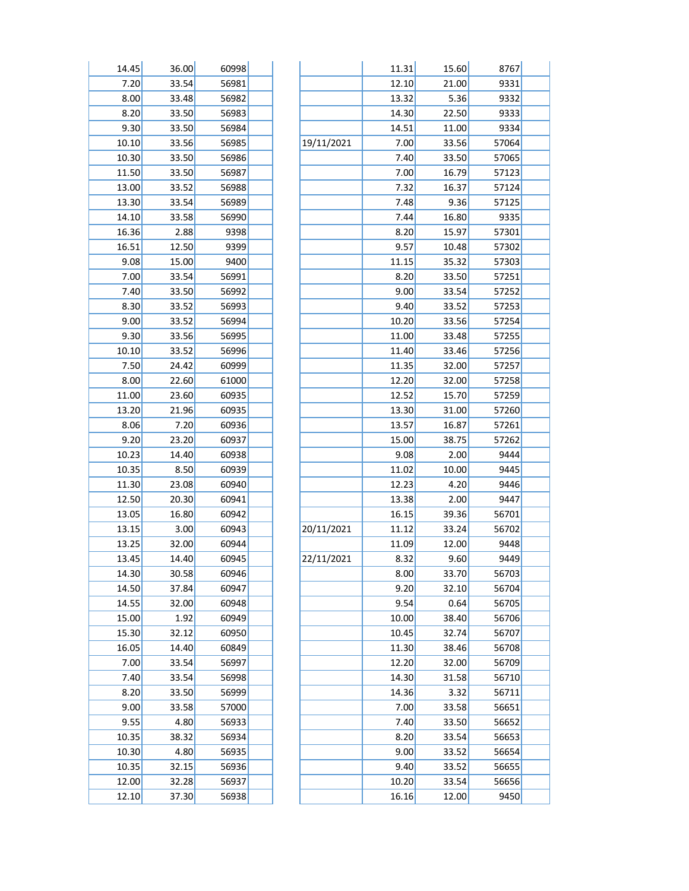| | | | |
|---|---|---|---|
| 14.45 | 36.00 | 60998 | |
| 7.20 | 33.54 | 56981 | |
| 8.00 | 33.48 | 56982 | |
| 8.20 | 33.50 | 56983 | |
| 9.30 | 33.50 | 56984 | |
| 10.10 | 33.56 | 56985 | |
| 10.30 | 33.50 | 56986 | |
| 11.50 | 33.50 | 56987 | |
| 13.00 | 33.52 | 56988 | |
| 13.30 | 33.54 | 56989 | |
| 14.10 | 33.58 | 56990 | |
| 16.36 | 2.88 | 9398 | |
| 16.51 | 12.50 | 9399 | |
| 9.08 | 15.00 | 9400 | |
| 7.00 | 33.54 | 56991 | |
| 7.40 | 33.50 | 56992 | |
| 8.30 | 33.52 | 56993 | |
| 9.00 | 33.52 | 56994 | |
| 9.30 | 33.56 | 56995 | |
| 10.10 | 33.52 | 56996 | |
| 7.50 | 24.42 | 60999 | |
| 8.00 | 22.60 | 61000 | |
| 11.00 | 23.60 | 60935 | |
| 13.20 | 21.96 | 60935 | |
| 8.06 | 7.20 | 60936 | |
| 9.20 | 23.20 | 60937 | |
| 10.23 | 14.40 | 60938 | |
| 10.35 | 8.50 | 60939 | |
| 11.30 | 23.08 | 60940 | |
| 12.50 | 20.30 | 60941 | |
| 13.05 | 16.80 | 60942 | |
| 13.15 | 3.00 | 60943 | |
| 13.25 | 32.00 | 60944 | |
| 13.45 | 14.40 | 60945 | |
| 14.30 | 30.58 | 60946 | |
| 14.50 | 37.84 | 60947 | |
| 14.55 | 32.00 | 60948 | |
| 15.00 | 1.92 | 60949 | |
| 15.30 | 32.12 | 60950 | |
| 16.05 | 14.40 | 60849 | |
| 7.00 | 33.54 | 56997 | |
| 7.40 | 33.54 | 56998 | |
| 8.20 | 33.50 | 56999 | |
| 9.00 | 33.58 | 57000 | |
| 9.55 | 4.80 | 56933 | |
| 10.35 | 38.32 | 56934 | |
| 10.30 | 4.80 | 56935 | |
| 10.35 | 32.15 | 56936 | |
| 12.00 | 32.28 | 56937 | |
| 12.10 | 37.30 | 56938 | |

| | | | | |
|---|---|---|---|---|
| | 11.31 | 15.60 | 8767 | |
| | 12.10 | 21.00 | 9331 | |
| | 13.32 | 5.36 | 9332 | |
| | 14.30 | 22.50 | 9333 | |
| | 14.51 | 11.00 | 9334 | |
| 19/11/2021 | 7.00 | 33.56 | 57064 | |
| | 7.40 | 33.50 | 57065 | |
| | 7.00 | 16.79 | 57123 | |
| | 7.32 | 16.37 | 57124 | |
| | 7.48 | 9.36 | 57125 | |
| | 7.44 | 16.80 | 9335 | |
| | 8.20 | 15.97 | 57301 | |
| | 9.57 | 10.48 | 57302 | |
| | 11.15 | 35.32 | 57303 | |
| | 8.20 | 33.50 | 57251 | |
| | 9.00 | 33.54 | 57252 | |
| | 9.40 | 33.52 | 57253 | |
| | 10.20 | 33.56 | 57254 | |
| | 11.00 | 33.48 | 57255 | |
| | 11.40 | 33.46 | 57256 | |
| | 11.35 | 32.00 | 57257 | |
| | 12.20 | 32.00 | 57258 | |
| | 12.52 | 15.70 | 57259 | |
| | 13.30 | 31.00 | 57260 | |
| | 13.57 | 16.87 | 57261 | |
| | 15.00 | 38.75 | 57262 | |
| | 9.08 | 2.00 | 9444 | |
| | 11.02 | 10.00 | 9445 | |
| | 12.23 | 4.20 | 9446 | |
| | 13.38 | 2.00 | 9447 | |
| | 16.15 | 39.36 | 56701 | |
| 20/11/2021 | 11.12 | 33.24 | 56702 | |
| | 11.09 | 12.00 | 9448 | |
| 22/11/2021 | 8.32 | 9.60 | 9449 | |
| | 8.00 | 33.70 | 56703 | |
| | 9.20 | 32.10 | 56704 | |
| | 9.54 | 0.64 | 56705 | |
| | 10.00 | 38.40 | 56706 | |
| | 10.45 | 32.74 | 56707 | |
| | 11.30 | 38.46 | 56708 | |
| | 12.20 | 32.00 | 56709 | |
| | 14.30 | 31.58 | 56710 | |
| | 14.36 | 3.32 | 56711 | |
| | 7.00 | 33.58 | 56651 | |
| | 7.40 | 33.50 | 56652 | |
| | 8.20 | 33.54 | 56653 | |
| | 9.00 | 33.52 | 56654 | |
| | 9.40 | 33.52 | 56655 | |
| | 10.20 | 33.54 | 56656 | |
| | 16.16 | 12.00 | 9450 | |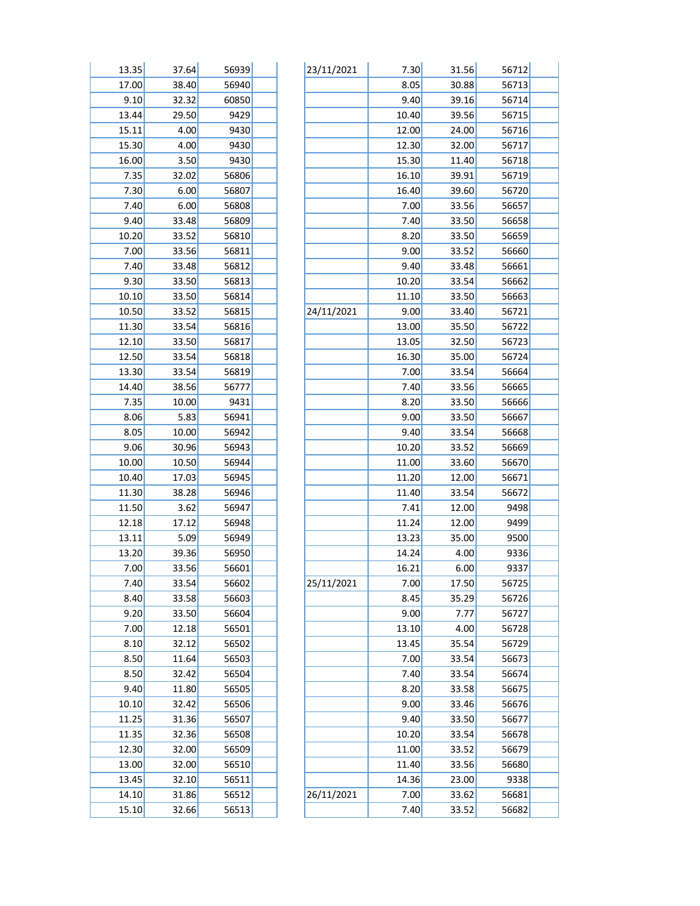| | | | |
|---|---|---|---|
| 13.35 | 37.64 | 56939 | |
| 17.00 | 38.40 | 56940 | |
| 9.10 | 32.32 | 60850 | |
| 13.44 | 29.50 | 9429 | |
| 15.11 | 4.00 | 9430 | |
| 15.30 | 4.00 | 9430 | |
| 16.00 | 3.50 | 9430 | |
| 7.35 | 32.02 | 56806 | |
| 7.30 | 6.00 | 56807 | |
| 7.40 | 6.00 | 56808 | |
| 9.40 | 33.48 | 56809 | |
| 10.20 | 33.52 | 56810 | |
| 7.00 | 33.56 | 56811 | |
| 7.40 | 33.48 | 56812 | |
| 9.30 | 33.50 | 56813 | |
| 10.10 | 33.50 | 56814 | |
| 10.50 | 33.52 | 56815 | |
| 11.30 | 33.54 | 56816 | |
| 12.10 | 33.50 | 56817 | |
| 12.50 | 33.54 | 56818 | |
| 13.30 | 33.54 | 56819 | |
| 14.40 | 38.56 | 56777 | |
| 7.35 | 10.00 | 9431 | |
| 8.06 | 5.83 | 56941 | |
| 8.05 | 10.00 | 56942 | |
| 9.06 | 30.96 | 56943 | |
| 10.00 | 10.50 | 56944 | |
| 10.40 | 17.03 | 56945 | |
| 11.30 | 38.28 | 56946 | |
| 11.50 | 3.62 | 56947 | |
| 12.18 | 17.12 | 56948 | |
| 13.11 | 5.09 | 56949 | |
| 13.20 | 39.36 | 56950 | |
| 7.00 | 33.56 | 56601 | |
| 7.40 | 33.54 | 56602 | |
| 8.40 | 33.58 | 56603 | |
| 9.20 | 33.50 | 56604 | |
| 7.00 | 12.18 | 56501 | |
| 8.10 | 32.12 | 56502 | |
| 8.50 | 11.64 | 56503 | |
| 8.50 | 32.42 | 56504 | |
| 9.40 | 11.80 | 56505 | |
| 10.10 | 32.42 | 56506 | |
| 11.25 | 31.36 | 56507 | |
| 11.35 | 32.36 | 56508 | |
| 12.30 | 32.00 | 56509 | |
| 13.00 | 32.00 | 56510 | |
| 13.45 | 32.10 | 56511 | |
| 14.10 | 31.86 | 56512 | |
| 15.10 | 32.66 | 56513 | |

| | | | | |
|---|---|---|---|---|
| 23/11/2021 | 7.30 | 31.56 | 56712 | |
| | 8.05 | 30.88 | 56713 | |
| | 9.40 | 39.16 | 56714 | |
| | 10.40 | 39.56 | 56715 | |
| | 12.00 | 24.00 | 56716 | |
| | 12.30 | 32.00 | 56717 | |
| | 15.30 | 11.40 | 56718 | |
| | 16.10 | 39.91 | 56719 | |
| | 16.40 | 39.60 | 56720 | |
| | 7.00 | 33.56 | 56657 | |
| | 7.40 | 33.50 | 56658 | |
| | 8.20 | 33.50 | 56659 | |
| | 9.00 | 33.52 | 56660 | |
| | 9.40 | 33.48 | 56661 | |
| | 10.20 | 33.54 | 56662 | |
| | 11.10 | 33.50 | 56663 | |
| 24/11/2021 | 9.00 | 33.40 | 56721 | |
| | 13.00 | 35.50 | 56722 | |
| | 13.05 | 32.50 | 56723 | |
| | 16.30 | 35.00 | 56724 | |
| | 7.00 | 33.54 | 56664 | |
| | 7.40 | 33.56 | 56665 | |
| | 8.20 | 33.50 | 56666 | |
| | 9.00 | 33.50 | 56667 | |
| | 9.40 | 33.54 | 56668 | |
| | 10.20 | 33.52 | 56669 | |
| | 11.00 | 33.60 | 56670 | |
| | 11.20 | 12.00 | 56671 | |
| | 11.40 | 33.54 | 56672 | |
| | 7.41 | 12.00 | 9498 | |
| | 11.24 | 12.00 | 9499 | |
| | 13.23 | 35.00 | 9500 | |
| | 14.24 | 4.00 | 9336 | |
| | 16.21 | 6.00 | 9337 | |
| 25/11/2021 | 7.00 | 17.50 | 56725 | |
| | 8.45 | 35.29 | 56726 | |
| | 9.00 | 7.77 | 56727 | |
| | 13.10 | 4.00 | 56728 | |
| | 13.45 | 35.54 | 56729 | |
| | 7.00 | 33.54 | 56673 | |
| | 7.40 | 33.54 | 56674 | |
| | 8.20 | 33.58 | 56675 | |
| | 9.00 | 33.46 | 56676 | |
| | 9.40 | 33.50 | 56677 | |
| | 10.20 | 33.54 | 56678 | |
| | 11.00 | 33.52 | 56679 | |
| | 11.40 | 33.56 | 56680 | |
| | 14.36 | 23.00 | 9338 | |
| 26/11/2021 | 7.00 | 33.62 | 56681 | |
| | 7.40 | 33.52 | 56682 | |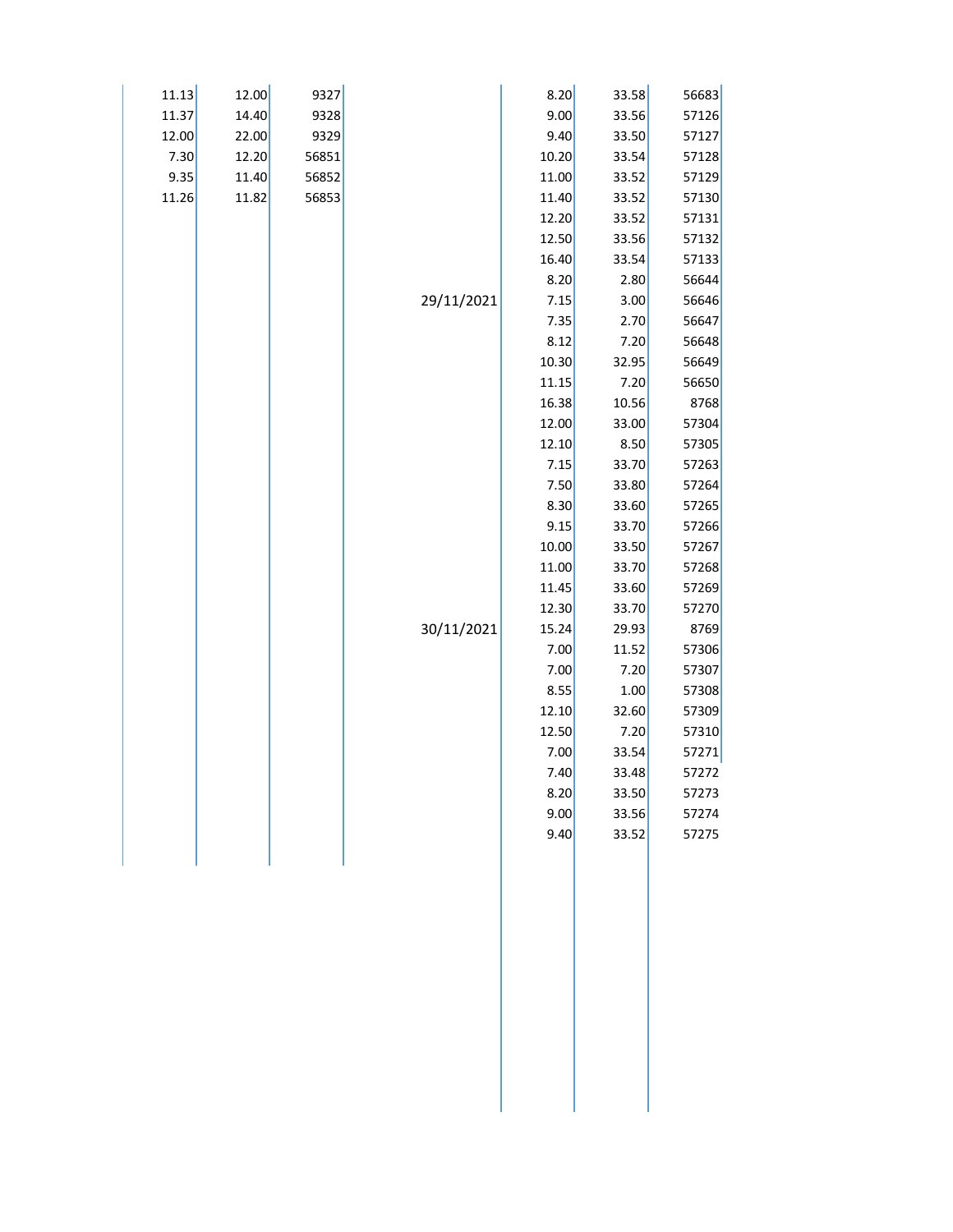| | | |
|---|---|---|
| 11.13 | 12.00 | 9327 |
| 11.37 | 14.40 | 9328 |
| 12.00 | 22.00 | 9329 |
| 7.30 | 12.20 | 56851 |
| 9.35 | 11.40 | 56852 |
| 11.26 | 11.82 | 56853 |

| | | | |
|---|---|---|---|
| | 8.20 | 33.58 | 56683 |
| | 9.00 | 33.56 | 57126 |
| | 9.40 | 33.50 | 57127 |
| | 10.20 | 33.54 | 57128 |
| | 11.00 | 33.52 | 57129 |
| | 11.40 | 33.52 | 57130 |
| | 12.20 | 33.52 | 57131 |
| | 12.50 | 33.56 | 57132 |
| | 16.40 | 33.54 | 57133 |
| | 8.20 | 2.80 | 56644 |
| 29/11/2021 | 7.15 | 3.00 | 56646 |
| | 7.35 | 2.70 | 56647 |
| | 8.12 | 7.20 | 56648 |
| | 10.30 | 32.95 | 56649 |
| | 11.15 | 7.20 | 56650 |
| | 16.38 | 10.56 | 8768 |
| | 12.00 | 33.00 | 57304 |
| | 12.10 | 8.50 | 57305 |
| | 7.15 | 33.70 | 57263 |
| | 7.50 | 33.80 | 57264 |
| | 8.30 | 33.60 | 57265 |
| | 9.15 | 33.70 | 57266 |
| | 10.00 | 33.50 | 57267 |
| | 11.00 | 33.70 | 57268 |
| | 11.45 | 33.60 | 57269 |
| | 12.30 | 33.70 | 57270 |
| 30/11/2021 | 15.24 | 29.93 | 8769 |
| | 7.00 | 11.52 | 57306 |
| | 7.00 | 7.20 | 57307 |
| | 8.55 | 1.00 | 57308 |
| | 12.10 | 32.60 | 57309 |
| | 12.50 | 7.20 | 57310 |
| | 7.00 | 33.54 | 57271 |
| | 7.40 | 33.48 | 57272 |
| | 8.20 | 33.50 | 57273 |
| | 9.00 | 33.56 | 57274 |
| | 9.40 | 33.52 | 57275 |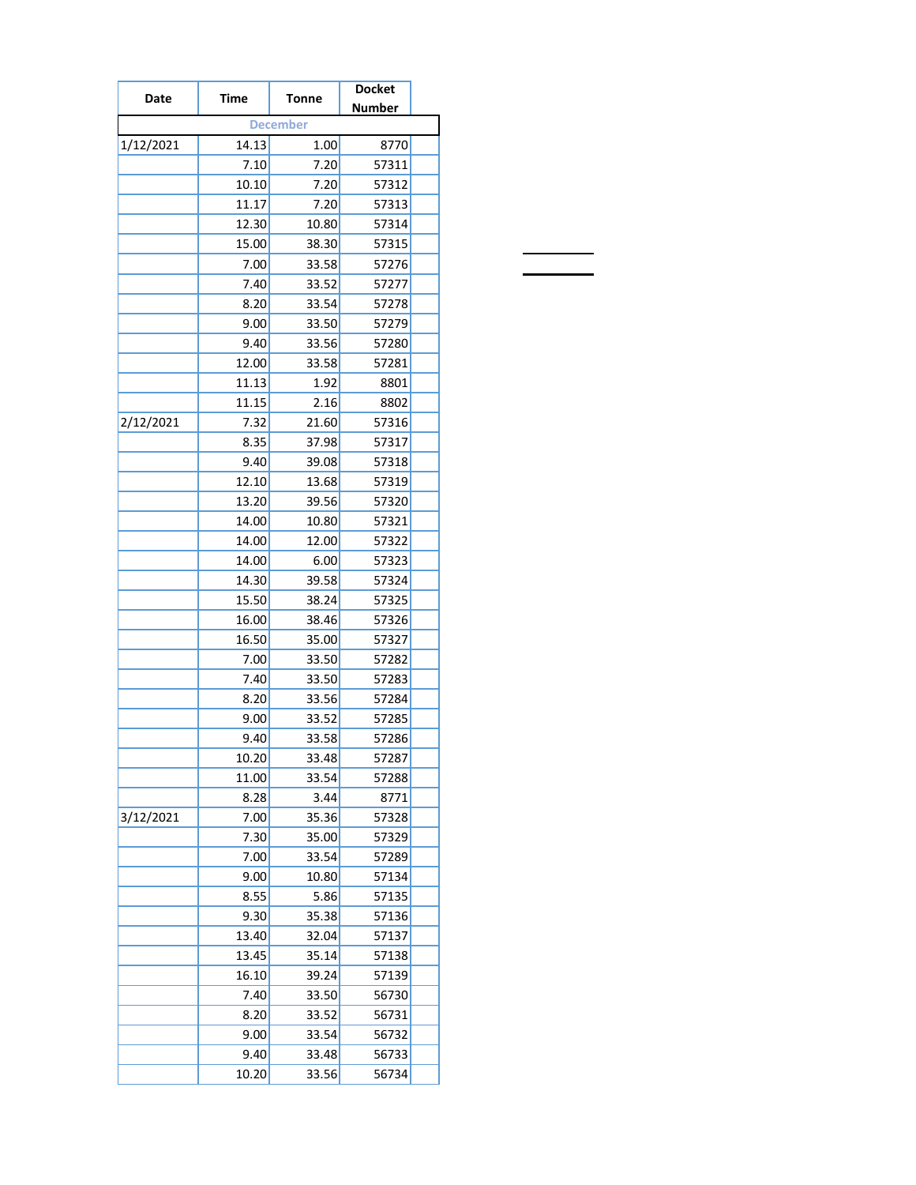| Date | Time | Tonne | Docket Number |  |
|---|---|---|---|---|
| December | | | | |
| 1/12/2021 | 14.13 | 1.00 | 8770 | |
| | 7.10 | 7.20 | 57311 | |
| | 10.10 | 7.20 | 57312 | |
| | 11.17 | 7.20 | 57313 | |
| | 12.30 | 10.80 | 57314 | |
| | 15.00 | 38.30 | 57315 | |
| | 7.00 | 33.58 | 57276 | |
| | 7.40 | 33.52 | 57277 | |
| | 8.20 | 33.54 | 57278 | |
| | 9.00 | 33.50 | 57279 | |
| | 9.40 | 33.56 | 57280 | |
| | 12.00 | 33.58 | 57281 | |
| | 11.13 | 1.92 | 8801 | |
| | 11.15 | 2.16 | 8802 | |
| 2/12/2021 | 7.32 | 21.60 | 57316 | |
| | 8.35 | 37.98 | 57317 | |
| | 9.40 | 39.08 | 57318 | |
| | 12.10 | 13.68 | 57319 | |
| | 13.20 | 39.56 | 57320 | |
| | 14.00 | 10.80 | 57321 | |
| | 14.00 | 12.00 | 57322 | |
| | 14.00 | 6.00 | 57323 | |
| | 14.30 | 39.58 | 57324 | |
| | 15.50 | 38.24 | 57325 | |
| | 16.00 | 38.46 | 57326 | |
| | 16.50 | 35.00 | 57327 | |
| | 7.00 | 33.50 | 57282 | |
| | 7.40 | 33.50 | 57283 | |
| | 8.20 | 33.56 | 57284 | |
| | 9.00 | 33.52 | 57285 | |
| | 9.40 | 33.58 | 57286 | |
| | 10.20 | 33.48 | 57287 | |
| | 11.00 | 33.54 | 57288 | |
| | 8.28 | 3.44 | 8771 | |
| 3/12/2021 | 7.00 | 35.36 | 57328 | |
| | 7.30 | 35.00 | 57329 | |
| | 7.00 | 33.54 | 57289 | |
| | 9.00 | 10.80 | 57134 | |
| | 8.55 | 5.86 | 57135 | |
| | 9.30 | 35.38 | 57136 | |
| | 13.40 | 32.04 | 57137 | |
| | 13.45 | 35.14 | 57138 | |
| | 16.10 | 39.24 | 57139 | |
| | 7.40 | 33.50 | 56730 | |
| | 8.20 | 33.52 | 56731 | |
| | 9.00 | 33.54 | 56732 | |
| | 9.40 | 33.48 | 56733 | |
| | 10.20 | 33.56 | 56734 | |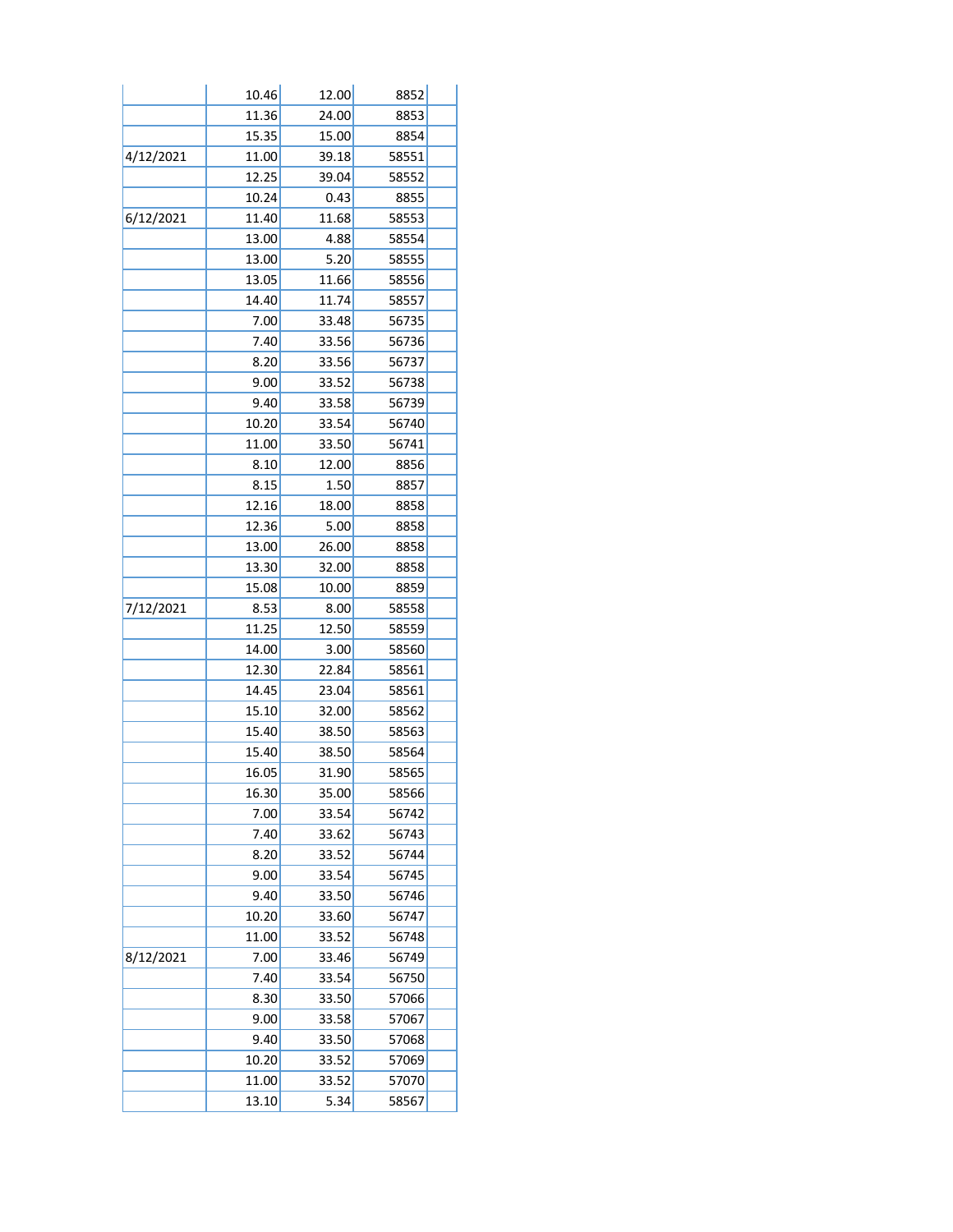| | | | | |
|---|---|---|---|---|
| | 10.46 | 12.00 | 8852 | |
| | 11.36 | 24.00 | 8853 | |
| | 15.35 | 15.00 | 8854 | |
| 4/12/2021 | 11.00 | 39.18 | 58551 | |
| | 12.25 | 39.04 | 58552 | |
| | 10.24 | 0.43 | 8855 | |
| 6/12/2021 | 11.40 | 11.68 | 58553 | |
| | 13.00 | 4.88 | 58554 | |
| | 13.00 | 5.20 | 58555 | |
| | 13.05 | 11.66 | 58556 | |
| | 14.40 | 11.74 | 58557 | |
| | 7.00 | 33.48 | 56735 | |
| | 7.40 | 33.56 | 56736 | |
| | 8.20 | 33.56 | 56737 | |
| | 9.00 | 33.52 | 56738 | |
| | 9.40 | 33.58 | 56739 | |
| | 10.20 | 33.54 | 56740 | |
| | 11.00 | 33.50 | 56741 | |
| | 8.10 | 12.00 | 8856 | |
| | 8.15 | 1.50 | 8857 | |
| | 12.16 | 18.00 | 8858 | |
| | 12.36 | 5.00 | 8858 | |
| | 13.00 | 26.00 | 8858 | |
| | 13.30 | 32.00 | 8858 | |
| | 15.08 | 10.00 | 8859 | |
| 7/12/2021 | 8.53 | 8.00 | 58558 | |
| | 11.25 | 12.50 | 58559 | |
| | 14.00 | 3.00 | 58560 | |
| | 12.30 | 22.84 | 58561 | |
| | 14.45 | 23.04 | 58561 | |
| | 15.10 | 32.00 | 58562 | |
| | 15.40 | 38.50 | 58563 | |
| | 15.40 | 38.50 | 58564 | |
| | 16.05 | 31.90 | 58565 | |
| | 16.30 | 35.00 | 58566 | |
| | 7.00 | 33.54 | 56742 | |
| | 7.40 | 33.62 | 56743 | |
| | 8.20 | 33.52 | 56744 | |
| | 9.00 | 33.54 | 56745 | |
| | 9.40 | 33.50 | 56746 | |
| | 10.20 | 33.60 | 56747 | |
| | 11.00 | 33.52 | 56748 | |
| 8/12/2021 | 7.00 | 33.46 | 56749 | |
| | 7.40 | 33.54 | 56750 | |
| | 8.30 | 33.50 | 57066 | |
| | 9.00 | 33.58 | 57067 | |
| | 9.40 | 33.50 | 57068 | |
| | 10.20 | 33.52 | 57069 | |
| | 11.00 | 33.52 | 57070 | |
| | 13.10 | 5.34 | 58567 | |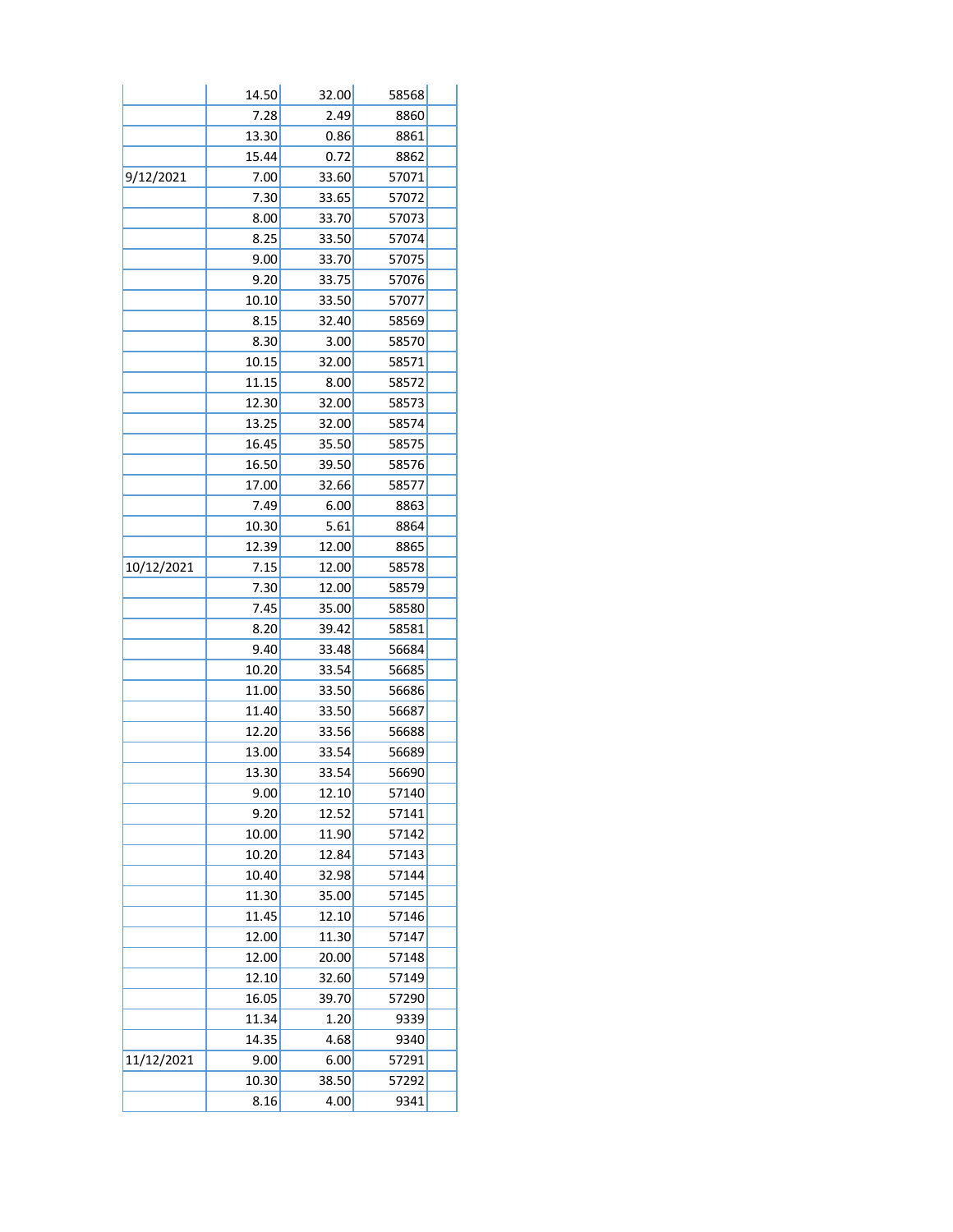| | | | | |
|---|---|---|---|---|
| | 14.50 | 32.00 | 58568 | |
| | 7.28 | 2.49 | 8860 | |
| | 13.30 | 0.86 | 8861 | |
| | 15.44 | 0.72 | 8862 | |
| 9/12/2021 | 7.00 | 33.60 | 57071 | |
| | 7.30 | 33.65 | 57072 | |
| | 8.00 | 33.70 | 57073 | |
| | 8.25 | 33.50 | 57074 | |
| | 9.00 | 33.70 | 57075 | |
| | 9.20 | 33.75 | 57076 | |
| | 10.10 | 33.50 | 57077 | |
| | 8.15 | 32.40 | 58569 | |
| | 8.30 | 3.00 | 58570 | |
| | 10.15 | 32.00 | 58571 | |
| | 11.15 | 8.00 | 58572 | |
| | 12.30 | 32.00 | 58573 | |
| | 13.25 | 32.00 | 58574 | |
| | 16.45 | 35.50 | 58575 | |
| | 16.50 | 39.50 | 58576 | |
| | 17.00 | 32.66 | 58577 | |
| | 7.49 | 6.00 | 8863 | |
| | 10.30 | 5.61 | 8864 | |
| | 12.39 | 12.00 | 8865 | |
| 10/12/2021 | 7.15 | 12.00 | 58578 | |
| | 7.30 | 12.00 | 58579 | |
| | 7.45 | 35.00 | 58580 | |
| | 8.20 | 39.42 | 58581 | |
| | 9.40 | 33.48 | 56684 | |
| | 10.20 | 33.54 | 56685 | |
| | 11.00 | 33.50 | 56686 | |
| | 11.40 | 33.50 | 56687 | |
| | 12.20 | 33.56 | 56688 | |
| | 13.00 | 33.54 | 56689 | |
| | 13.30 | 33.54 | 56690 | |
| | 9.00 | 12.10 | 57140 | |
| | 9.20 | 12.52 | 57141 | |
| | 10.00 | 11.90 | 57142 | |
| | 10.20 | 12.84 | 57143 | |
| | 10.40 | 32.98 | 57144 | |
| | 11.30 | 35.00 | 57145 | |
| | 11.45 | 12.10 | 57146 | |
| | 12.00 | 11.30 | 57147 | |
| | 12.00 | 20.00 | 57148 | |
| | 12.10 | 32.60 | 57149 | |
| | 16.05 | 39.70 | 57290 | |
| | 11.34 | 1.20 | 9339 | |
| | 14.35 | 4.68 | 9340 | |
| 11/12/2021 | 9.00 | 6.00 | 57291 | |
| | 10.30 | 38.50 | 57292 | |
| | 8.16 | 4.00 | 9341 | |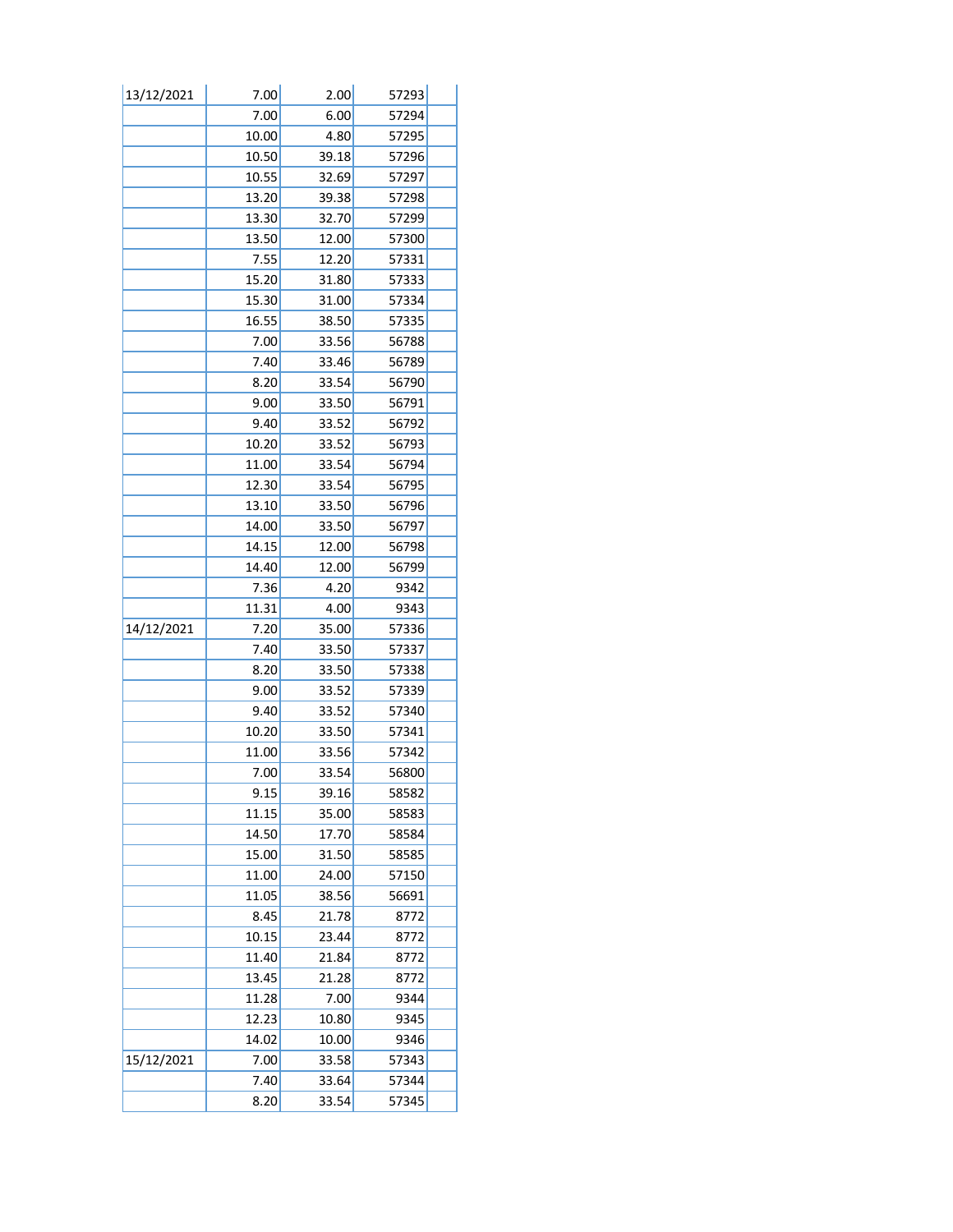| | | | | |
|---|---|---|---|---|
| 13/12/2021 | 7.00 | 2.00 | 57293 | |
| | 7.00 | 6.00 | 57294 | |
| | 10.00 | 4.80 | 57295 | |
| | 10.50 | 39.18 | 57296 | |
| | 10.55 | 32.69 | 57297 | |
| | 13.20 | 39.38 | 57298 | |
| | 13.30 | 32.70 | 57299 | |
| | 13.50 | 12.00 | 57300 | |
| | 7.55 | 12.20 | 57331 | |
| | 15.20 | 31.80 | 57333 | |
| | 15.30 | 31.00 | 57334 | |
| | 16.55 | 38.50 | 57335 | |
| | 7.00 | 33.56 | 56788 | |
| | 7.40 | 33.46 | 56789 | |
| | 8.20 | 33.54 | 56790 | |
| | 9.00 | 33.50 | 56791 | |
| | 9.40 | 33.52 | 56792 | |
| | 10.20 | 33.52 | 56793 | |
| | 11.00 | 33.54 | 56794 | |
| | 12.30 | 33.54 | 56795 | |
| | 13.10 | 33.50 | 56796 | |
| | 14.00 | 33.50 | 56797 | |
| | 14.15 | 12.00 | 56798 | |
| | 14.40 | 12.00 | 56799 | |
| | 7.36 | 4.20 | 9342 | |
| | 11.31 | 4.00 | 9343 | |
| 14/12/2021 | 7.20 | 35.00 | 57336 | |
| | 7.40 | 33.50 | 57337 | |
| | 8.20 | 33.50 | 57338 | |
| | 9.00 | 33.52 | 57339 | |
| | 9.40 | 33.52 | 57340 | |
| | 10.20 | 33.50 | 57341 | |
| | 11.00 | 33.56 | 57342 | |
| | 7.00 | 33.54 | 56800 | |
| | 9.15 | 39.16 | 58582 | |
| | 11.15 | 35.00 | 58583 | |
| | 14.50 | 17.70 | 58584 | |
| | 15.00 | 31.50 | 58585 | |
| | 11.00 | 24.00 | 57150 | |
| | 11.05 | 38.56 | 56691 | |
| | 8.45 | 21.78 | 8772 | |
| | 10.15 | 23.44 | 8772 | |
| | 11.40 | 21.84 | 8772 | |
| | 13.45 | 21.28 | 8772 | |
| | 11.28 | 7.00 | 9344 | |
| | 12.23 | 10.80 | 9345 | |
| | 14.02 | 10.00 | 9346 | |
| 15/12/2021 | 7.00 | 33.58 | 57343 | |
| | 7.40 | 33.64 | 57344 | |
| | 8.20 | 33.54 | 57345 | |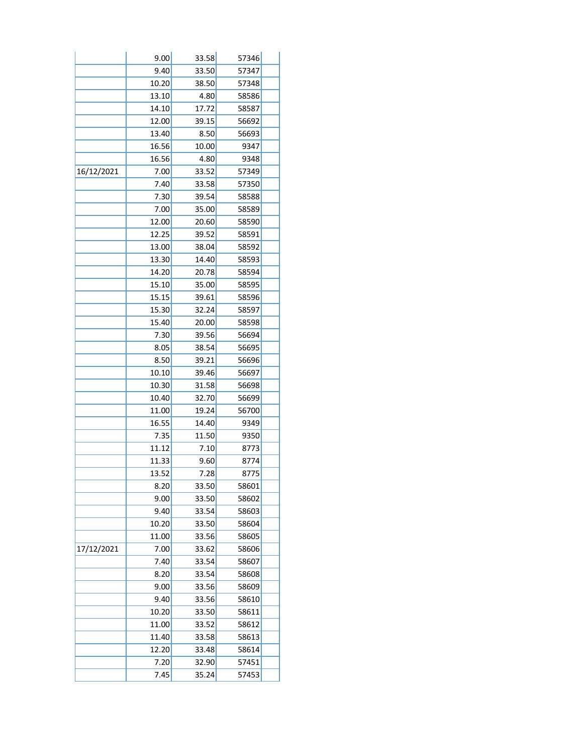| | | | | |
|---|---|---|---|---|
| | 9.00 | 33.58 | 57346 | |
| | 9.40 | 33.50 | 57347 | |
| | 10.20 | 38.50 | 57348 | |
| | 13.10 | 4.80 | 58586 | |
| | 14.10 | 17.72 | 58587 | |
| | 12.00 | 39.15 | 56692 | |
| | 13.40 | 8.50 | 56693 | |
| | 16.56 | 10.00 | 9347 | |
| | 16.56 | 4.80 | 9348 | |
| 16/12/2021 | 7.00 | 33.52 | 57349 | |
| | 7.40 | 33.58 | 57350 | |
| | 7.30 | 39.54 | 58588 | |
| | 7.00 | 35.00 | 58589 | |
| | 12.00 | 20.60 | 58590 | |
| | 12.25 | 39.52 | 58591 | |
| | 13.00 | 38.04 | 58592 | |
| | 13.30 | 14.40 | 58593 | |
| | 14.20 | 20.78 | 58594 | |
| | 15.10 | 35.00 | 58595 | |
| | 15.15 | 39.61 | 58596 | |
| | 15.30 | 32.24 | 58597 | |
| | 15.40 | 20.00 | 58598 | |
| | 7.30 | 39.56 | 56694 | |
| | 8.05 | 38.54 | 56695 | |
| | 8.50 | 39.21 | 56696 | |
| | 10.10 | 39.46 | 56697 | |
| | 10.30 | 31.58 | 56698 | |
| | 10.40 | 32.70 | 56699 | |
| | 11.00 | 19.24 | 56700 | |
| | 16.55 | 14.40 | 9349 | |
| | 7.35 | 11.50 | 9350 | |
| | 11.12 | 7.10 | 8773 | |
| | 11.33 | 9.60 | 8774 | |
| | 13.52 | 7.28 | 8775 | |
| | 8.20 | 33.50 | 58601 | |
| | 9.00 | 33.50 | 58602 | |
| | 9.40 | 33.54 | 58603 | |
| | 10.20 | 33.50 | 58604 | |
| | 11.00 | 33.56 | 58605 | |
| 17/12/2021 | 7.00 | 33.62 | 58606 | |
| | 7.40 | 33.54 | 58607 | |
| | 8.20 | 33.54 | 58608 | |
| | 9.00 | 33.56 | 58609 | |
| | 9.40 | 33.56 | 58610 | |
| | 10.20 | 33.50 | 58611 | |
| | 11.00 | 33.52 | 58612 | |
| | 11.40 | 33.58 | 58613 | |
| | 12.20 | 33.48 | 58614 | |
| | 7.20 | 32.90 | 57451 | |
| | 7.45 | 35.24 | 57453 | |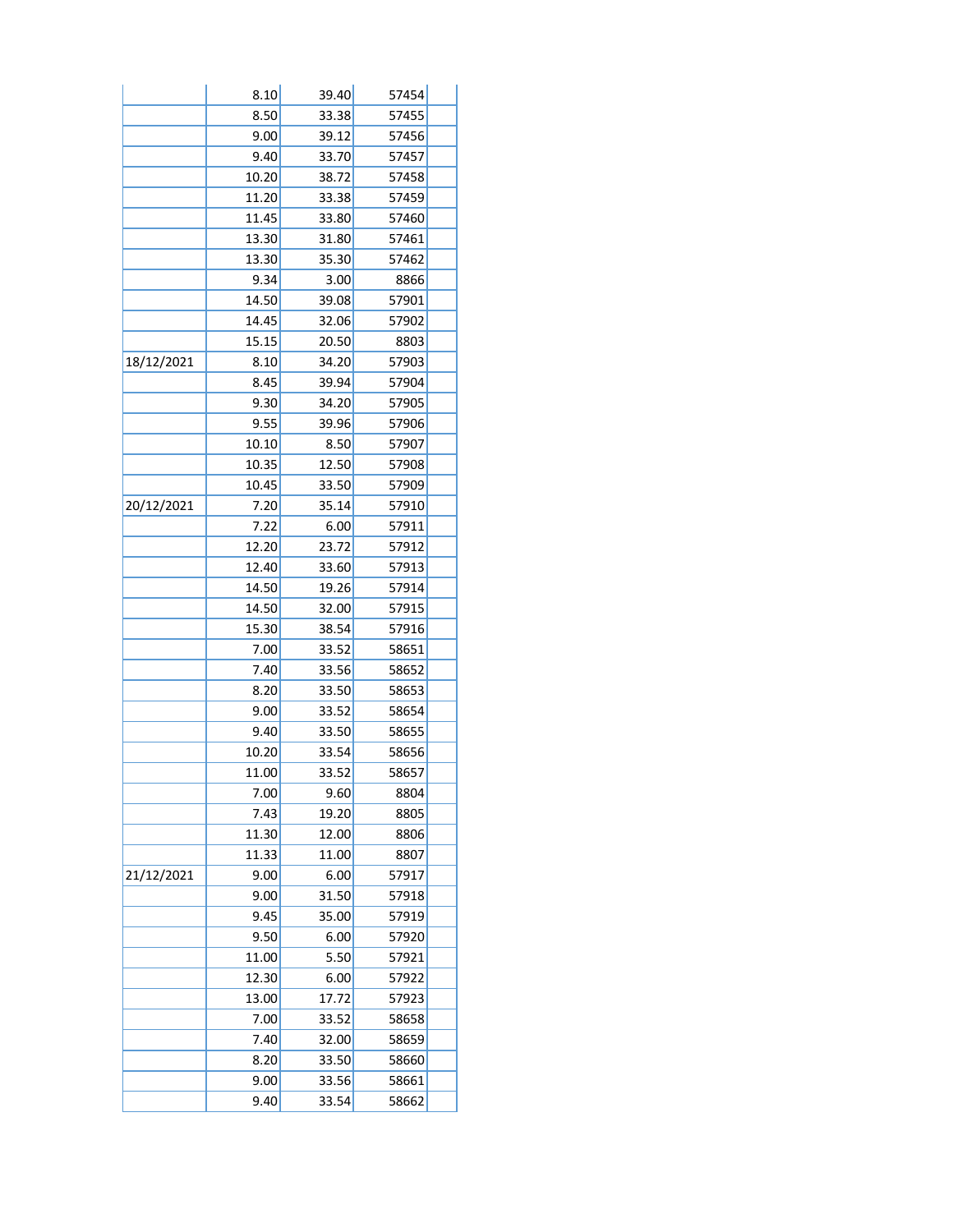| | | | | |
|---|---|---|---|---|
| | 8.10 | 39.40 | 57454 | |
| | 8.50 | 33.38 | 57455 | |
| | 9.00 | 39.12 | 57456 | |
| | 9.40 | 33.70 | 57457 | |
| | 10.20 | 38.72 | 57458 | |
| | 11.20 | 33.38 | 57459 | |
| | 11.45 | 33.80 | 57460 | |
| | 13.30 | 31.80 | 57461 | |
| | 13.30 | 35.30 | 57462 | |
| | 9.34 | 3.00 | 8866 | |
| | 14.50 | 39.08 | 57901 | |
| | 14.45 | 32.06 | 57902 | |
| | 15.15 | 20.50 | 8803 | |
| 18/12/2021 | 8.10 | 34.20 | 57903 | |
| | 8.45 | 39.94 | 57904 | |
| | 9.30 | 34.20 | 57905 | |
| | 9.55 | 39.96 | 57906 | |
| | 10.10 | 8.50 | 57907 | |
| | 10.35 | 12.50 | 57908 | |
| | 10.45 | 33.50 | 57909 | |
| 20/12/2021 | 7.20 | 35.14 | 57910 | |
| | 7.22 | 6.00 | 57911 | |
| | 12.20 | 23.72 | 57912 | |
| | 12.40 | 33.60 | 57913 | |
| | 14.50 | 19.26 | 57914 | |
| | 14.50 | 32.00 | 57915 | |
| | 15.30 | 38.54 | 57916 | |
| | 7.00 | 33.52 | 58651 | |
| | 7.40 | 33.56 | 58652 | |
| | 8.20 | 33.50 | 58653 | |
| | 9.00 | 33.52 | 58654 | |
| | 9.40 | 33.50 | 58655 | |
| | 10.20 | 33.54 | 58656 | |
| | 11.00 | 33.52 | 58657 | |
| | 7.00 | 9.60 | 8804 | |
| | 7.43 | 19.20 | 8805 | |
| | 11.30 | 12.00 | 8806 | |
| | 11.33 | 11.00 | 8807 | |
| 21/12/2021 | 9.00 | 6.00 | 57917 | |
| | 9.00 | 31.50 | 57918 | |
| | 9.45 | 35.00 | 57919 | |
| | 9.50 | 6.00 | 57920 | |
| | 11.00 | 5.50 | 57921 | |
| | 12.30 | 6.00 | 57922 | |
| | 13.00 | 17.72 | 57923 | |
| | 7.00 | 33.52 | 58658 | |
| | 7.40 | 32.00 | 58659 | |
| | 8.20 | 33.50 | 58660 | |
| | 9.00 | 33.56 | 58661 | |
| | 9.40 | 33.54 | 58662 | |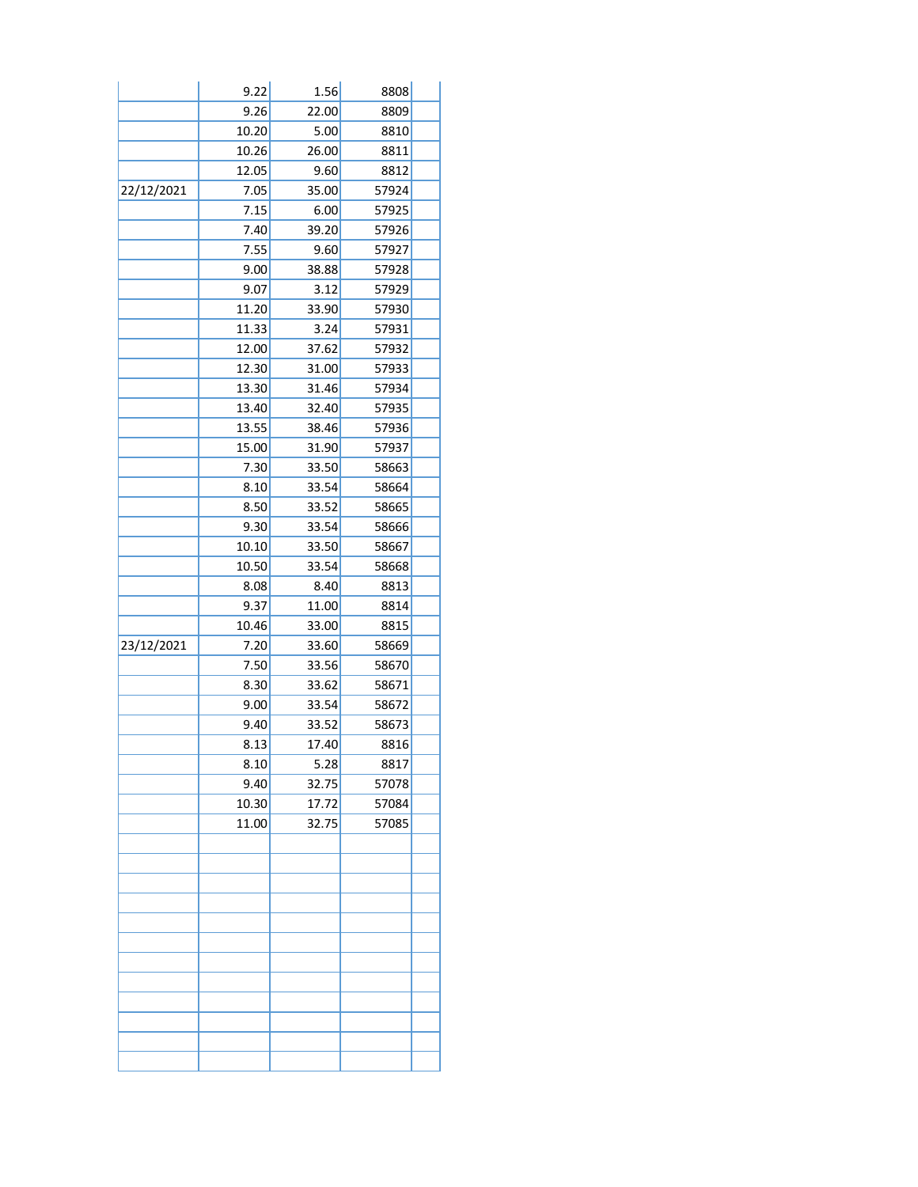| | | | | |
|---|---|---|---|---|
| | 9.22 | 1.56 | 8808 | |
| | 9.26 | 22.00 | 8809 | |
| | 10.20 | 5.00 | 8810 | |
| | 10.26 | 26.00 | 8811 | |
| | 12.05 | 9.60 | 8812 | |
| 22/12/2021 | 7.05 | 35.00 | 57924 | |
| | 7.15 | 6.00 | 57925 | |
| | 7.40 | 39.20 | 57926 | |
| | 7.55 | 9.60 | 57927 | |
| | 9.00 | 38.88 | 57928 | |
| | 9.07 | 3.12 | 57929 | |
| | 11.20 | 33.90 | 57930 | |
| | 11.33 | 3.24 | 57931 | |
| | 12.00 | 37.62 | 57932 | |
| | 12.30 | 31.00 | 57933 | |
| | 13.30 | 31.46 | 57934 | |
| | 13.40 | 32.40 | 57935 | |
| | 13.55 | 38.46 | 57936 | |
| | 15.00 | 31.90 | 57937 | |
| | 7.30 | 33.50 | 58663 | |
| | 8.10 | 33.54 | 58664 | |
| | 8.50 | 33.52 | 58665 | |
| | 9.30 | 33.54 | 58666 | |
| | 10.10 | 33.50 | 58667 | |
| | 10.50 | 33.54 | 58668 | |
| | 8.08 | 8.40 | 8813 | |
| | 9.37 | 11.00 | 8814 | |
| | 10.46 | 33.00 | 8815 | |
| 23/12/2021 | 7.20 | 33.60 | 58669 | |
| | 7.50 | 33.56 | 58670 | |
| | 8.30 | 33.62 | 58671 | |
| | 9.00 | 33.54 | 58672 | |
| | 9.40 | 33.52 | 58673 | |
| | 8.13 | 17.40 | 8816 | |
| | 8.10 | 5.28 | 8817 | |
| | 9.40 | 32.75 | 57078 | |
| | 10.30 | 17.72 | 57084 | |
| | 11.00 | 32.75 | 57085 | |
| | | | | |
| | | | | |
| | | | | |
| | | | | |
| | | | | |
| | | | | |
| | | | | |
| | | | | |
| | | | | |
| | | | | |
| | | | | |
| | | | | |